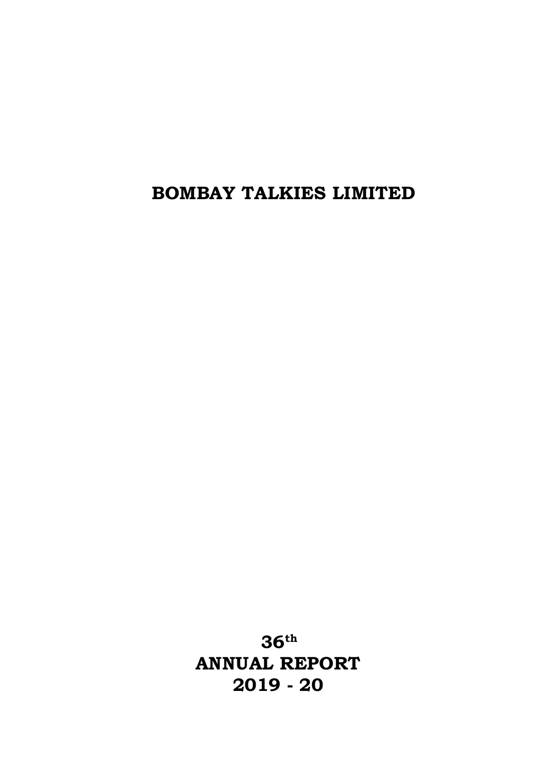# BOMBAY TALKIES LIMITED

**36th**
**ANNUAL REPORT**
**2019 - 20**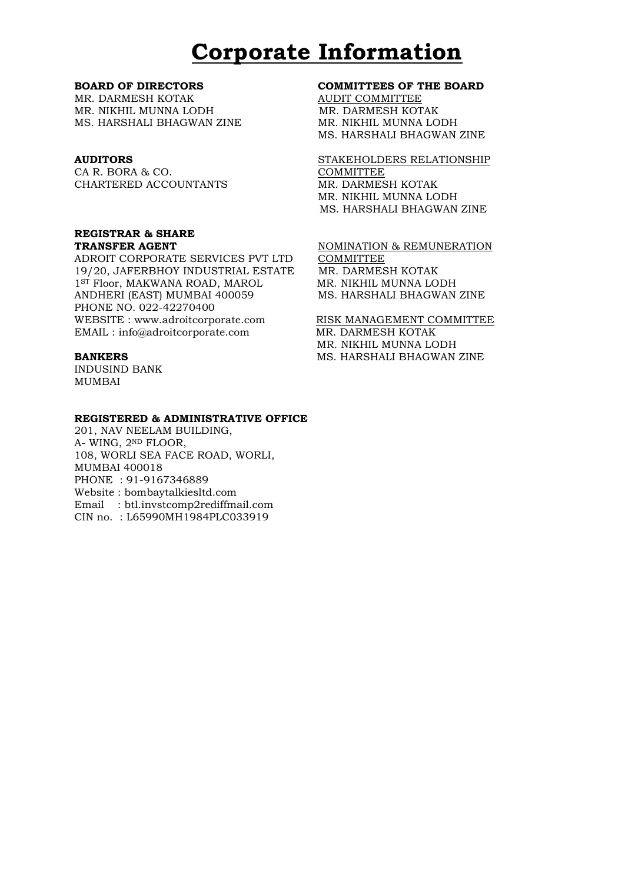# Corporate Information

**BOARD OF DIRECTORS**

MR. DARMESH KOTAK
MR. NIKHIL MUNNA LODH
MS. HARSHALI BHAGWAN ZINE

**AUDITORS**

CA R. BORA & CO.
CHARTERED ACCOUNTANTS

**REGISTRAR & SHARE TRANSFER AGENT**

ADROIT CORPORATE SERVICES PVT LTD
19/20, JAFERBHOY INDUSTRIAL ESTATE
1ST Floor, MAKWANA ROAD, MAROL
ANDHERI (EAST) MUMBAI 400059
PHONE NO. 022-42270400
WEBSITE : www.adroitcorporate.com
EMAIL : info@adroitcorporate.com

**BANKERS**

INDUSIND BANK
MUMBAI

**REGISTERED & ADMINISTRATIVE OFFICE**

201, NAV NEELAM BUILDING,
A- WING, 2ND FLOOR,
108, WORLI SEA FACE ROAD, WORLI,
MUMBAI 400018
PHONE : 91-9167346889
Website : bombaytalkiesltd.com
Email : btl.invstcomp2rediffmail.com
CIN no. : L65990MH1984PLC033919

**COMMITTEES OF THE BOARD**

AUDIT COMMITTEE
MR. DARMESH KOTAK
MR. NIKHIL MUNNA LODH
MS. HARSHALI BHAGWAN ZINE

STAKEHOLDERS RELATIONSHIP COMMITTEE
MR. DARMESH KOTAK
MR. NIKHIL MUNNA LODH
MS. HARSHALI BHAGWAN ZINE

NOMINATION & REMUNERATION COMMITTEE
MR. DARMESH KOTAK
MR. NIKHIL MUNNA LODH
MS. HARSHALI BHAGWAN ZINE

RISK MANAGEMENT COMMITTEE
MR. DARMESH KOTAK
MR. NIKHIL MUNNA LODH
MS. HARSHALI BHAGWAN ZINE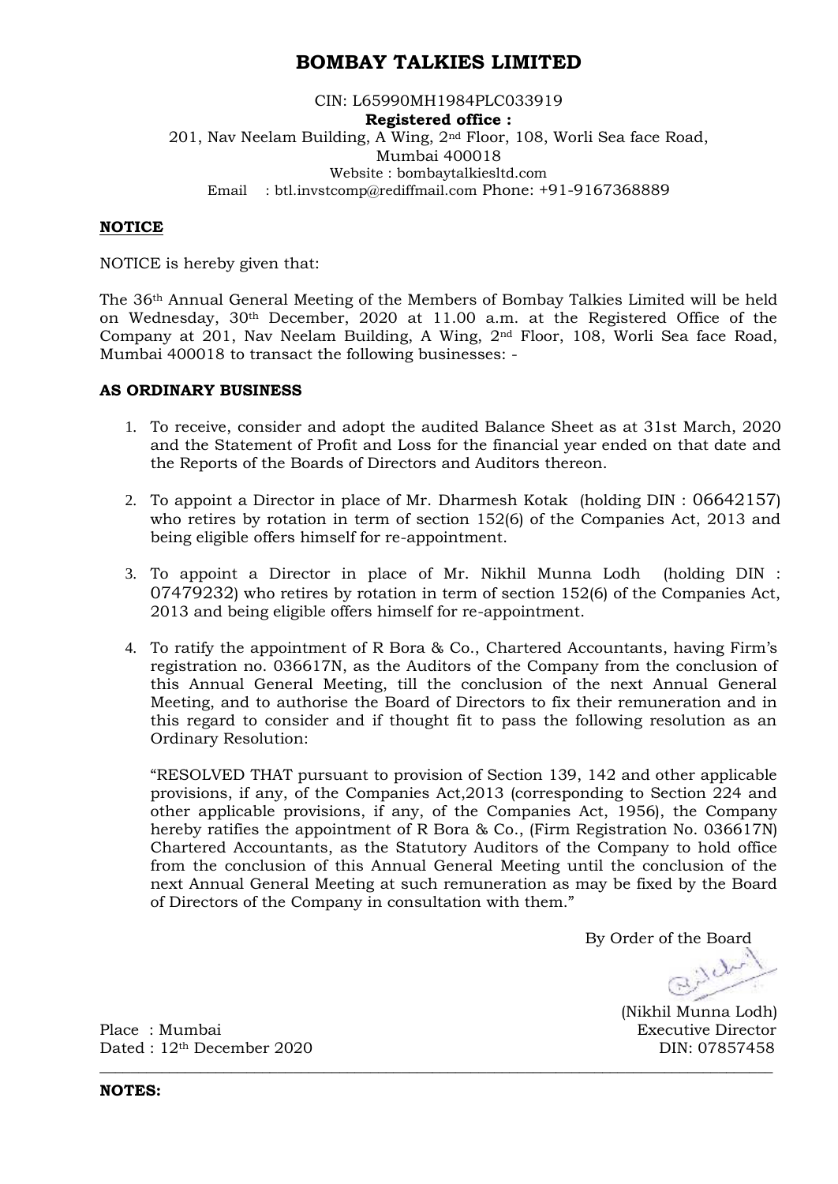# BOMBAY TALKIES LIMITED

CIN: L65990MH1984PLC033919

**Registered office :**

201, Nav Neelam Building, A Wing, 2nd Floor, 108, Worli Sea face Road, Mumbai 400018

Website : bombaytalkiesltd.com

Email : btl.invstcomp@rediffmail.com Phone: +91-9167368889

**NOTICE**

NOTICE is hereby given that:

The 36th Annual General Meeting of the Members of Bombay Talkies Limited will be held on Wednesday, 30th December, 2020 at 11.00 a.m. at the Registered Office of the Company at 201, Nav Neelam Building, A Wing, 2nd Floor, 108, Worli Sea face Road, Mumbai 400018 to transact the following businesses: -

**AS ORDINARY BUSINESS**

1. To receive, consider and adopt the audited Balance Sheet as at 31st March, 2020 and the Statement of Profit and Loss for the financial year ended on that date and the Reports of the Boards of Directors and Auditors thereon.

2. To appoint a Director in place of Mr. Dharmesh Kotak (holding DIN : 06642157) who retires by rotation in term of section 152(6) of the Companies Act, 2013 and being eligible offers himself for re-appointment.

3. To appoint a Director in place of Mr. Nikhil Munna Lodh (holding DIN : 07479232) who retires by rotation in term of section 152(6) of the Companies Act, 2013 and being eligible offers himself for re-appointment.

4. To ratify the appointment of R Bora & Co., Chartered Accountants, having Firm's registration no. 036617N, as the Auditors of the Company from the conclusion of this Annual General Meeting, till the conclusion of the next Annual General Meeting, and to authorise the Board of Directors to fix their remuneration and in this regard to consider and if thought fit to pass the following resolution as an Ordinary Resolution:

   "RESOLVED THAT pursuant to provision of Section 139, 142 and other applicable provisions, if any, of the Companies Act,2013 (corresponding to Section 224 and other applicable provisions, if any, of the Companies Act, 1956), the Company hereby ratifies the appointment of R Bora & Co., (Firm Registration No. 036617N) Chartered Accountants, as the Statutory Auditors of the Company to hold office from the conclusion of this Annual General Meeting until the conclusion of the next Annual General Meeting at such remuneration as may be fixed by the Board of Directors of the Company in consultation with them."

By Order of the Board

(Nikhil Munna Lodh)
Executive Director
DIN: 07857458

Place : Mumbai
Dated : 12th December 2020

**NOTES:**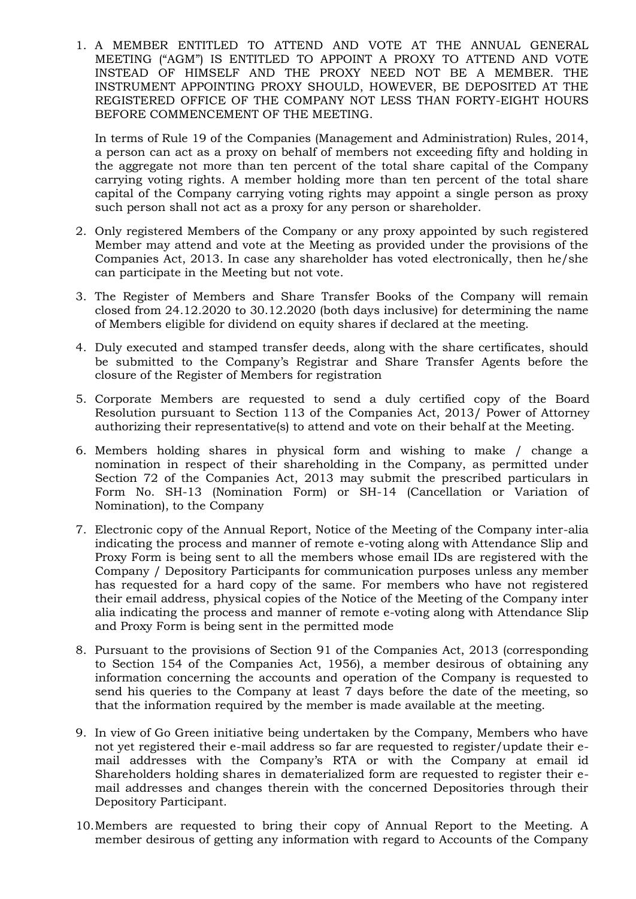1. A MEMBER ENTITLED TO ATTEND AND VOTE AT THE ANNUAL GENERAL MEETING ("AGM") IS ENTITLED TO APPOINT A PROXY TO ATTEND AND VOTE INSTEAD OF HIMSELF AND THE PROXY NEED NOT BE A MEMBER. THE INSTRUMENT APPOINTING PROXY SHOULD, HOWEVER, BE DEPOSITED AT THE REGISTERED OFFICE OF THE COMPANY NOT LESS THAN FORTY-EIGHT HOURS BEFORE COMMENCEMENT OF THE MEETING.

   In terms of Rule 19 of the Companies (Management and Administration) Rules, 2014, a person can act as a proxy on behalf of members not exceeding fifty and holding in the aggregate not more than ten percent of the total share capital of the Company carrying voting rights. A member holding more than ten percent of the total share capital of the Company carrying voting rights may appoint a single person as proxy such person shall not act as a proxy for any person or shareholder.

2. Only registered Members of the Company or any proxy appointed by such registered Member may attend and vote at the Meeting as provided under the provisions of the Companies Act, 2013. In case any shareholder has voted electronically, then he/she can participate in the Meeting but not vote.

3. The Register of Members and Share Transfer Books of the Company will remain closed from 24.12.2020 to 30.12.2020 (both days inclusive) for determining the name of Members eligible for dividend on equity shares if declared at the meeting.

4. Duly executed and stamped transfer deeds, along with the share certificates, should be submitted to the Company's Registrar and Share Transfer Agents before the closure of the Register of Members for registration

5. Corporate Members are requested to send a duly certified copy of the Board Resolution pursuant to Section 113 of the Companies Act, 2013/ Power of Attorney authorizing their representative(s) to attend and vote on their behalf at the Meeting.

6. Members holding shares in physical form and wishing to make / change a nomination in respect of their shareholding in the Company, as permitted under Section 72 of the Companies Act, 2013 may submit the prescribed particulars in Form No. SH-13 (Nomination Form) or SH-14 (Cancellation or Variation of Nomination), to the Company

7. Electronic copy of the Annual Report, Notice of the Meeting of the Company inter-alia indicating the process and manner of remote e-voting along with Attendance Slip and Proxy Form is being sent to all the members whose email IDs are registered with the Company / Depository Participants for communication purposes unless any member has requested for a hard copy of the same. For members who have not registered their email address, physical copies of the Notice of the Meeting of the Company inter alia indicating the process and manner of remote e-voting along with Attendance Slip and Proxy Form is being sent in the permitted mode

8. Pursuant to the provisions of Section 91 of the Companies Act, 2013 (corresponding to Section 154 of the Companies Act, 1956), a member desirous of obtaining any information concerning the accounts and operation of the Company is requested to send his queries to the Company at least 7 days before the date of the meeting, so that the information required by the member is made available at the meeting.

9. In view of Go Green initiative being undertaken by the Company, Members who have not yet registered their e-mail address so far are requested to register/update their e-mail addresses with the Company's RTA or with the Company at email id Shareholders holding shares in dematerialized form are requested to register their e-mail addresses and changes therein with the concerned Depositories through their Depository Participant.

10. Members are requested to bring their copy of Annual Report to the Meeting. A member desirous of getting any information with regard to Accounts of the Company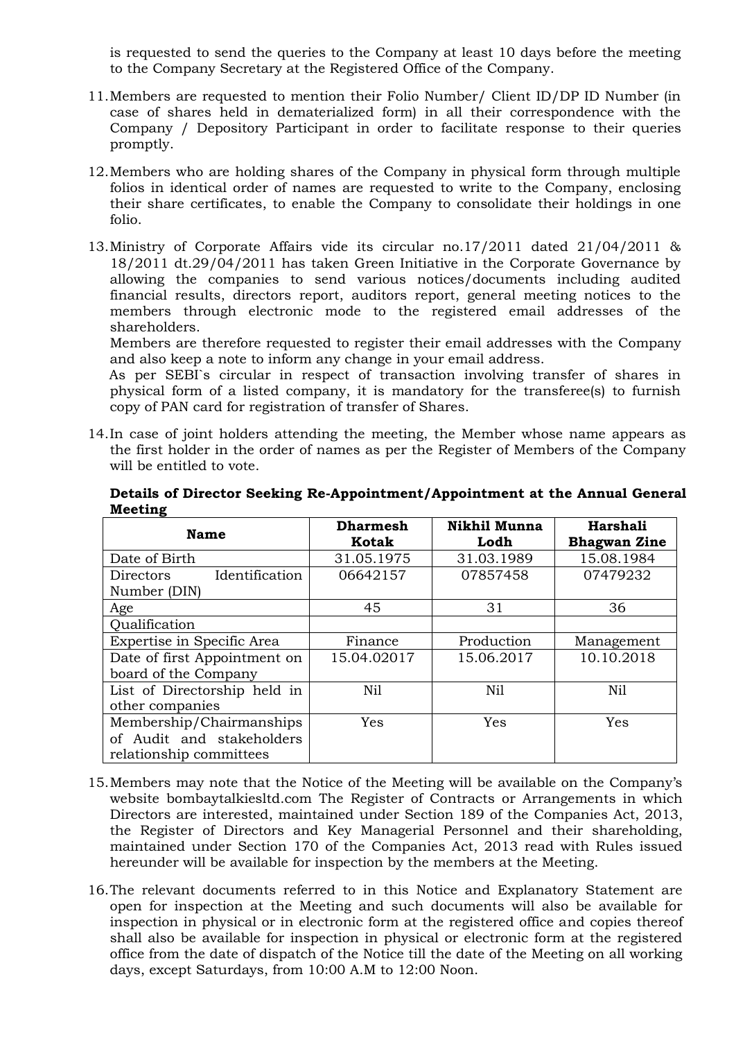is requested to send the queries to the Company at least 10 days before the meeting to the Company Secretary at the Registered Office of the Company.

11. Members are requested to mention their Folio Number/ Client ID/DP ID Number (in case of shares held in dematerialized form) in all their correspondence with the Company / Depository Participant in order to facilitate response to their queries promptly.

12. Members who are holding shares of the Company in physical form through multiple folios in identical order of names are requested to write to the Company, enclosing their share certificates, to enable the Company to consolidate their holdings in one folio.

13. Ministry of Corporate Affairs vide its circular no.17/2011 dated 21/04/2011 & 18/2011 dt.29/04/2011 has taken Green Initiative in the Corporate Governance by allowing the companies to send various notices/documents including audited financial results, directors report, auditors report, general meeting notices to the members through electronic mode to the registered email addresses of the shareholders.
Members are therefore requested to register their email addresses with the Company and also keep a note to inform any change in your email address.
As per SEBI`s circular in respect of transaction involving transfer of shares in physical form of a listed company, it is mandatory for the transferee(s) to furnish copy of PAN card for registration of transfer of Shares.

14. In case of joint holders attending the meeting, the Member whose name appears as the first holder in the order of names as per the Register of Members of the Company will be entitled to vote.

**Details of Director Seeking Re-Appointment/Appointment at the Annual General Meeting**

| Name | Dharmesh Kotak | Nikhil Munna Lodh | Harshali Bhagwan Zine |
|---|---|---|---|
| Date of Birth | 31.05.1975 | 31.03.1989 | 15.08.1984 |
| Directors Identification Number (DIN) | 06642157 | 07857458 | 07479232 |
| Age | 45 | 31 | 36 |
| Qualification | | | |
| Expertise in Specific Area | Finance | Production | Management |
| Date of first Appointment on board of the Company | 15.04.02017 | 15.06.2017 | 10.10.2018 |
| List of Directorship held in other companies | Nil | Nil | Nil |
| Membership/Chairmanships of Audit and stakeholders relationship committees | Yes | Yes | Yes |

15. Members may note that the Notice of the Meeting will be available on the Company's website bombaytalkiesltd.com The Register of Contracts or Arrangements in which Directors are interested, maintained under Section 189 of the Companies Act, 2013, the Register of Directors and Key Managerial Personnel and their shareholding, maintained under Section 170 of the Companies Act, 2013 read with Rules issued hereunder will be available for inspection by the members at the Meeting.

16. The relevant documents referred to in this Notice and Explanatory Statement are open for inspection at the Meeting and such documents will also be available for inspection in physical or in electronic form at the registered office and copies thereof shall also be available for inspection in physical or electronic form at the registered office from the date of dispatch of the Notice till the date of the Meeting on all working days, except Saturdays, from 10:00 A.M to 12:00 Noon.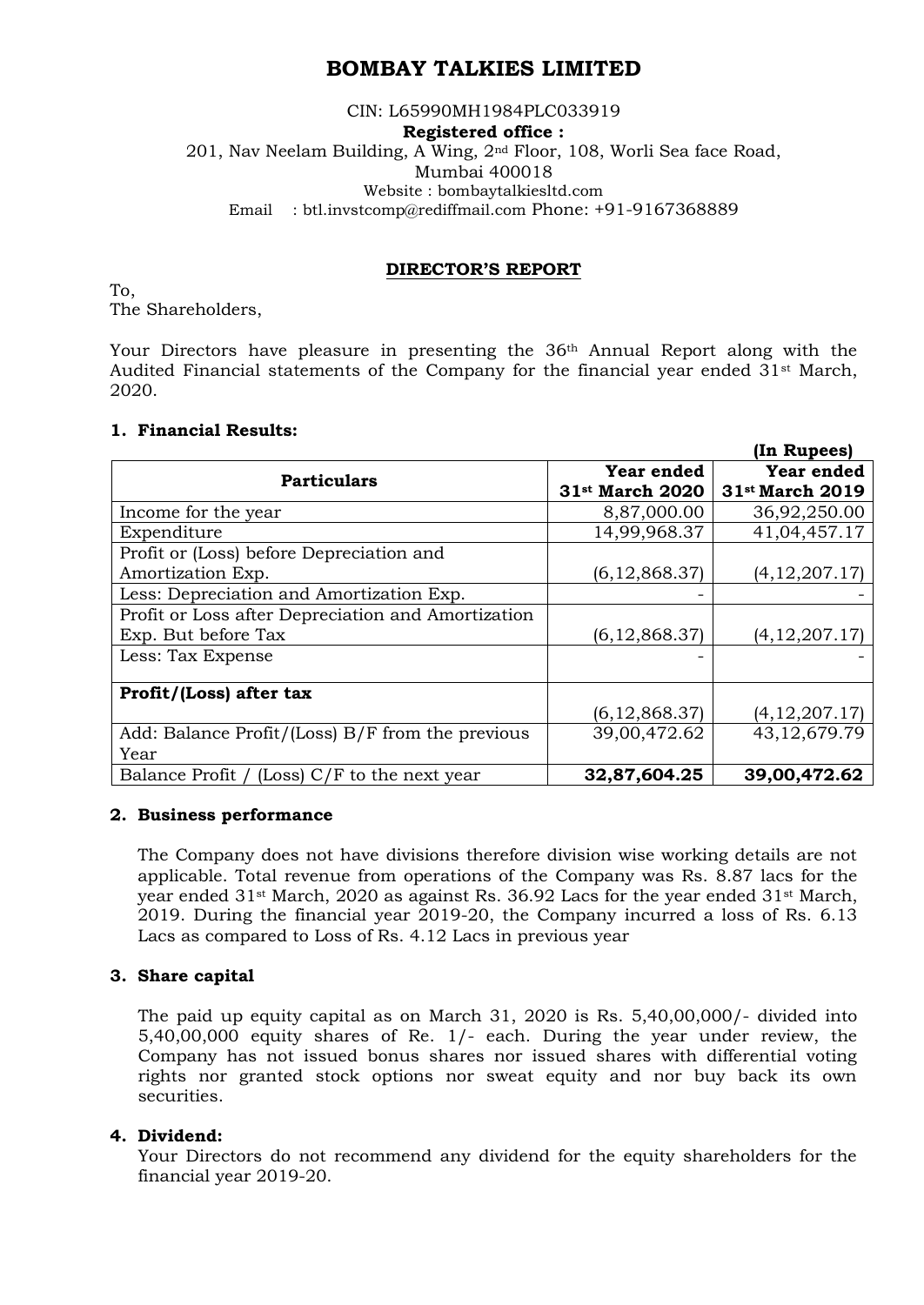# BOMBAY TALKIES LIMITED

CIN: L65990MH1984PLC033919

**Registered office :**

201, Nav Neelam Building, A Wing, 2nd Floor, 108, Worli Sea face Road, Mumbai 400018

Website : bombaytalkiesltd.com

Email : btl.invstcomp@rediffmail.com Phone: +91-9167368889

## DIRECTOR'S REPORT

To,
The Shareholders,

Your Directors have pleasure in presenting the 36th Annual Report along with the Audited Financial statements of the Company for the financial year ended 31st March, 2020.

### 1. Financial Results:

**(In Rupees)**

| Particulars | Year ended 31st March 2020 | Year ended 31st March 2019 |
|---|---|---|
| Income for the year | 8,87,000.00 | 36,92,250.00 |
| Expenditure | 14,99,968.37 | 41,04,457.17 |
| Profit or (Loss) before Depreciation and Amortization Exp. | (6,12,868.37) | (4,12,207.17) |
| Less: Depreciation and Amortization Exp. | - | - |
| Profit or Loss after Depreciation and Amortization Exp. But before Tax | (6,12,868.37) | (4,12,207.17) |
| Less: Tax Expense | - | - |
| **Profit/(Loss) after tax** | (6,12,868.37) | (4,12,207.17) |
| Add: Balance Profit/(Loss) B/F from the previous Year | 39,00,472.62 | 43,12,679.79 |
| Balance Profit / (Loss) C/F to the next year | **32,87,604.25** | **39,00,472.62** |

### 2. Business performance

The Company does not have divisions therefore division wise working details are not applicable. Total revenue from operations of the Company was Rs. 8.87 lacs for the year ended 31st March, 2020 as against Rs. 36.92 Lacs for the year ended 31st March, 2019. During the financial year 2019-20, the Company incurred a loss of Rs. 6.13 Lacs as compared to Loss of Rs. 4.12 Lacs in previous year

### 3. Share capital

The paid up equity capital as on March 31, 2020 is Rs. 5,40,00,000/- divided into 5,40,00,000 equity shares of Re. 1/- each. During the year under review, the Company has not issued bonus shares nor issued shares with differential voting rights nor granted stock options nor sweat equity and nor buy back its own securities.

### 4. Dividend:

Your Directors do not recommend any dividend for the equity shareholders for the financial year 2019-20.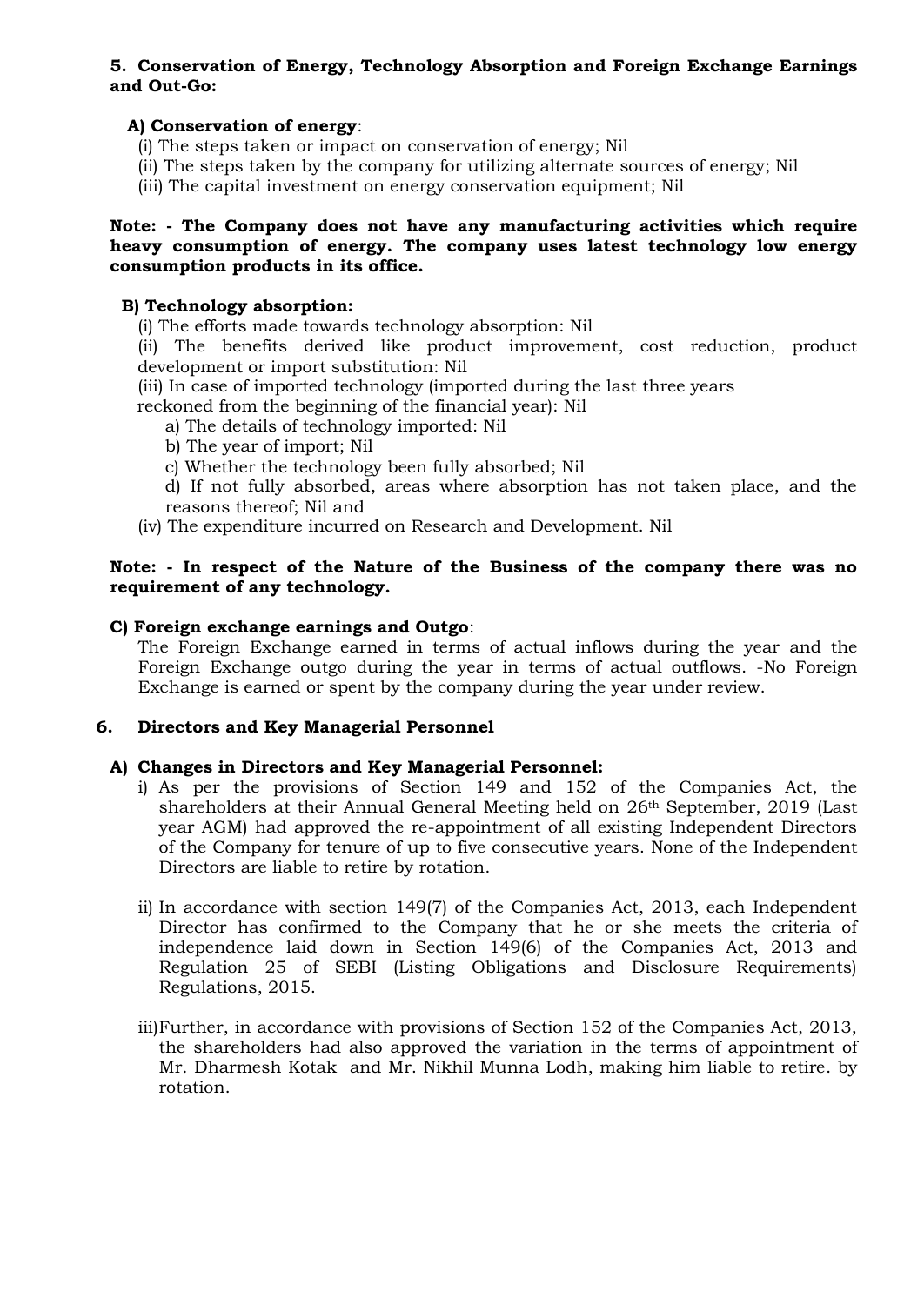**5. Conservation of Energy, Technology Absorption and Foreign Exchange Earnings and Out-Go:**

**A) Conservation of energy**:

(i) The steps taken or impact on conservation of energy; Nil

(ii) The steps taken by the company for utilizing alternate sources of energy; Nil

(iii) The capital investment on energy conservation equipment; Nil

**Note: - The Company does not have any manufacturing activities which require heavy consumption of energy. The company uses latest technology low energy consumption products in its office.**

**B) Technology absorption:**

(i) The efforts made towards technology absorption: Nil

(ii) The benefits derived like product improvement, cost reduction, product development or import substitution: Nil

(iii) In case of imported technology (imported during the last three years reckoned from the beginning of the financial year): Nil

a) The details of technology imported: Nil

b) The year of import; Nil

c) Whether the technology been fully absorbed; Nil

d) If not fully absorbed, areas where absorption has not taken place, and the reasons thereof; Nil and

(iv) The expenditure incurred on Research and Development. Nil

**Note: - In respect of the Nature of the Business of the company there was no requirement of any technology.**

**C) Foreign exchange earnings and Outgo**:

The Foreign Exchange earned in terms of actual inflows during the year and the Foreign Exchange outgo during the year in terms of actual outflows. -No Foreign Exchange is earned or spent by the company during the year under review.

**6. Directors and Key Managerial Personnel**

**A) Changes in Directors and Key Managerial Personnel:**

i) As per the provisions of Section 149 and 152 of the Companies Act, the shareholders at their Annual General Meeting held on 26th September, 2019 (Last year AGM) had approved the re-appointment of all existing Independent Directors of the Company for tenure of up to five consecutive years. None of the Independent Directors are liable to retire by rotation.

ii) In accordance with section 149(7) of the Companies Act, 2013, each Independent Director has confirmed to the Company that he or she meets the criteria of independence laid down in Section 149(6) of the Companies Act, 2013 and Regulation 25 of SEBI (Listing Obligations and Disclosure Requirements) Regulations, 2015.

iii) Further, in accordance with provisions of Section 152 of the Companies Act, 2013, the shareholders had also approved the variation in the terms of appointment of Mr. Dharmesh Kotak and Mr. Nikhil Munna Lodh, making him liable to retire. by rotation.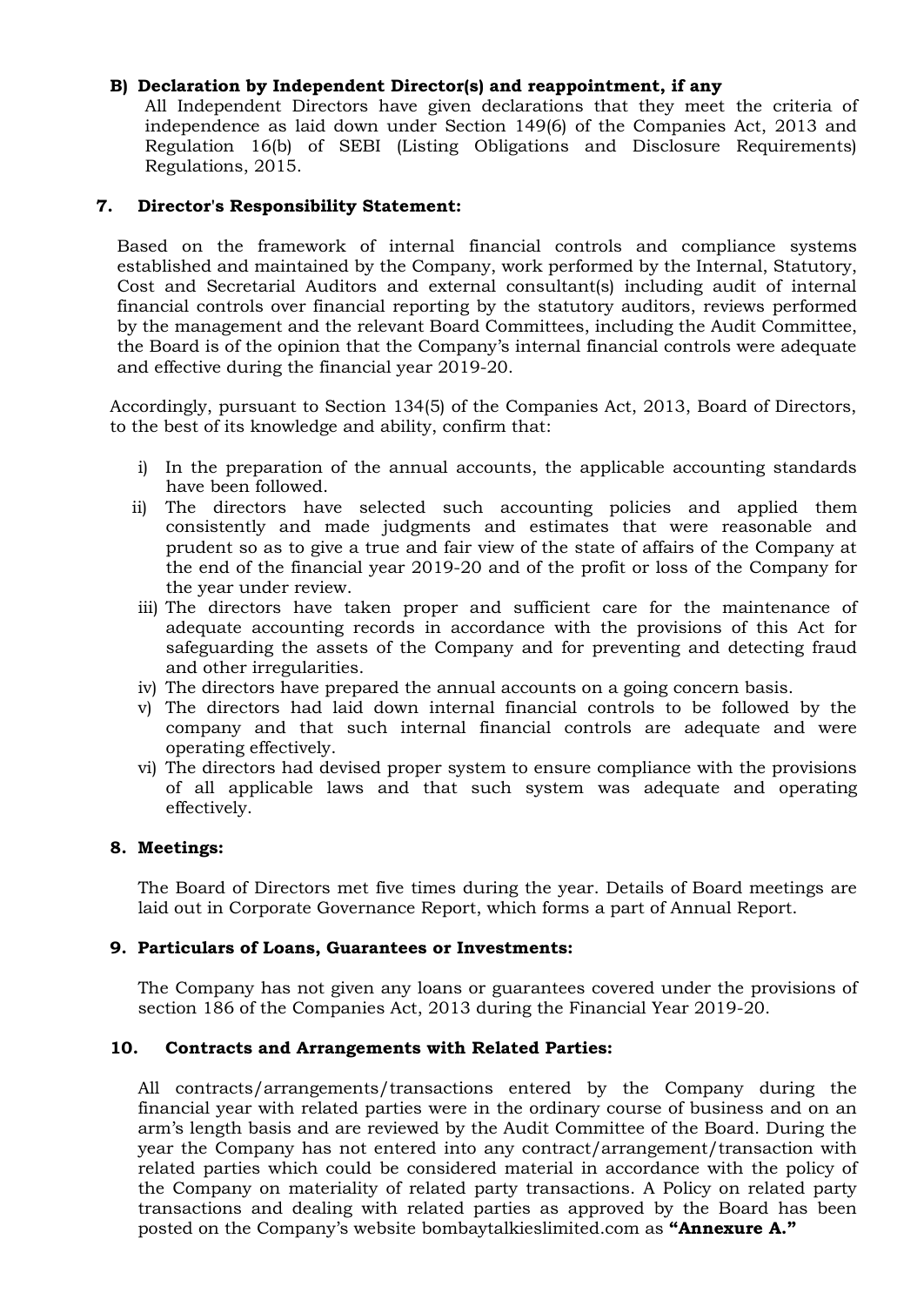**B) Declaration by Independent Director(s) and reappointment, if any**

All Independent Directors have given declarations that they meet the criteria of independence as laid down under Section 149(6) of the Companies Act, 2013 and Regulation 16(b) of SEBI (Listing Obligations and Disclosure Requirements) Regulations, 2015.

**7. Director's Responsibility Statement:**

Based on the framework of internal financial controls and compliance systems established and maintained by the Company, work performed by the Internal, Statutory, Cost and Secretarial Auditors and external consultant(s) including audit of internal financial controls over financial reporting by the statutory auditors, reviews performed by the management and the relevant Board Committees, including the Audit Committee, the Board is of the opinion that the Company's internal financial controls were adequate and effective during the financial year 2019-20.

Accordingly, pursuant to Section 134(5) of the Companies Act, 2013, Board of Directors, to the best of its knowledge and ability, confirm that:

i) In the preparation of the annual accounts, the applicable accounting standards have been followed.
ii) The directors have selected such accounting policies and applied them consistently and made judgments and estimates that were reasonable and prudent so as to give a true and fair view of the state of affairs of the Company at the end of the financial year 2019-20 and of the profit or loss of the Company for the year under review.
iii) The directors have taken proper and sufficient care for the maintenance of adequate accounting records in accordance with the provisions of this Act for safeguarding the assets of the Company and for preventing and detecting fraud and other irregularities.
iv) The directors have prepared the annual accounts on a going concern basis.
v) The directors had laid down internal financial controls to be followed by the company and that such internal financial controls are adequate and were operating effectively.
vi) The directors had devised proper system to ensure compliance with the provisions of all applicable laws and that such system was adequate and operating effectively.

**8. Meetings:**

The Board of Directors met five times during the year. Details of Board meetings are laid out in Corporate Governance Report, which forms a part of Annual Report.

**9. Particulars of Loans, Guarantees or Investments:**

The Company has not given any loans or guarantees covered under the provisions of section 186 of the Companies Act, 2013 during the Financial Year 2019-20.

**10. Contracts and Arrangements with Related Parties:**

All contracts/arrangements/transactions entered by the Company during the financial year with related parties were in the ordinary course of business and on an arm's length basis and are reviewed by the Audit Committee of the Board. During the year the Company has not entered into any contract/arrangement/transaction with related parties which could be considered material in accordance with the policy of the Company on materiality of related party transactions. A Policy on related party transactions and dealing with related parties as approved by the Board has been posted on the Company's website bombaytalkieslimited.com as **"Annexure A."**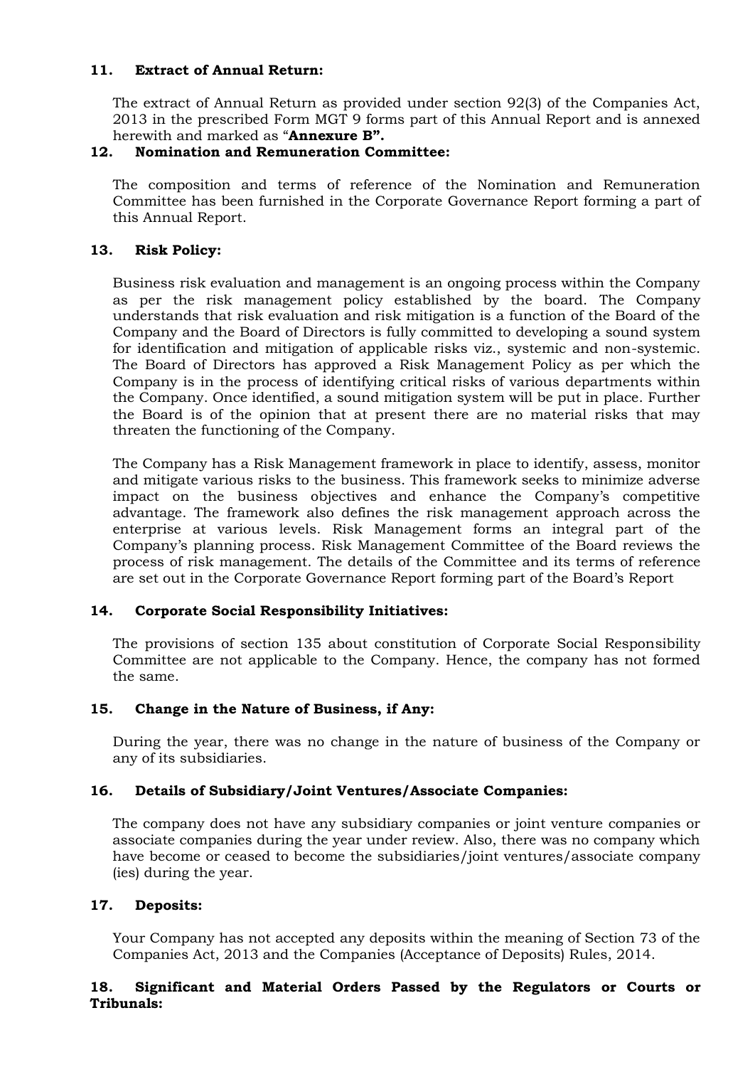### 11. Extract of Annual Return:

The extract of Annual Return as provided under section 92(3) of the Companies Act, 2013 in the prescribed Form MGT 9 forms part of this Annual Report and is annexed herewith and marked as "**Annexure B".**

### 12. Nomination and Remuneration Committee:

The composition and terms of reference of the Nomination and Remuneration Committee has been furnished in the Corporate Governance Report forming a part of this Annual Report.

### 13. Risk Policy:

Business risk evaluation and management is an ongoing process within the Company as per the risk management policy established by the board. The Company understands that risk evaluation and risk mitigation is a function of the Board of the Company and the Board of Directors is fully committed to developing a sound system for identification and mitigation of applicable risks viz., systemic and non-systemic. The Board of Directors has approved a Risk Management Policy as per which the Company is in the process of identifying critical risks of various departments within the Company. Once identified, a sound mitigation system will be put in place. Further the Board is of the opinion that at present there are no material risks that may threaten the functioning of the Company.

The Company has a Risk Management framework in place to identify, assess, monitor and mitigate various risks to the business. This framework seeks to minimize adverse impact on the business objectives and enhance the Company's competitive advantage. The framework also defines the risk management approach across the enterprise at various levels. Risk Management forms an integral part of the Company's planning process. Risk Management Committee of the Board reviews the process of risk management. The details of the Committee and its terms of reference are set out in the Corporate Governance Report forming part of the Board's Report

### 14. Corporate Social Responsibility Initiatives:

The provisions of section 135 about constitution of Corporate Social Responsibility Committee are not applicable to the Company. Hence, the company has not formed the same.

### 15. Change in the Nature of Business, if Any:

During the year, there was no change in the nature of business of the Company or any of its subsidiaries.

### 16. Details of Subsidiary/Joint Ventures/Associate Companies:

The company does not have any subsidiary companies or joint venture companies or associate companies during the year under review. Also, there was no company which have become or ceased to become the subsidiaries/joint ventures/associate company (ies) during the year.

### 17. Deposits:

Your Company has not accepted any deposits within the meaning of Section 73 of the Companies Act, 2013 and the Companies (Acceptance of Deposits) Rules, 2014.

### 18. Significant and Material Orders Passed by the Regulators or Courts or Tribunals: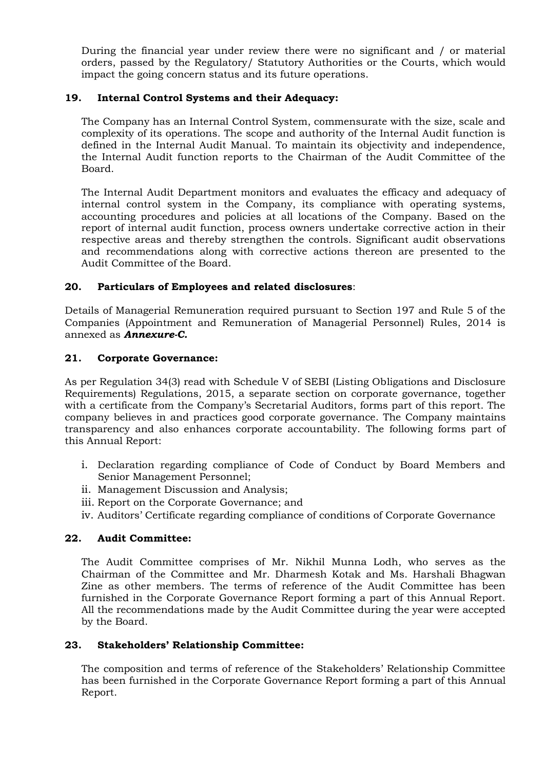During the financial year under review there were no significant and / or material orders, passed by the Regulatory/ Statutory Authorities or the Courts, which would impact the going concern status and its future operations.

## 19. Internal Control Systems and their Adequacy:

The Company has an Internal Control System, commensurate with the size, scale and complexity of its operations. The scope and authority of the Internal Audit function is defined in the Internal Audit Manual. To maintain its objectivity and independence, the Internal Audit function reports to the Chairman of the Audit Committee of the Board.

The Internal Audit Department monitors and evaluates the efficacy and adequacy of internal control system in the Company, its compliance with operating systems, accounting procedures and policies at all locations of the Company. Based on the report of internal audit function, process owners undertake corrective action in their respective areas and thereby strengthen the controls. Significant audit observations and recommendations along with corrective actions thereon are presented to the Audit Committee of the Board.

## 20. Particulars of Employees and related disclosures:

Details of Managerial Remuneration required pursuant to Section 197 and Rule 5 of the Companies (Appointment and Remuneration of Managerial Personnel) Rules, 2014 is annexed as ***Annexure-C.***

## 21. Corporate Governance:

As per Regulation 34(3) read with Schedule V of SEBI (Listing Obligations and Disclosure Requirements) Regulations, 2015, a separate section on corporate governance, together with a certificate from the Company's Secretarial Auditors, forms part of this report. The company believes in and practices good corporate governance. The Company maintains transparency and also enhances corporate accountability. The following forms part of this Annual Report:

i. Declaration regarding compliance of Code of Conduct by Board Members and Senior Management Personnel;
ii. Management Discussion and Analysis;
iii. Report on the Corporate Governance; and
iv. Auditors' Certificate regarding compliance of conditions of Corporate Governance

## 22. Audit Committee:

The Audit Committee comprises of Mr. Nikhil Munna Lodh, who serves as the Chairman of the Committee and Mr. Dharmesh Kotak and Ms. Harshali Bhagwan Zine as other members. The terms of reference of the Audit Committee has been furnished in the Corporate Governance Report forming a part of this Annual Report. All the recommendations made by the Audit Committee during the year were accepted by the Board.

## 23. Stakeholders' Relationship Committee:

The composition and terms of reference of the Stakeholders' Relationship Committee has been furnished in the Corporate Governance Report forming a part of this Annual Report.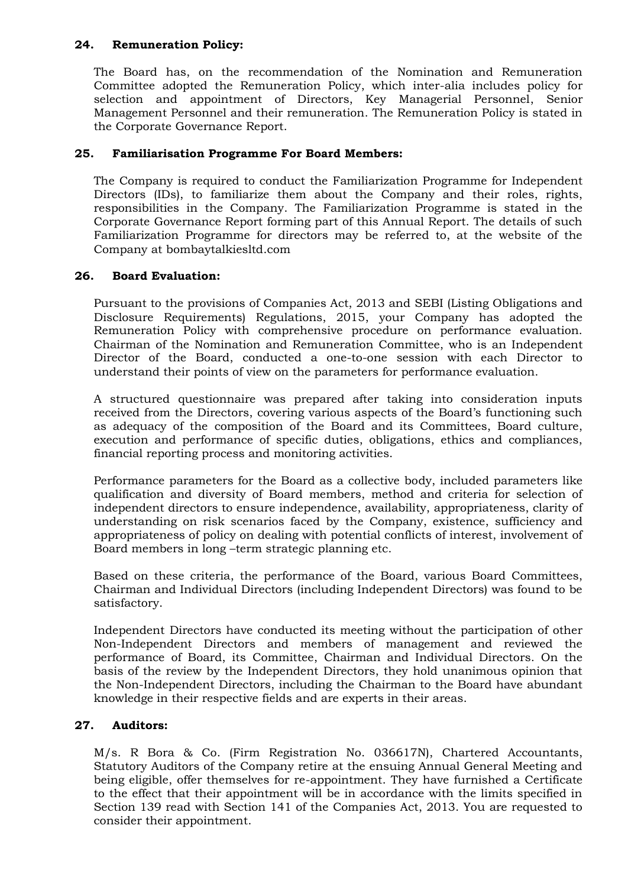## 24. Remuneration Policy:

The Board has, on the recommendation of the Nomination and Remuneration Committee adopted the Remuneration Policy, which inter-alia includes policy for selection and appointment of Directors, Key Managerial Personnel, Senior Management Personnel and their remuneration. The Remuneration Policy is stated in the Corporate Governance Report.

## 25. Familiarisation Programme For Board Members:

The Company is required to conduct the Familiarization Programme for Independent Directors (IDs), to familiarize them about the Company and their roles, rights, responsibilities in the Company. The Familiarization Programme is stated in the Corporate Governance Report forming part of this Annual Report. The details of such Familiarization Programme for directors may be referred to, at the website of the Company at bombaytalkiesltd.com

## 26. Board Evaluation:

Pursuant to the provisions of Companies Act, 2013 and SEBI (Listing Obligations and Disclosure Requirements) Regulations, 2015, your Company has adopted the Remuneration Policy with comprehensive procedure on performance evaluation. Chairman of the Nomination and Remuneration Committee, who is an Independent Director of the Board, conducted a one-to-one session with each Director to understand their points of view on the parameters for performance evaluation.

A structured questionnaire was prepared after taking into consideration inputs received from the Directors, covering various aspects of the Board's functioning such as adequacy of the composition of the Board and its Committees, Board culture, execution and performance of specific duties, obligations, ethics and compliances, financial reporting process and monitoring activities.

Performance parameters for the Board as a collective body, included parameters like qualification and diversity of Board members, method and criteria for selection of independent directors to ensure independence, availability, appropriateness, clarity of understanding on risk scenarios faced by the Company, existence, sufficiency and appropriateness of policy on dealing with potential conflicts of interest, involvement of Board members in long –term strategic planning etc.

Based on these criteria, the performance of the Board, various Board Committees, Chairman and Individual Directors (including Independent Directors) was found to be satisfactory.

Independent Directors have conducted its meeting without the participation of other Non-Independent Directors and members of management and reviewed the performance of Board, its Committee, Chairman and Individual Directors. On the basis of the review by the Independent Directors, they hold unanimous opinion that the Non-Independent Directors, including the Chairman to the Board have abundant knowledge in their respective fields and are experts in their areas.

## 27. Auditors:

M/s. R Bora & Co. (Firm Registration No. 036617N), Chartered Accountants, Statutory Auditors of the Company retire at the ensuing Annual General Meeting and being eligible, offer themselves for re-appointment. They have furnished a Certificate to the effect that their appointment will be in accordance with the limits specified in Section 139 read with Section 141 of the Companies Act, 2013. You are requested to consider their appointment.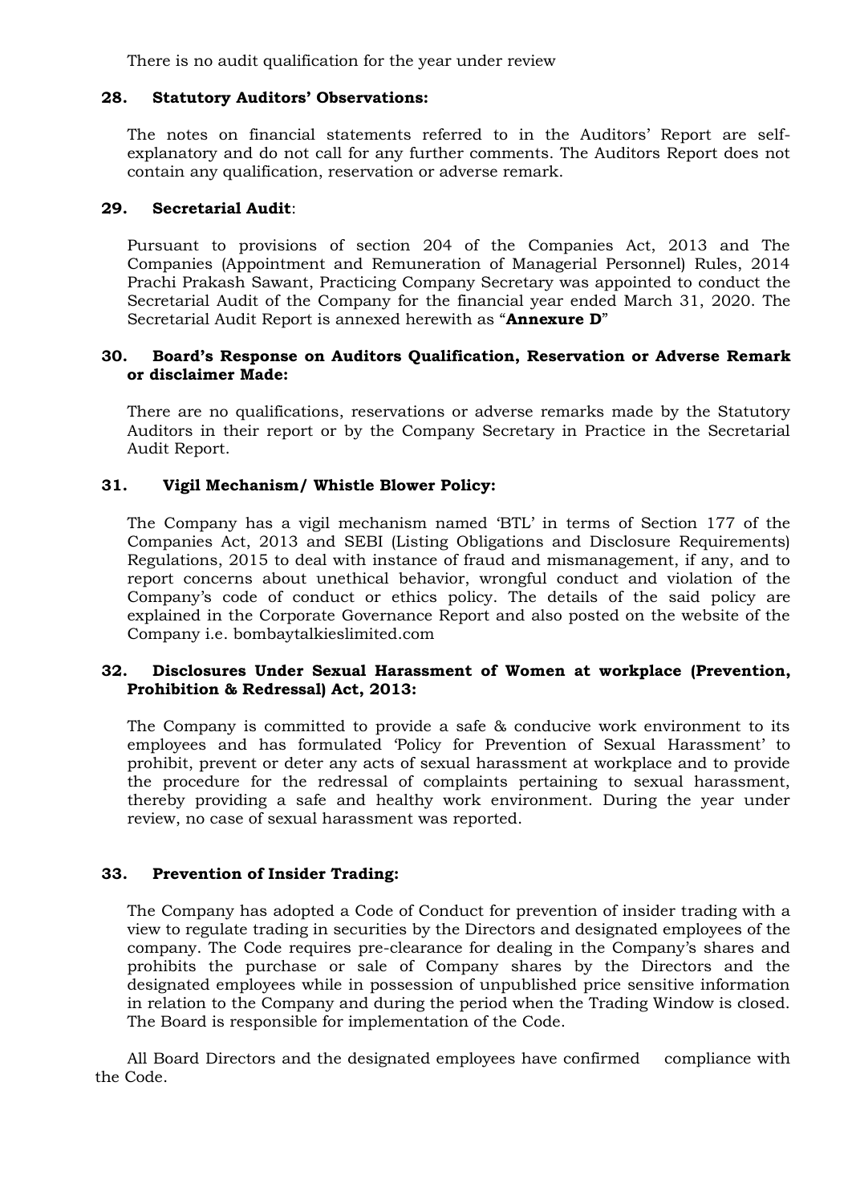There is no audit qualification for the year under review

### 28. Statutory Auditors' Observations:

The notes on financial statements referred to in the Auditors' Report are self-explanatory and do not call for any further comments. The Auditors Report does not contain any qualification, reservation or adverse remark.

### 29. Secretarial Audit:

Pursuant to provisions of section 204 of the Companies Act, 2013 and The Companies (Appointment and Remuneration of Managerial Personnel) Rules, 2014 Prachi Prakash Sawant, Practicing Company Secretary was appointed to conduct the Secretarial Audit of the Company for the financial year ended March 31, 2020. The Secretarial Audit Report is annexed herewith as "**Annexure D**"

### 30. Board's Response on Auditors Qualification, Reservation or Adverse Remark or disclaimer Made:

There are no qualifications, reservations or adverse remarks made by the Statutory Auditors in their report or by the Company Secretary in Practice in the Secretarial Audit Report.

### 31. Vigil Mechanism/ Whistle Blower Policy:

The Company has a vigil mechanism named 'BTL' in terms of Section 177 of the Companies Act, 2013 and SEBI (Listing Obligations and Disclosure Requirements) Regulations, 2015 to deal with instance of fraud and mismanagement, if any, and to report concerns about unethical behavior, wrongful conduct and violation of the Company's code of conduct or ethics policy. The details of the said policy are explained in the Corporate Governance Report and also posted on the website of the Company i.e. bombaytalkieslimited.com

### 32. Disclosures Under Sexual Harassment of Women at workplace (Prevention, Prohibition & Redressal) Act, 2013:

The Company is committed to provide a safe & conducive work environment to its employees and has formulated 'Policy for Prevention of Sexual Harassment' to prohibit, prevent or deter any acts of sexual harassment at workplace and to provide the procedure for the redressal of complaints pertaining to sexual harassment, thereby providing a safe and healthy work environment. During the year under review, no case of sexual harassment was reported.

### 33. Prevention of Insider Trading:

The Company has adopted a Code of Conduct for prevention of insider trading with a view to regulate trading in securities by the Directors and designated employees of the company. The Code requires pre-clearance for dealing in the Company's shares and prohibits the purchase or sale of Company shares by the Directors and the designated employees while in possession of unpublished price sensitive information in relation to the Company and during the period when the Trading Window is closed. The Board is responsible for implementation of the Code.

All Board Directors and the designated employees have confirmed compliance with the Code.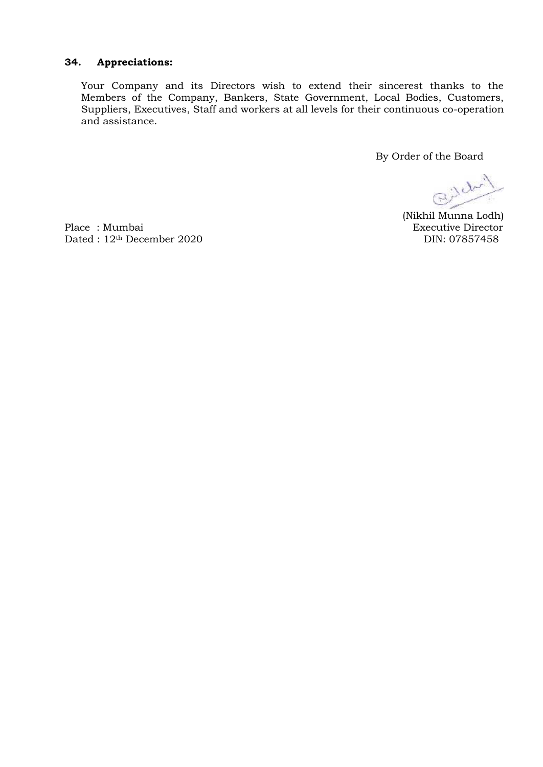### 34. **Appreciations:**

Your Company and its Directors wish to extend their sincerest thanks to the Members of the Company, Bankers, State Government, Local Bodies, Customers, Suppliers, Executives, Staff and workers at all levels for their continuous co-operation and assistance.

By Order of the Board

(Nikhil Munna Lodh)
Executive Director
DIN: 07857458

Place : Mumbai
Dated : 12th December 2020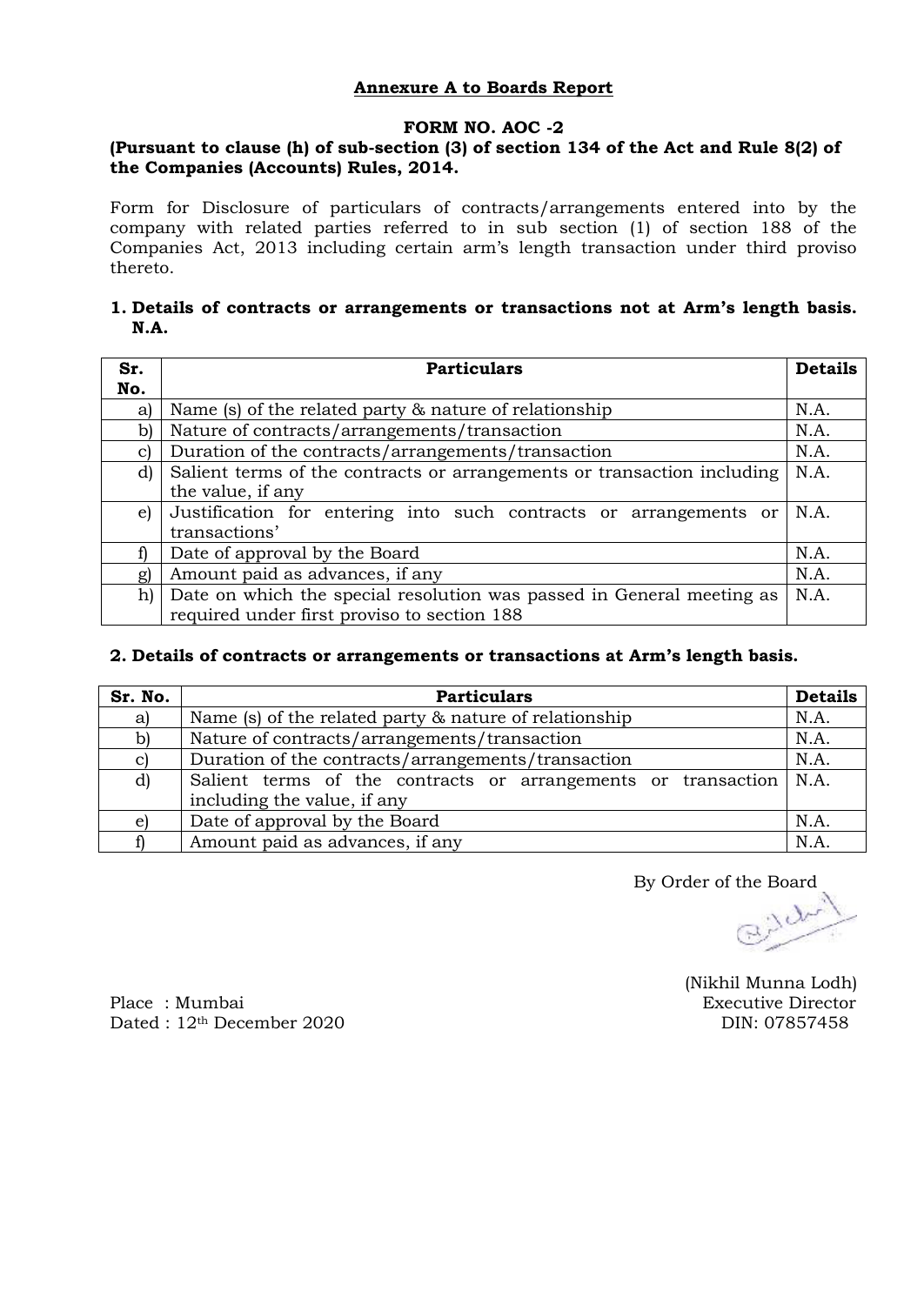## Annexure A to Boards Report

**FORM NO. AOC -2**

**(Pursuant to clause (h) of sub-section (3) of section 134 of the Act and Rule 8(2) of the Companies (Accounts) Rules, 2014.**

Form for Disclosure of particulars of contracts/arrangements entered into by the company with related parties referred to in sub section (1) of section 188 of the Companies Act, 2013 including certain arm's length transaction under third proviso thereto.

**1. Details of contracts or arrangements or transactions not at Arm's length basis. N.A.**

| Sr. No. | Particulars | Details |
|---|---|---|
| a) | Name (s) of the related party & nature of relationship | N.A. |
| b) | Nature of contracts/arrangements/transaction | N.A. |
| c) | Duration of the contracts/arrangements/transaction | N.A. |
| d) | Salient terms of the contracts or arrangements or transaction including the value, if any | N.A. |
| e) | Justification for entering into such contracts or arrangements or transactions' | N.A. |
| f) | Date of approval by the Board | N.A. |
| g) | Amount paid as advances, if any | N.A. |
| h) | Date on which the special resolution was passed in General meeting as required under first proviso to section 188 | N.A. |

**2. Details of contracts or arrangements or transactions at Arm's length basis.**

| Sr. No. | Particulars | Details |
|---|---|---|
| a) | Name (s) of the related party & nature of relationship | N.A. |
| b) | Nature of contracts/arrangements/transaction | N.A. |
| c) | Duration of the contracts/arrangements/transaction | N.A. |
| d) | Salient terms of the contracts or arrangements or transaction including the value, if any | N.A. |
| e) | Date of approval by the Board | N.A. |
| f) | Amount paid as advances, if any | N.A. |

By Order of the Board

(Nikhil Munna Lodh)
Executive Director
DIN: 07857458

Place : Mumbai
Dated : 12th December 2020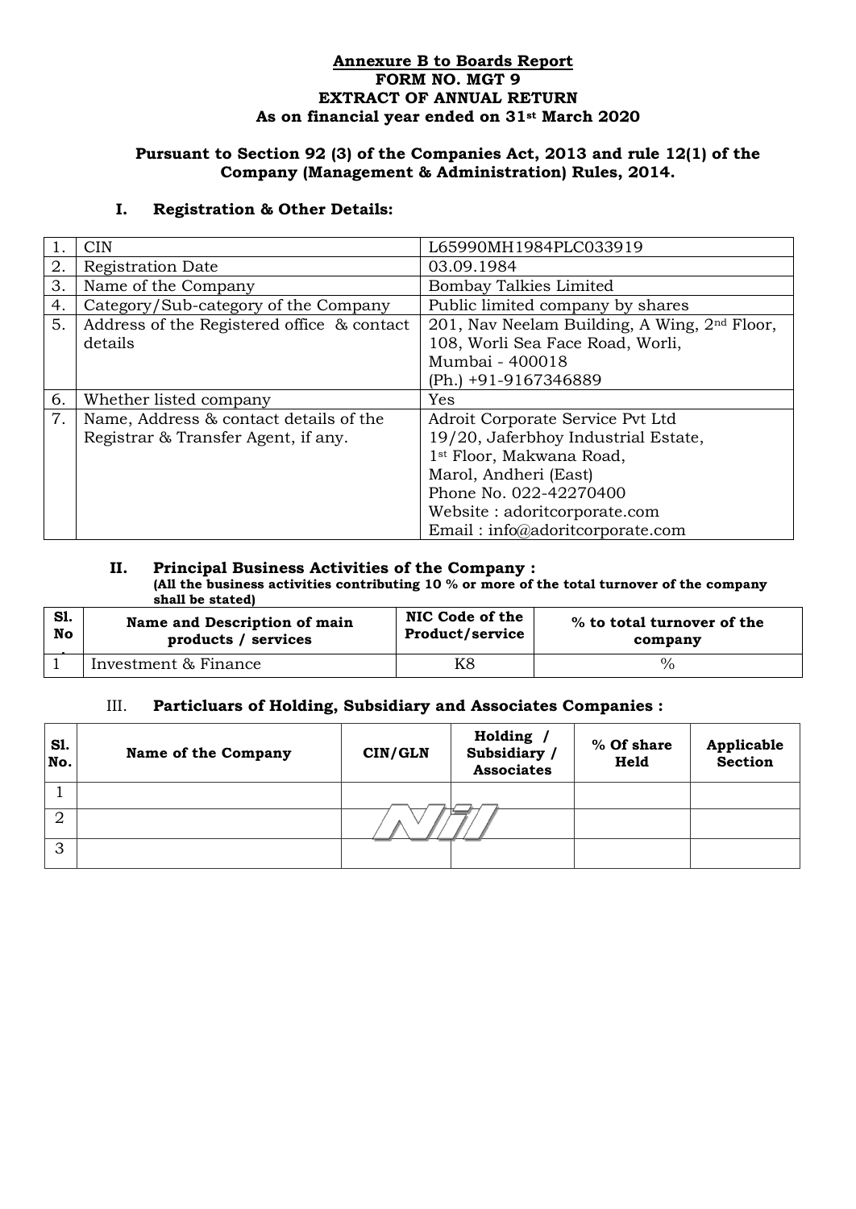**Annexure B to Boards Report**
**FORM NO. MGT 9**
**EXTRACT OF ANNUAL RETURN**
**As on financial year ended on 31st March 2020**

**Pursuant to Section 92 (3) of the Companies Act, 2013 and rule 12(1) of the Company (Management & Administration) Rules, 2014.**

## I. Registration & Other Details:

| | | |
|---|---|---|
| 1. | CIN | L65990MH1984PLC033919 |
| 2. | Registration Date | 03.09.1984 |
| 3. | Name of the Company | Bombay Talkies Limited |
| 4. | Category/Sub-category of the Company | Public limited company by shares |
| 5. | Address of the Registered office & contact details | 201, Nav Neelam Building, A Wing, 2nd Floor, 108, Worli Sea Face Road, Worli, Mumbai - 400018 (Ph.) +91-9167346889 |
| 6. | Whether listed company | Yes |
| 7. | Name, Address & contact details of the Registrar & Transfer Agent, if any. | Adroit Corporate Service Pvt Ltd 19/20, Jaferbhoy Industrial Estate, 1st Floor, Makwana Road, Marol, Andheri (East) Phone No. 022-42270400 Website : adoritcorporate.com Email : info@adoritcorporate.com |

## II. Principal Business Activities of the Company :

**(All the business activities contributing 10 % or more of the total turnover of the company shall be stated)**

| Sl. No. | Name and Description of main products / services | NIC Code of the Product/service | % to total turnover of the company |
|---|---|---|---|
| 1 | Investment & Finance | K8 | % |

## III. Particluars of Holding, Subsidiary and Associates Companies :

| Sl. No. | Name of the Company | CIN/GLN | Holding / Subsidiary / Associates | % Of share Held | Applicable Section |
|---|---|---|---|---|---|
| 1 | | | | | |
| 2 | | Nil | | | |
| 3 | | | | | |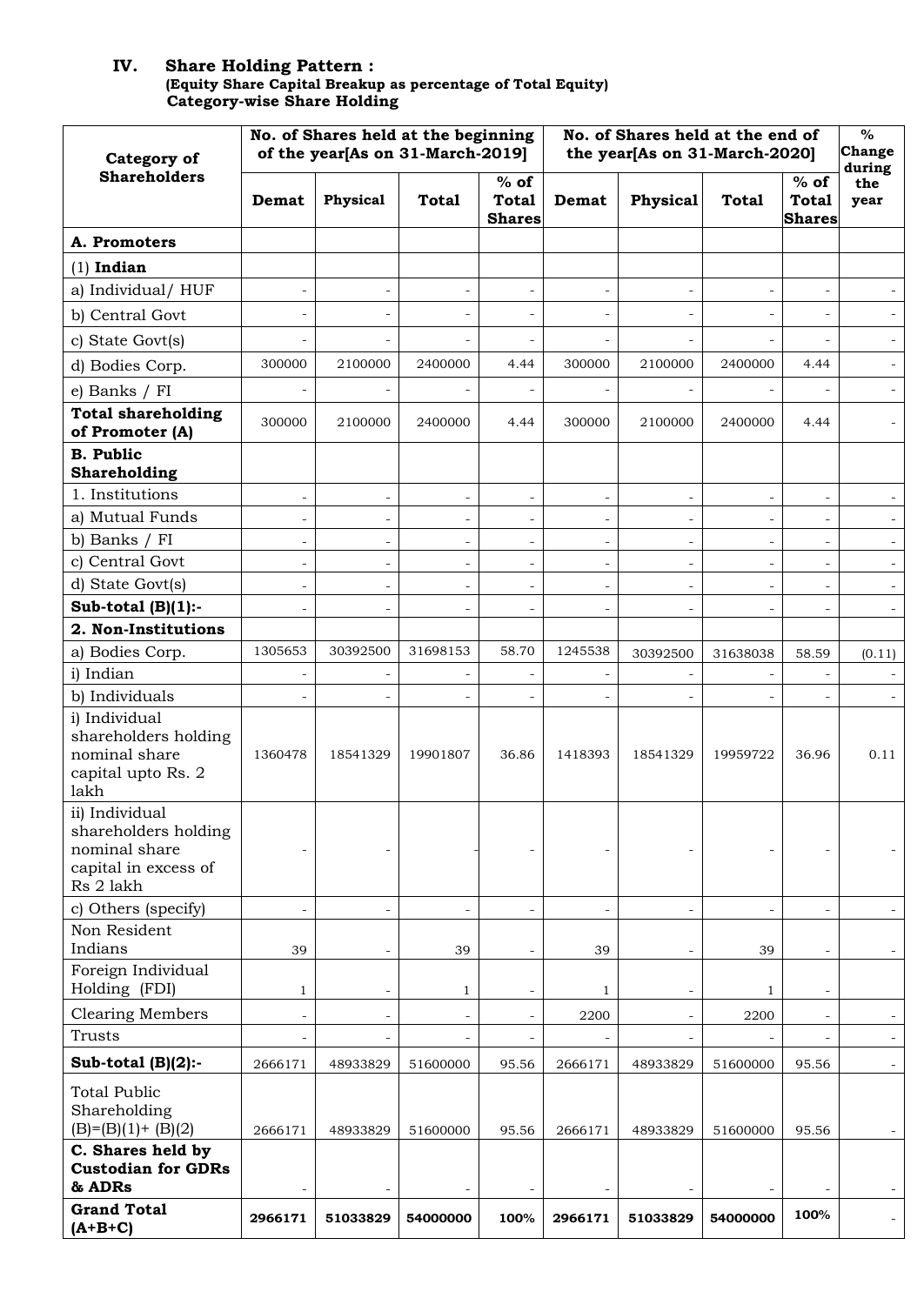## IV. Share Holding Pattern :

**(Equity Share Capital Breakup as percentage of Total Equity)**

**Category-wise Share Holding**

| Category of Shareholders | No. of Shares held at the beginning of the year[As on 31-March-2019] | | | | No. of Shares held at the end of the year[As on 31-March-2020] | | | | % Change during the year |
|---|---|---|---|---|---|---|---|---|---|
| | Demat | Physical | Total | % of Total Shares | Demat | Physical | Total | % of Total Shares | |
| **A. Promoters** | | | | | | | | | |
| (1) **Indian** | | | | | | | | | |
| a) Individual/ HUF | - | - | - | - | - | - | - | - | - |
| b) Central Govt | - | - | - | - | - | - | - | - | - |
| c) State Govt(s) | - | - | - | - | - | - | - | - | - |
| d) Bodies Corp. | 300000 | 2100000 | 2400000 | 4.44 | 300000 | 2100000 | 2400000 | 4.44 | - |
| e) Banks / FI | - | - | - | - | - | - | - | - | - |
| **Total shareholding of Promoter (A)** | 300000 | 2100000 | 2400000 | 4.44 | 300000 | 2100000 | 2400000 | 4.44 | - |
| **B. Public Shareholding** | | | | | | | | | |
| 1. Institutions | - | - | - | - | - | - | - | - | - |
| a) Mutual Funds | - | - | - | - | - | - | - | - | - |
| b) Banks / FI | - | - | - | - | - | - | - | - | - |
| c) Central Govt | - | - | - | - | - | - | - | - | - |
| d) State Govt(s) | - | - | - | - | - | - | - | - | - |
| **Sub-total (B)(1):-** | - | - | - | - | - | - | - | - | - |
| **2. Non-Institutions** | | | | | | | | | |
| a) Bodies Corp. | 1305653 | 30392500 | 31698153 | 58.70 | 1245538 | 30392500 | 31638038 | 58.59 | (0.11) |
| i) Indian | - | - | - | - | - | - | - | - | - |
| b) Individuals | - | - | - | - | - | - | - | - | - |
| i) Individual shareholders holding nominal share capital upto Rs. 2 lakh | 1360478 | 18541329 | 19901807 | 36.86 | 1418393 | 18541329 | 19959722 | 36.96 | 0.11 |
| ii) Individual shareholders holding nominal share capital in excess of Rs 2 lakh | - | - | - | - | - | - | - | - | - |
| c) Others (specify) | - | - | - | - | - | - | - | - | - |
| Non Resident Indians | 39 | - | 39 | - | 39 | - | 39 | - | - |
| Foreign Individual Holding (FDI) | 1 | - | 1 | - | 1 | - | 1 | - | |
| Clearing Members | - | - | - | - | 2200 | - | 2200 | - | - |
| Trusts | - | - | - | - | - | - | - | - | - |
| **Sub-total (B)(2):-** | 2666171 | 48933829 | 51600000 | 95.56 | 2666171 | 48933829 | 51600000 | 95.56 | - |
| Total Public Shareholding (B)=(B)(1)+ (B)(2) | 2666171 | 48933829 | 51600000 | 95.56 | 2666171 | 48933829 | 51600000 | 95.56 | - |
| **C. Shares held by Custodian for GDRs & ADRs** | - | - | - | - | - | - | - | - | - |
| **Grand Total (A+B+C)** | **2966171** | **51033829** | **54000000** | **100%** | **2966171** | **51033829** | **54000000** | **100%** | - |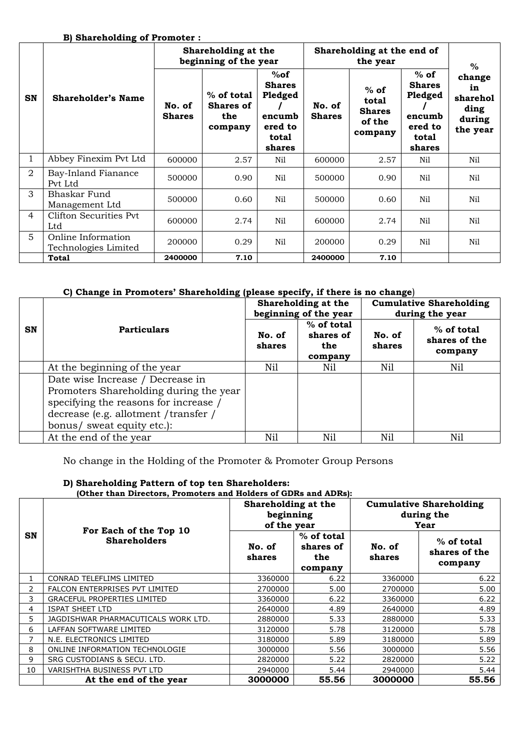**B) Shareholding of Promoter :**

| SN | Shareholder's Name | Shareholding at the beginning of the year | | | Shareholding at the end of the year | | | % change in shareholding during the year |
|---|---|---|---|---|---|---|---|---|
| | | No. of Shares | % of total Shares of the company | %of Shares Pledged / encumbered to total shares | No. of Shares | % of total Shares of the company | % of Shares Pledged / encumbered to total shares | |
| 1 | Abbey Finexim Pvt Ltd | 600000 | 2.57 | Nil | 600000 | 2.57 | Nil | Nil |
| 2 | Bay-Inland Fianance Pvt Ltd | 500000 | 0.90 | Nil | 500000 | 0.90 | Nil | Nil |
| 3 | Bhaskar Fund Management Ltd | 500000 | 0.60 | Nil | 500000 | 0.60 | Nil | Nil |
| 4 | Clifton Securities Pvt Ltd | 600000 | 2.74 | Nil | 600000 | 2.74 | Nil | Nil |
| 5 | Online Information Technologies Limited | 200000 | 0.29 | Nil | 200000 | 0.29 | Nil | Nil |
| | **Total** | **2400000** | **7.10** | | **2400000** | **7.10** | | |

**C) Change in Promoters' Shareholding (please specify, if there is no change)**

| SN | Particulars | Shareholding at the beginning of the year | | Cumulative Shareholding during the year | |
|---|---|---|---|---|---|
| | | No. of shares | % of total shares of the company | No. of shares | % of total shares of the company |
| | At the beginning of the year | Nil | Nil | Nil | Nil |
| | Date wise Increase / Decrease in Promoters Shareholding during the year specifying the reasons for increase / decrease (e.g. allotment /transfer / bonus/ sweat equity etc.): | | | | |
| | At the end of the year | Nil | Nil | Nil | Nil |

No change in the Holding of the Promoter & Promoter Group Persons

**D) Shareholding Pattern of top ten Shareholders:**
**(Other than Directors, Promoters and Holders of GDRs and ADRs):**

| SN | For Each of the Top 10 Shareholders | Shareholding at the beginning of the year | | Cumulative Shareholding during the Year | |
|---|---|---|---|---|---|
| | | No. of shares | % of total shares of the company | No. of shares | % of total shares of the company |
| 1 | CONRAD TELEFLIMS LIMITED | 3360000 | 6.22 | 3360000 | 6.22 |
| 2 | FALCON ENTERPRISES PVT LIMITED | 2700000 | 5.00 | 2700000 | 5.00 |
| 3 | GRACEFUL PROPERTIES LIMITED | 3360000 | 6.22 | 3360000 | 6.22 |
| 4 | ISPAT SHEET LTD | 2640000 | 4.89 | 2640000 | 4.89 |
| 5 | JAGDISHWAR PHARMACUTICALS WORK LTD. | 2880000 | 5.33 | 2880000 | 5.33 |
| 6 | LAFFAN SOFTWARE LIMITED | 3120000 | 5.78 | 3120000 | 5.78 |
| 7 | N.E. ELECTRONICS LIMITED | 3180000 | 5.89 | 3180000 | 5.89 |
| 8 | ONLINE INFORMATION TECHNOLOGIE | 3000000 | 5.56 | 3000000 | 5.56 |
| 9 | SRG CUSTODIANS & SECU. LTD. | 2820000 | 5.22 | 2820000 | 5.22 |
| 10 | VARISHTHA BUSINESS PVT LTD | 2940000 | 5.44 | 2940000 | 5.44 |
| | **At the end of the year** | **3000000** | **55.56** | **3000000** | **55.56** |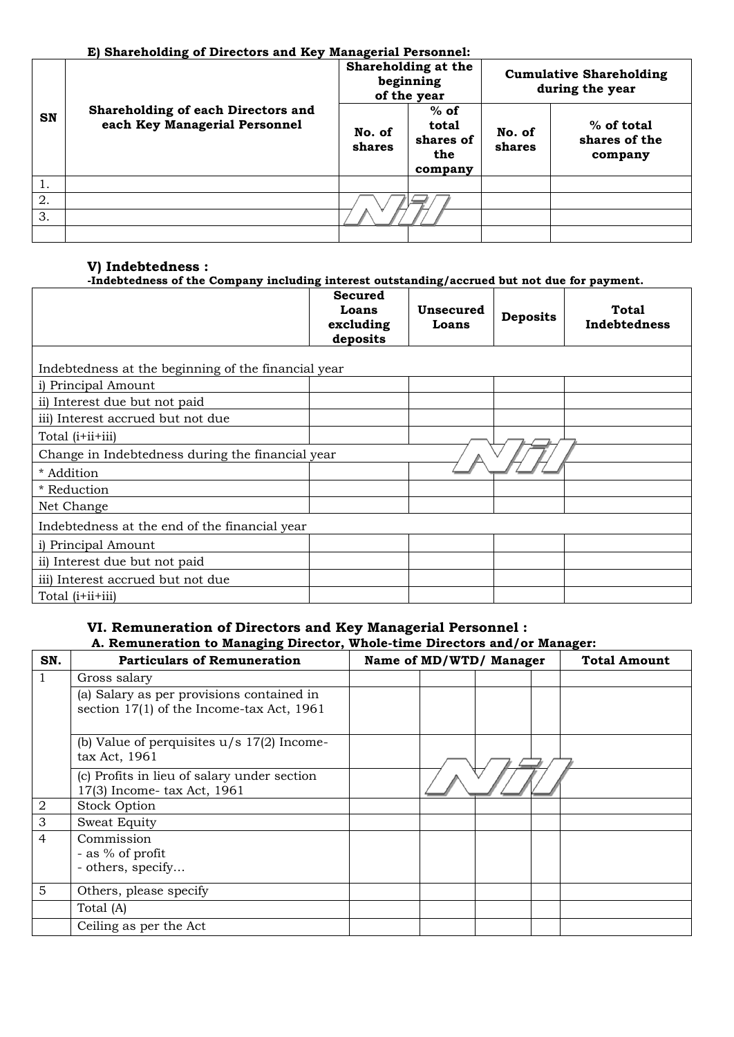**E) Shareholding of Directors and Key Managerial Personnel:**

| SN | Shareholding of each Directors and each Key Managerial Personnel | Shareholding at the beginning of the year | | Cumulative Shareholding during the year | |
|---|---|---|---|---|---|
| | | No. of shares | % of total shares of the company | No. of shares | % of total shares of the company |
| 1. | | | | | |
| 2. | | Nil | | | |
| 3. | | | | | |
| | | | | | |

**V) Indebtedness :**

**-Indebtedness of the Company including interest outstanding/accrued but not due for payment.**

| | Secured Loans excluding deposits | Unsecured Loans | Deposits | Total Indebtedness |
|---|---|---|---|---|
| Indebtedness at the beginning of the financial year | | | | |
| i) Principal Amount | | | | |
| ii) Interest due but not paid | | | | |
| iii) Interest accrued but not due | | | | |
| Total (i+ii+iii) | | | | |
| Change in Indebtedness during the financial year | | | Nil | |
| * Addition | | | | |
| * Reduction | | | | |
| Net Change | | | | |
| Indebtedness at the end of the financial year | | | | |
| i) Principal Amount | | | | |
| ii) Interest due but not paid | | | | |
| iii) Interest accrued but not due | | | | |
| Total (i+ii+iii) | | | | |

**VI. Remuneration of Directors and Key Managerial Personnel :**

**A. Remuneration to Managing Director, Whole-time Directors and/or Manager:**

| SN. | Particulars of Remuneration | Name of MD/WTD/ Manager | | | | Total Amount |
|---|---|---|---|---|---|---|
| 1 | Gross salary | | | | | |
| | (a) Salary as per provisions contained in section 17(1) of the Income-tax Act, 1961 | | | | | |
| | (b) Value of perquisites u/s 17(2) Income-tax Act, 1961 | | | | | |
| | (c) Profits in lieu of salary under section 17(3) Income- tax Act, 1961 | | Nil | | | |
| 2 | Stock Option | | | | | |
| 3 | Sweat Equity | | | | | |
| 4 | Commission<br>- as % of profit<br>- others, specify… | | | | | |
| 5 | Others, please specify | | | | | |
| | Total (A) | | | | | |
| | Ceiling as per the Act | | | | | |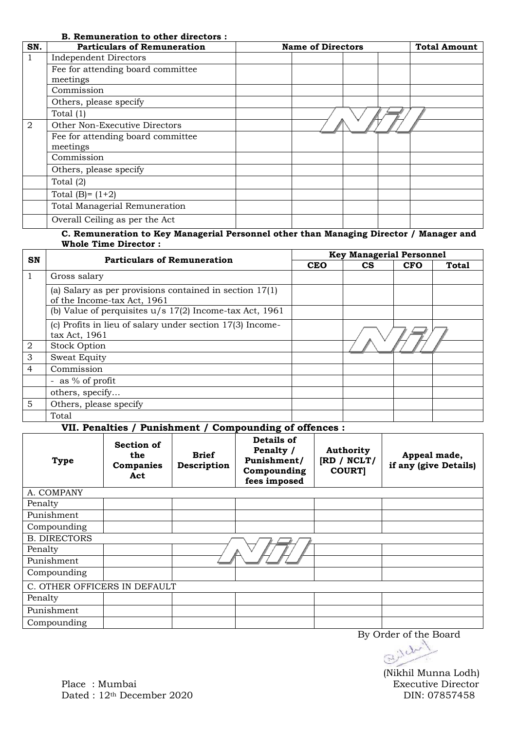**B. Remuneration to other directors :**

| SN. | Particulars of Remuneration | Name of Directors | | | | Total Amount |
|---|---|---|---|---|---|---|
| 1 | Independent Directors | | | | | |
| | Fee for attending board committee meetings | | | | | |
| | Commission | | | | | |
| | Others, please specify | | | | | |
| | Total (1) | | | Nil | | |
| 2 | Other Non-Executive Directors | | | | | |
| | Fee for attending board committee meetings | | | | | |
| | Commission | | | | | |
| | Others, please specify | | | | | |
| | Total (2) | | | | | |
| | Total (B)= (1+2) | | | | | |
| | Total Managerial Remuneration | | | | | |
| | Overall Ceiling as per the Act | | | | | |

**C. Remuneration to Key Managerial Personnel other than Managing Director / Manager and Whole Time Director :**

| SN | Particulars of Remuneration | Key Managerial Personnel | | | |
|---|---|---|---|---|---|
| | | CEO | CS | CFO | Total |
| 1 | Gross salary | | | | |
| | (a) Salary as per provisions contained in section 17(1) of the Income-tax Act, 1961 | | | | |
| | (b) Value of perquisites u/s 17(2) Income-tax Act, 1961 | | | | |
| | (c) Profits in lieu of salary under section 17(3) Income-tax Act, 1961 | | | Nil | |
| 2 | Stock Option | | | | |
| 3 | Sweat Equity | | | | |
| 4 | Commission | | | | |
| | - as % of profit | | | | |
| | others, specify… | | | | |
| 5 | Others, please specify | | | | |
| | Total | | | | |

**VII. Penalties / Punishment / Compounding of offences :**

| Type | Section of the Companies Act | Brief Description | Details of Penalty / Punishment/ Compounding fees imposed | Authority [RD / NCLT/ COURT] | Appeal made, if any (give Details) |
|---|---|---|---|---|---|
| A. COMPANY | | | | | |
| Penalty | | | | | |
| Punishment | | | | | |
| Compounding | | | | | |
| B. DIRECTORS | | | Nil | | |
| Penalty | | | | | |
| Punishment | | | | | |
| Compounding | | | | | |
| C. OTHER OFFICERS IN DEFAULT | | | | | |
| Penalty | | | | | |
| Punishment | | | | | |
| Compounding | | | | | |

By Order of the Board

(Nikhil Munna Lodh)
Executive Director
DIN: 07857458

Place : Mumbai
Dated : 12th December 2020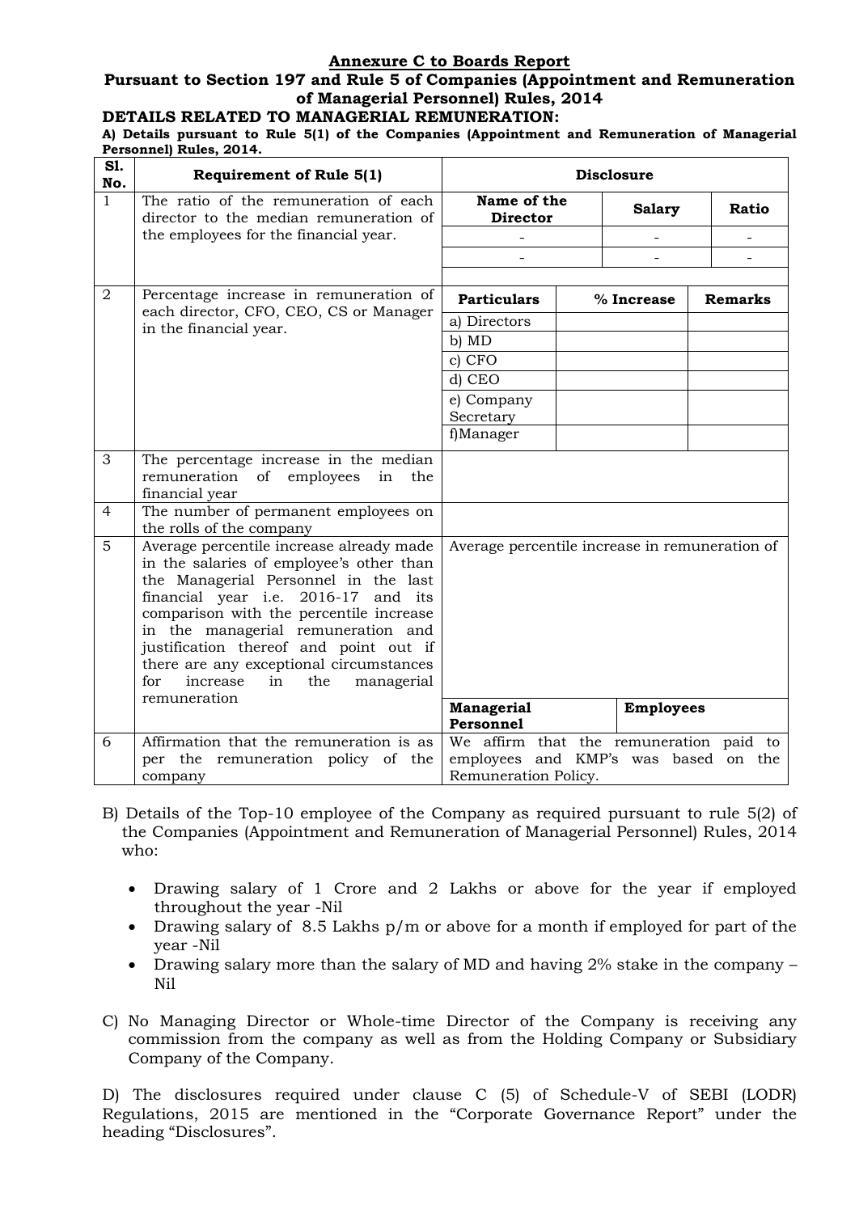## Annexure C to Boards Report

### Pursuant to Section 197 and Rule 5 of Companies (Appointment and Remuneration of Managerial Personnel) Rules, 2014

### DETAILS RELATED TO MANAGERIAL REMUNERATION:

**A) Details pursuant to Rule 5(1) of the Companies (Appointment and Remuneration of Managerial Personnel) Rules, 2014.**

| Sl. No. | Requirement of Rule 5(1) | Disclosure | | |
|---|---|---|---|---|
| 1 | The ratio of the remuneration of each director to the median remuneration of the employees for the financial year. | **Name of the Director** | **Salary** | **Ratio** |
| | | - | - | - |
| | | - | - | - |
| 2 | Percentage increase in remuneration of each director, CFO, CEO, CS or Manager in the financial year. | **Particulars** | **% Increase** | **Remarks** |
| | | a) Directors | | |
| | | b) MD | | |
| | | c) CFO | | |
| | | d) CEO | | |
| | | e) Company Secretary | | |
| | | f)Manager | | |
| 3 | The percentage increase in the median remuneration of employees in the financial year | | | |
| 4 | The number of permanent employees on the rolls of the company | | | |
| 5 | Average percentile increase already made in the salaries of employee's other than the Managerial Personnel in the last financial year i.e. 2016-17 and its comparison with the percentile increase in the managerial remuneration and justification thereof and point out if there are any exceptional circumstances for increase in the managerial remuneration | Average percentile increase in remuneration of | | |
| | | **Managerial Personnel** | **Employees** | |
| 6 | Affirmation that the remuneration is as per the remuneration policy of the company | We affirm that the remuneration paid to employees and KMP's was based on the Remuneration Policy. | | |

B) Details of the Top-10 employee of the Company as required pursuant to rule 5(2) of the Companies (Appointment and Remuneration of Managerial Personnel) Rules, 2014 who:

- Drawing salary of 1 Crore and 2 Lakhs or above for the year if employed throughout the year -Nil
- Drawing salary of 8.5 Lakhs p/m or above for a month if employed for part of the year -Nil
- Drawing salary more than the salary of MD and having 2% stake in the company – Nil

C) No Managing Director or Whole-time Director of the Company is receiving any commission from the company as well as from the Holding Company or Subsidiary Company of the Company.

D) The disclosures required under clause C (5) of Schedule-V of SEBI (LODR) Regulations, 2015 are mentioned in the "Corporate Governance Report" under the heading "Disclosures".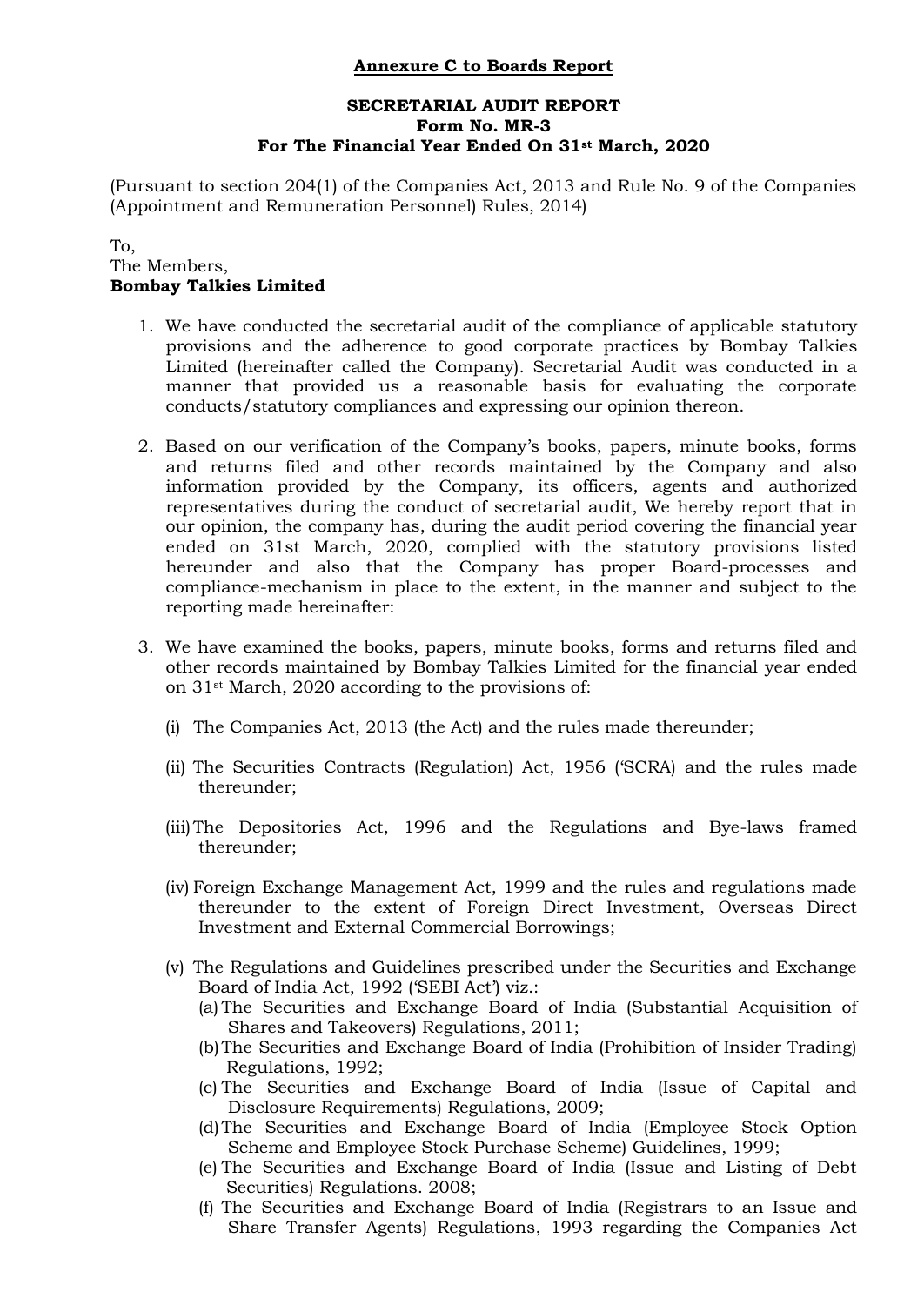**Annexure C to Boards Report**

**SECRETARIAL AUDIT REPORT**
**Form No. MR-3**
**For The Financial Year Ended On 31st March, 2020**

(Pursuant to section 204(1) of the Companies Act, 2013 and Rule No. 9 of the Companies (Appointment and Remuneration Personnel) Rules, 2014)

To,
The Members,
**Bombay Talkies Limited**

1. We have conducted the secretarial audit of the compliance of applicable statutory provisions and the adherence to good corporate practices by Bombay Talkies Limited (hereinafter called the Company). Secretarial Audit was conducted in a manner that provided us a reasonable basis for evaluating the corporate conducts/statutory compliances and expressing our opinion thereon.

2. Based on our verification of the Company's books, papers, minute books, forms and returns filed and other records maintained by the Company and also information provided by the Company, its officers, agents and authorized representatives during the conduct of secretarial audit, We hereby report that in our opinion, the company has, during the audit period covering the financial year ended on 31st March, 2020, complied with the statutory provisions listed hereunder and also that the Company has proper Board-processes and compliance-mechanism in place to the extent, in the manner and subject to the reporting made hereinafter:

3. We have examined the books, papers, minute books, forms and returns filed and other records maintained by Bombay Talkies Limited for the financial year ended on 31st March, 2020 according to the provisions of:

   (i) The Companies Act, 2013 (the Act) and the rules made thereunder;

   (ii) The Securities Contracts (Regulation) Act, 1956 ('SCRA) and the rules made thereunder;

   (iii) The Depositories Act, 1996 and the Regulations and Bye-laws framed thereunder;

   (iv) Foreign Exchange Management Act, 1999 and the rules and regulations made thereunder to the extent of Foreign Direct Investment, Overseas Direct Investment and External Commercial Borrowings;

   (v) The Regulations and Guidelines prescribed under the Securities and Exchange Board of India Act, 1992 ('SEBI Act') viz.:
      (a) The Securities and Exchange Board of India (Substantial Acquisition of Shares and Takeovers) Regulations, 2011;
      (b) The Securities and Exchange Board of India (Prohibition of Insider Trading) Regulations, 1992;
      (c) The Securities and Exchange Board of India (Issue of Capital and Disclosure Requirements) Regulations, 2009;
      (d) The Securities and Exchange Board of India (Employee Stock Option Scheme and Employee Stock Purchase Scheme) Guidelines, 1999;
      (e) The Securities and Exchange Board of India (Issue and Listing of Debt Securities) Regulations. 2008;
      (f) The Securities and Exchange Board of India (Registrars to an Issue and Share Transfer Agents) Regulations, 1993 regarding the Companies Act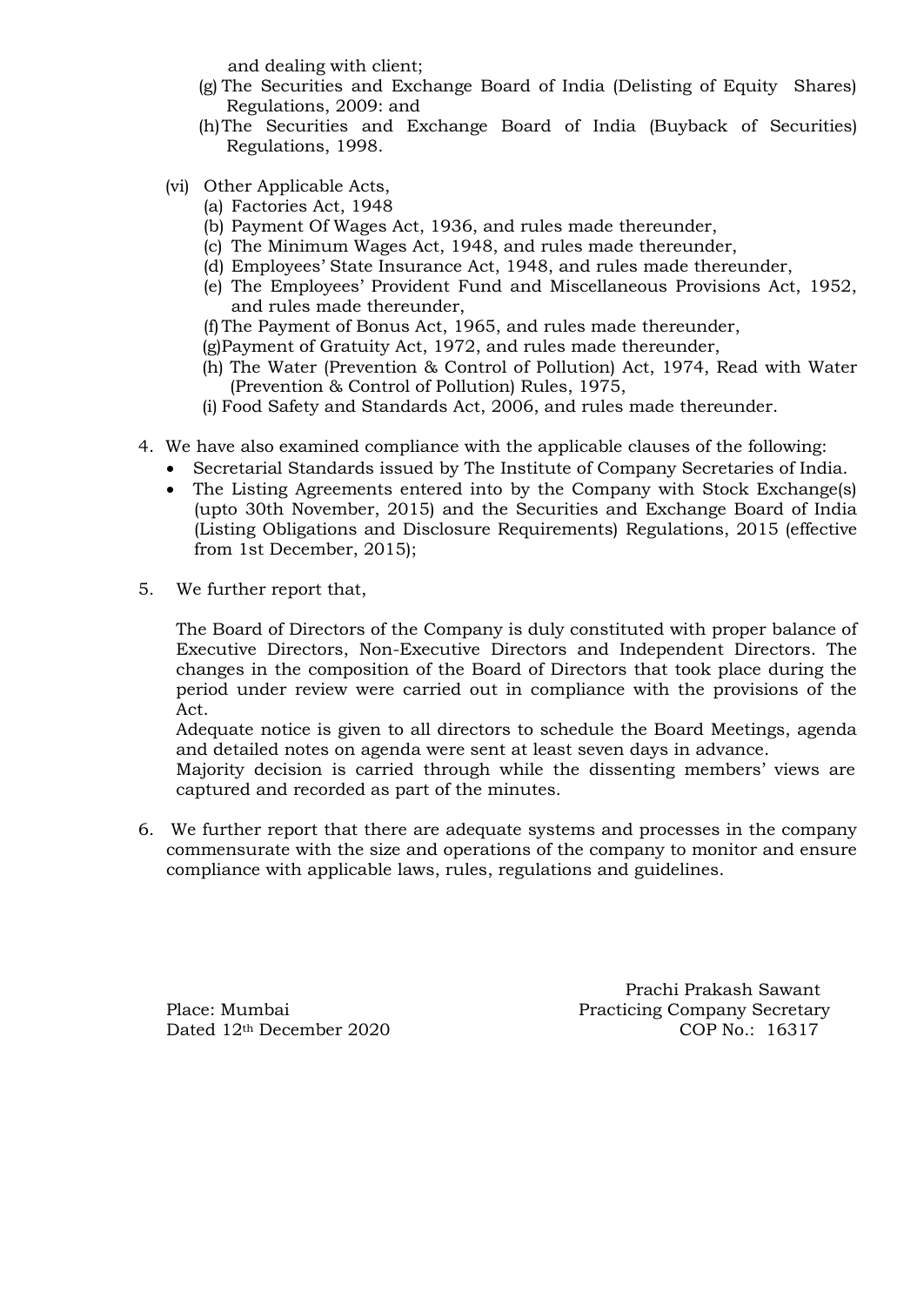and dealing with client;

(g) The Securities and Exchange Board of India (Delisting of Equity Shares) Regulations, 2009: and

(h) The Securities and Exchange Board of India (Buyback of Securities) Regulations, 1998.

(vi) Other Applicable Acts,

(a) Factories Act, 1948

(b) Payment Of Wages Act, 1936, and rules made thereunder,

(c) The Minimum Wages Act, 1948, and rules made thereunder,

(d) Employees' State Insurance Act, 1948, and rules made thereunder,

(e) The Employees' Provident Fund and Miscellaneous Provisions Act, 1952, and rules made thereunder,

(f) The Payment of Bonus Act, 1965, and rules made thereunder,

(g) Payment of Gratuity Act, 1972, and rules made thereunder,

(h) The Water (Prevention & Control of Pollution) Act, 1974, Read with Water (Prevention & Control of Pollution) Rules, 1975,

(i) Food Safety and Standards Act, 2006, and rules made thereunder.

4. We have also examined compliance with the applicable clauses of the following:
   - Secretarial Standards issued by The Institute of Company Secretaries of India.
   - The Listing Agreements entered into by the Company with Stock Exchange(s) (upto 30th November, 2015) and the Securities and Exchange Board of India (Listing Obligations and Disclosure Requirements) Regulations, 2015 (effective from 1st December, 2015);

5. We further report that,

   The Board of Directors of the Company is duly constituted with proper balance of Executive Directors, Non-Executive Directors and Independent Directors. The changes in the composition of the Board of Directors that took place during the period under review were carried out in compliance with the provisions of the Act.

   Adequate notice is given to all directors to schedule the Board Meetings, agenda and detailed notes on agenda were sent at least seven days in advance.

   Majority decision is carried through while the dissenting members' views are captured and recorded as part of the minutes.

6. We further report that there are adequate systems and processes in the company commensurate with the size and operations of the company to monitor and ensure compliance with applicable laws, rules, regulations and guidelines.

Place: Mumbai
Dated 12th December 2020

Prachi Prakash Sawant
Practicing Company Secretary
COP No.: 16317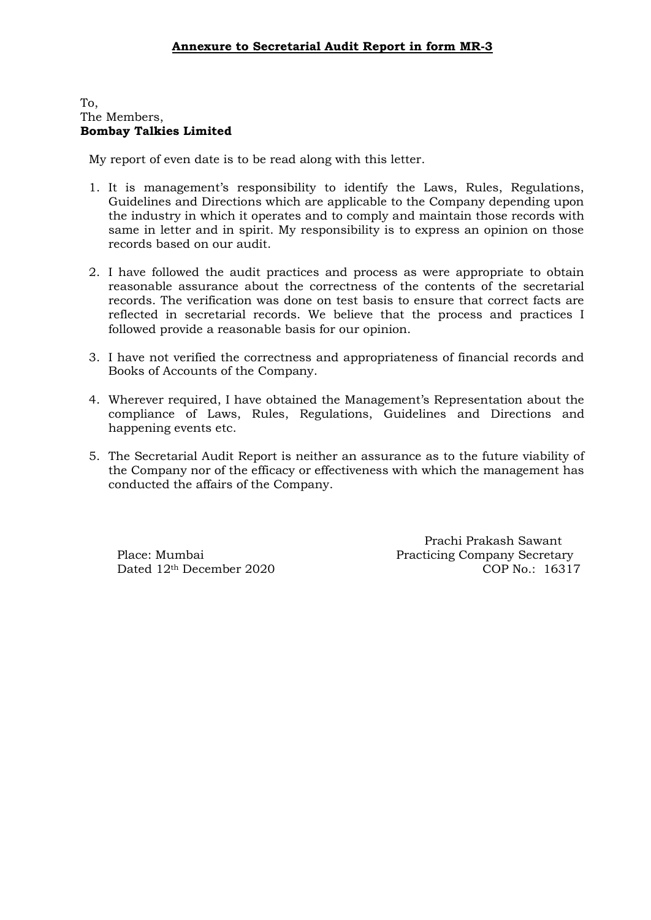**Annexure to Secretarial Audit Report in form MR-3**

To,
The Members,
**Bombay Talkies Limited**

My report of even date is to be read along with this letter.

1. It is management's responsibility to identify the Laws, Rules, Regulations, Guidelines and Directions which are applicable to the Company depending upon the industry in which it operates and to comply and maintain those records with same in letter and in spirit. My responsibility is to express an opinion on those records based on our audit.

2. I have followed the audit practices and process as were appropriate to obtain reasonable assurance about the correctness of the contents of the secretarial records. The verification was done on test basis to ensure that correct facts are reflected in secretarial records. We believe that the process and practices I followed provide a reasonable basis for our opinion.

3. I have not verified the correctness and appropriateness of financial records and Books of Accounts of the Company.

4. Wherever required, I have obtained the Management's Representation about the compliance of Laws, Rules, Regulations, Guidelines and Directions and happening events etc.

5. The Secretarial Audit Report is neither an assurance as to the future viability of the Company nor of the efficacy or effectiveness with which the management has conducted the affairs of the Company.

Place: Mumbai
Dated 12th December 2020

Prachi Prakash Sawant
Practicing Company Secretary
COP No.: 16317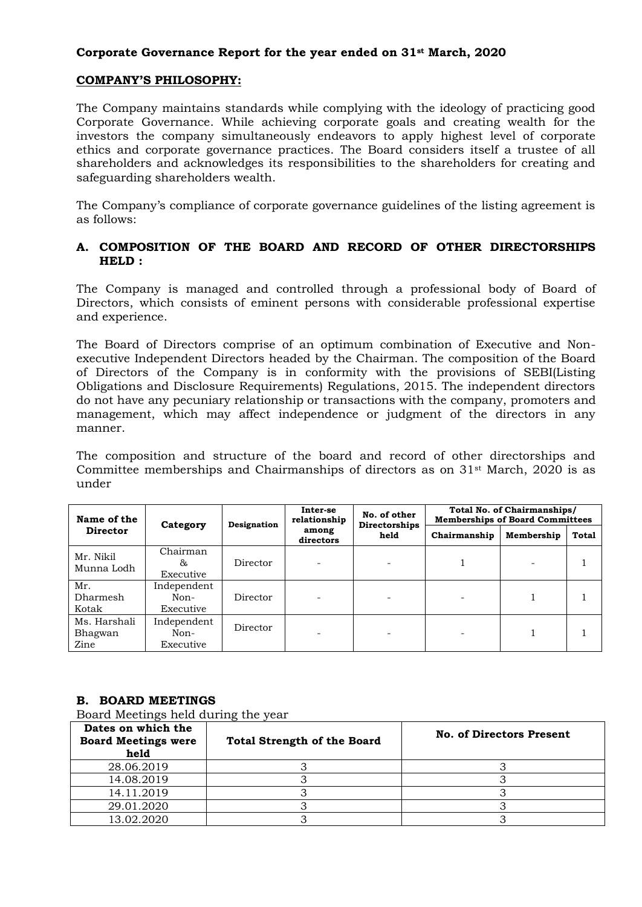**Corporate Governance Report for the year ended on 31st March, 2020**

**COMPANY'S PHILOSOPHY:**

The Company maintains standards while complying with the ideology of practicing good Corporate Governance. While achieving corporate goals and creating wealth for the investors the company simultaneously endeavors to apply highest level of corporate ethics and corporate governance practices. The Board considers itself a trustee of all shareholders and acknowledges its responsibilities to the shareholders for creating and safeguarding shareholders wealth.

The Company's compliance of corporate governance guidelines of the listing agreement is as follows:

**A. COMPOSITION OF THE BOARD AND RECORD OF OTHER DIRECTORSHIPS HELD :**

The Company is managed and controlled through a professional body of Board of Directors, which consists of eminent persons with considerable professional expertise and experience.

The Board of Directors comprise of an optimum combination of Executive and Non-executive Independent Directors headed by the Chairman. The composition of the Board of Directors of the Company is in conformity with the provisions of SEBI(Listing Obligations and Disclosure Requirements) Regulations, 2015. The independent directors do not have any pecuniary relationship or transactions with the company, promoters and management, which may affect independence or judgment of the directors in any manner.

The composition and structure of the board and record of other directorships and Committee memberships and Chairmanships of directors as on 31st March, 2020 is as under

| Name of the Director | Category | Designation | Inter-se relationship among directors | No. of other Directorships held | Total No. of Chairmanships/ Memberships of Board Committees | | |
|---|---|---|---|---|---|---|---|
| | | | | | Chairmanship | Membership | Total |
| Mr. Nikil Munna Lodh | Chairman & Executive | Director | - | - | 1 | - | 1 |
| Mr. Dharmesh Kotak | Independent Non-Executive | Director | - | - | - | 1 | 1 |
| Ms. Harshali Bhagwan Zine | Independent Non-Executive | Director | - | - | - | 1 | 1 |

**B. BOARD MEETINGS**

Board Meetings held during the year

| Dates on which the Board Meetings were held | Total Strength of the Board | No. of Directors Present |
|---|---|---|
| 28.06.2019 | 3 | 3 |
| 14.08.2019 | 3 | 3 |
| 14.11.2019 | 3 | 3 |
| 29.01.2020 | 3 | 3 |
| 13.02.2020 | 3 | 3 |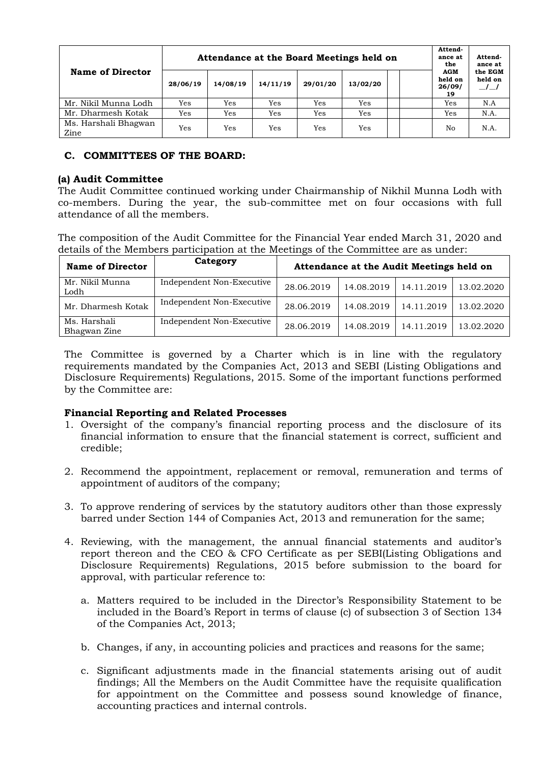| Name of Director | Attendance at the Board Meetings held on | | | | | | | Attendance at the AGM held on 26/09/19 | Attendance at the EGM held on __/__/ |
|---|---|---|---|---|---|---|---|---|---|
| | 28/06/19 | 14/08/19 | 14/11/19 | 29/01/20 | 13/02/20 | | | | |
| Mr. Nikil Munna Lodh | Yes | Yes | Yes | Yes | Yes | | | Yes | N.A |
| Mr. Dharmesh Kotak | Yes | Yes | Yes | Yes | Yes | | | Yes | N.A. |
| Ms. Harshali Bhagwan Zine | Yes | Yes | Yes | Yes | Yes | | | No | N.A. |

## C. COMMITTEES OF THE BOARD:

### (a) Audit Committee

The Audit Committee continued working under Chairmanship of Nikhil Munna Lodh with co-members. During the year, the sub-committee met on four occasions with full attendance of all the members.

The composition of the Audit Committee for the Financial Year ended March 31, 2020 and details of the Members participation at the Meetings of the Committee are as under:

| Name of Director | Category | Attendance at the Audit Meetings held on | | | |
|---|---|---|---|---|---|
| Mr. Nikil Munna Lodh | Independent Non-Executive | 28.06.2019 | 14.08.2019 | 14.11.2019 | 13.02.2020 |
| Mr. Dharmesh Kotak | Independent Non-Executive | 28.06.2019 | 14.08.2019 | 14.11.2019 | 13.02.2020 |
| Ms. Harshali Bhagwan Zine | Independent Non-Executive | 28.06.2019 | 14.08.2019 | 14.11.2019 | 13.02.2020 |

The Committee is governed by a Charter which is in line with the regulatory requirements mandated by the Companies Act, 2013 and SEBI (Listing Obligations and Disclosure Requirements) Regulations, 2015. Some of the important functions performed by the Committee are:

**Financial Reporting and Related Processes**

1. Oversight of the company's financial reporting process and the disclosure of its financial information to ensure that the financial statement is correct, sufficient and credible;

2. Recommend the appointment, replacement or removal, remuneration and terms of appointment of auditors of the company;

3. To approve rendering of services by the statutory auditors other than those expressly barred under Section 144 of Companies Act, 2013 and remuneration for the same;

4. Reviewing, with the management, the annual financial statements and auditor's report thereon and the CEO & CFO Certificate as per SEBI(Listing Obligations and Disclosure Requirements) Regulations, 2015 before submission to the board for approval, with particular reference to:

   a. Matters required to be included in the Director's Responsibility Statement to be included in the Board's Report in terms of clause (c) of subsection 3 of Section 134 of the Companies Act, 2013;

   b. Changes, if any, in accounting policies and practices and reasons for the same;

   c. Significant adjustments made in the financial statements arising out of audit findings; All the Members on the Audit Committee have the requisite qualification for appointment on the Committee and possess sound knowledge of finance, accounting practices and internal controls.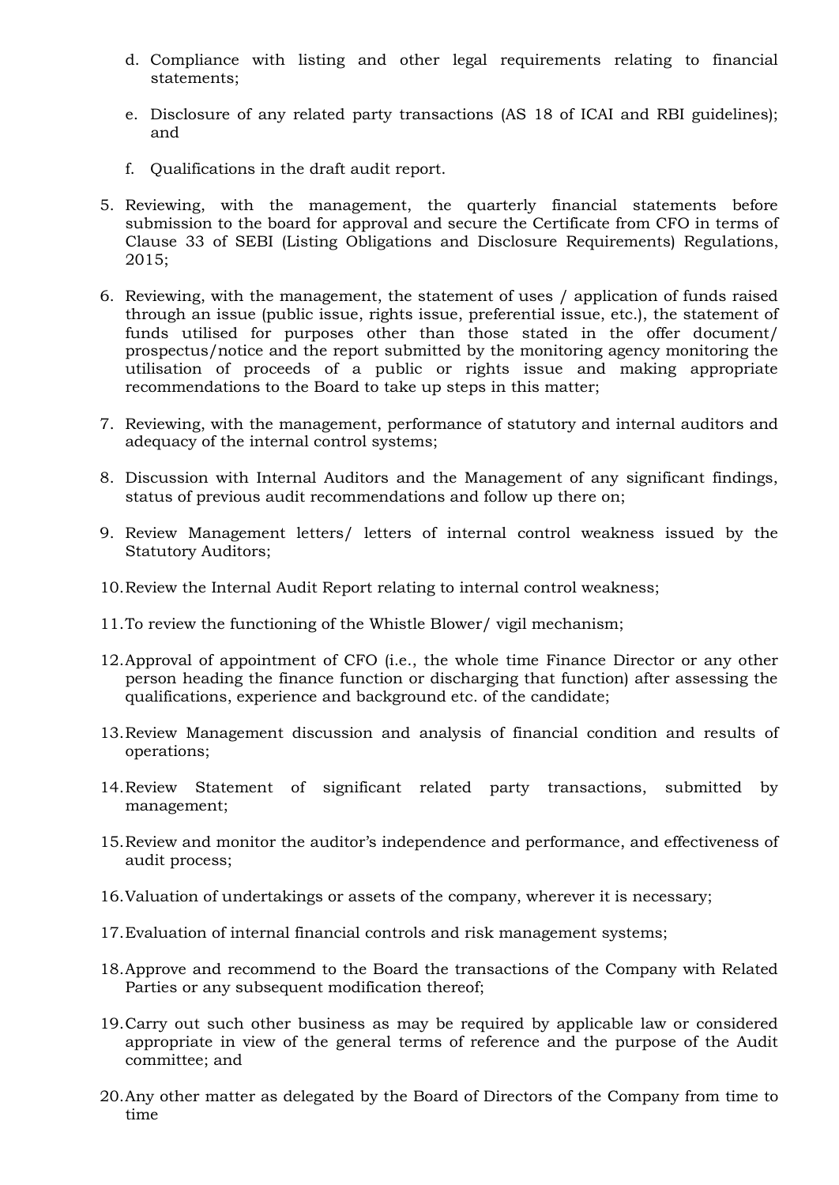d. Compliance with listing and other legal requirements relating to financial statements;

e. Disclosure of any related party transactions (AS 18 of ICAI and RBI guidelines); and

f. Qualifications in the draft audit report.

5. Reviewing, with the management, the quarterly financial statements before submission to the board for approval and secure the Certificate from CFO in terms of Clause 33 of SEBI (Listing Obligations and Disclosure Requirements) Regulations, 2015;

6. Reviewing, with the management, the statement of uses / application of funds raised through an issue (public issue, rights issue, preferential issue, etc.), the statement of funds utilised for purposes other than those stated in the offer document/ prospectus/notice and the report submitted by the monitoring agency monitoring the utilisation of proceeds of a public or rights issue and making appropriate recommendations to the Board to take up steps in this matter;

7. Reviewing, with the management, performance of statutory and internal auditors and adequacy of the internal control systems;

8. Discussion with Internal Auditors and the Management of any significant findings, status of previous audit recommendations and follow up there on;

9. Review Management letters/ letters of internal control weakness issued by the Statutory Auditors;

10. Review the Internal Audit Report relating to internal control weakness;

11. To review the functioning of the Whistle Blower/ vigil mechanism;

12. Approval of appointment of CFO (i.e., the whole time Finance Director or any other person heading the finance function or discharging that function) after assessing the qualifications, experience and background etc. of the candidate;

13. Review Management discussion and analysis of financial condition and results of operations;

14. Review Statement of significant related party transactions, submitted by management;

15. Review and monitor the auditor's independence and performance, and effectiveness of audit process;

16. Valuation of undertakings or assets of the company, wherever it is necessary;

17. Evaluation of internal financial controls and risk management systems;

18. Approve and recommend to the Board the transactions of the Company with Related Parties or any subsequent modification thereof;

19. Carry out such other business as may be required by applicable law or considered appropriate in view of the general terms of reference and the purpose of the Audit committee; and

20. Any other matter as delegated by the Board of Directors of the Company from time to time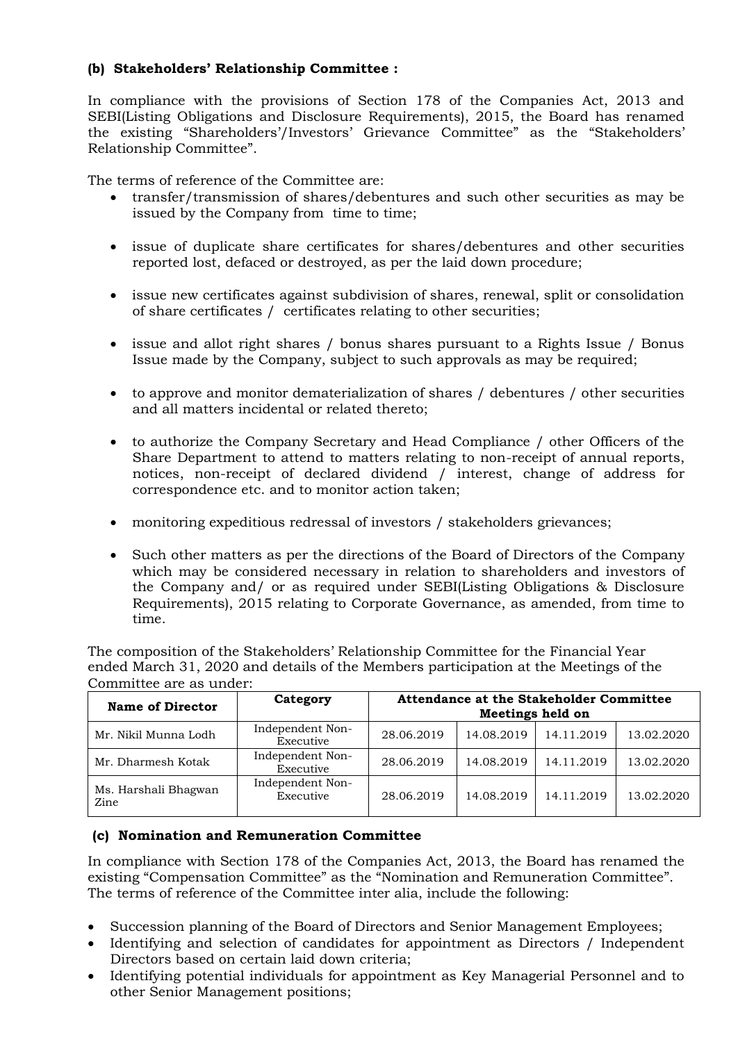### (b) Stakeholders' Relationship Committee :

In compliance with the provisions of Section 178 of the Companies Act, 2013 and SEBI(Listing Obligations and Disclosure Requirements), 2015, the Board has renamed the existing "Shareholders'/Investors' Grievance Committee" as the "Stakeholders' Relationship Committee".

The terms of reference of the Committee are:

- transfer/transmission of shares/debentures and such other securities as may be issued by the Company from time to time;
- issue of duplicate share certificates for shares/debentures and other securities reported lost, defaced or destroyed, as per the laid down procedure;
- issue new certificates against subdivision of shares, renewal, split or consolidation of share certificates / certificates relating to other securities;
- issue and allot right shares / bonus shares pursuant to a Rights Issue / Bonus Issue made by the Company, subject to such approvals as may be required;
- to approve and monitor dematerialization of shares / debentures / other securities and all matters incidental or related thereto;
- to authorize the Company Secretary and Head Compliance / other Officers of the Share Department to attend to matters relating to non-receipt of annual reports, notices, non-receipt of declared dividend / interest, change of address for correspondence etc. and to monitor action taken;
- monitoring expeditious redressal of investors / stakeholders grievances;
- Such other matters as per the directions of the Board of Directors of the Company which may be considered necessary in relation to shareholders and investors of the Company and/ or as required under SEBI(Listing Obligations & Disclosure Requirements), 2015 relating to Corporate Governance, as amended, from time to time.

The composition of the Stakeholders' Relationship Committee for the Financial Year ended March 31, 2020 and details of the Members participation at the Meetings of the Committee are as under:

| Name of Director | Category | Attendance at the Stakeholder Committee Meetings held on | | | |
|---|---|---|---|---|---|
| Mr. Nikil Munna Lodh | Independent Non-Executive | 28.06.2019 | 14.08.2019 | 14.11.2019 | 13.02.2020 |
| Mr. Dharmesh Kotak | Independent Non-Executive | 28.06.2019 | 14.08.2019 | 14.11.2019 | 13.02.2020 |
| Ms. Harshali Bhagwan Zine | Independent Non-Executive | 28.06.2019 | 14.08.2019 | 14.11.2019 | 13.02.2020 |

### (c) Nomination and Remuneration Committee

In compliance with Section 178 of the Companies Act, 2013, the Board has renamed the existing "Compensation Committee" as the "Nomination and Remuneration Committee". The terms of reference of the Committee inter alia, include the following:

- Succession planning of the Board of Directors and Senior Management Employees;
- Identifying and selection of candidates for appointment as Directors / Independent Directors based on certain laid down criteria;
- Identifying potential individuals for appointment as Key Managerial Personnel and to other Senior Management positions;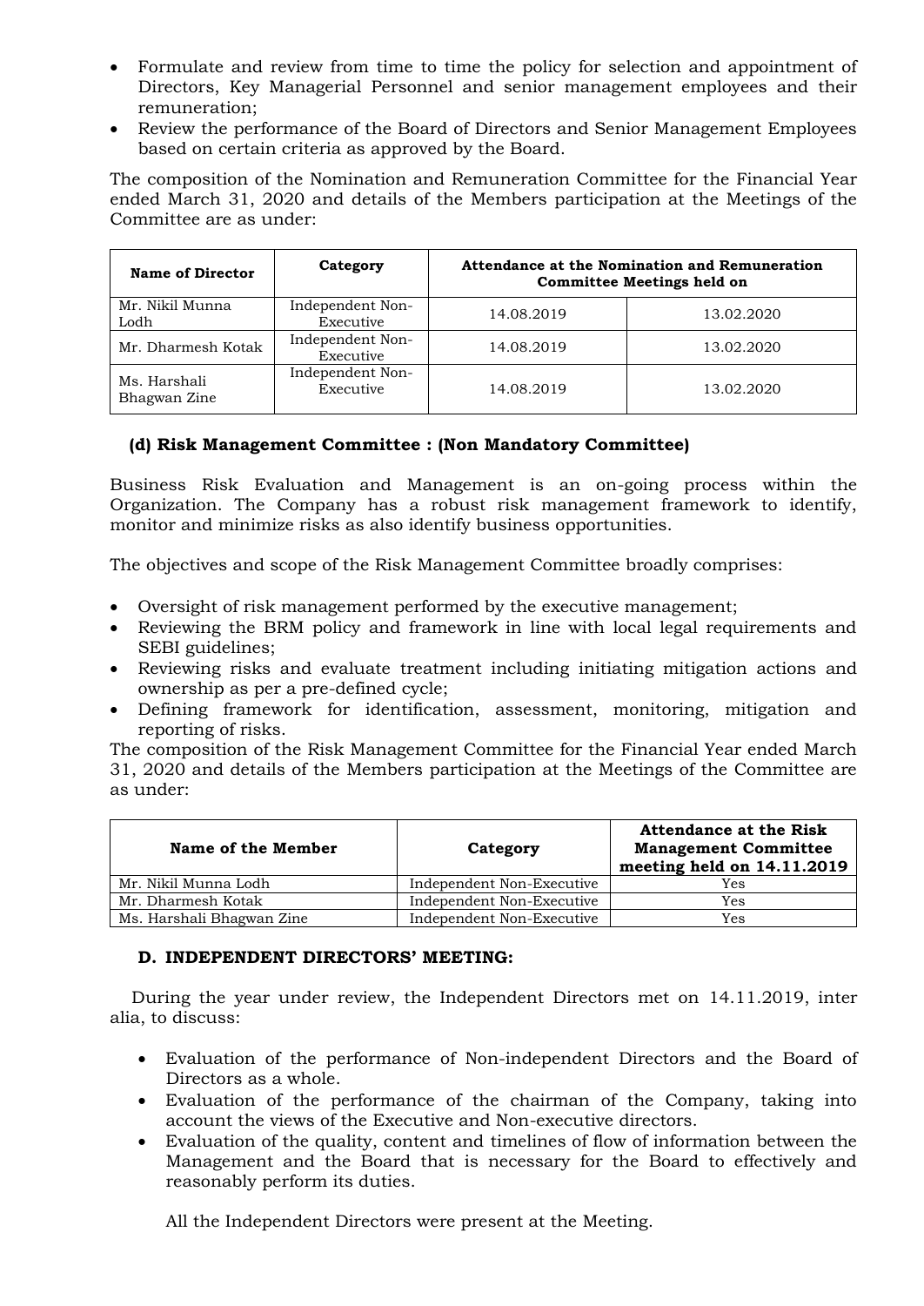- Formulate and review from time to time the policy for selection and appointment of Directors, Key Managerial Personnel and senior management employees and their remuneration;
- Review the performance of the Board of Directors and Senior Management Employees based on certain criteria as approved by the Board.

The composition of the Nomination and Remuneration Committee for the Financial Year ended March 31, 2020 and details of the Members participation at the Meetings of the Committee are as under:

| Name of Director | Category | Attendance at the Nomination and Remuneration Committee Meetings held on | |
|---|---|---|---|
| Mr. Nikil Munna Lodh | Independent Non-Executive | 14.08.2019 | 13.02.2020 |
| Mr. Dharmesh Kotak | Independent Non-Executive | 14.08.2019 | 13.02.2020 |
| Ms. Harshali Bhagwan Zine | Independent Non-Executive | 14.08.2019 | 13.02.2020 |

### (d) Risk Management Committee : (Non Mandatory Committee)

Business Risk Evaluation and Management is an on-going process within the Organization. The Company has a robust risk management framework to identify, monitor and minimize risks as also identify business opportunities.

The objectives and scope of the Risk Management Committee broadly comprises:

- Oversight of risk management performed by the executive management;
- Reviewing the BRM policy and framework in line with local legal requirements and SEBI guidelines;
- Reviewing risks and evaluate treatment including initiating mitigation actions and ownership as per a pre-defined cycle;
- Defining framework for identification, assessment, monitoring, mitigation and reporting of risks.

The composition of the Risk Management Committee for the Financial Year ended March 31, 2020 and details of the Members participation at the Meetings of the Committee are as under:

| Name of the Member | Category | Attendance at the Risk Management Committee meeting held on 14.11.2019 |
|---|---|---|
| Mr. Nikil Munna Lodh | Independent Non-Executive | Yes |
| Mr. Dharmesh Kotak | Independent Non-Executive | Yes |
| Ms. Harshali Bhagwan Zine | Independent Non-Executive | Yes |

### D. INDEPENDENT DIRECTORS' MEETING:

During the year under review, the Independent Directors met on 14.11.2019, inter alia, to discuss:

- Evaluation of the performance of Non-independent Directors and the Board of Directors as a whole.
- Evaluation of the performance of the chairman of the Company, taking into account the views of the Executive and Non-executive directors.
- Evaluation of the quality, content and timelines of flow of information between the Management and the Board that is necessary for the Board to effectively and reasonably perform its duties.

All the Independent Directors were present at the Meeting.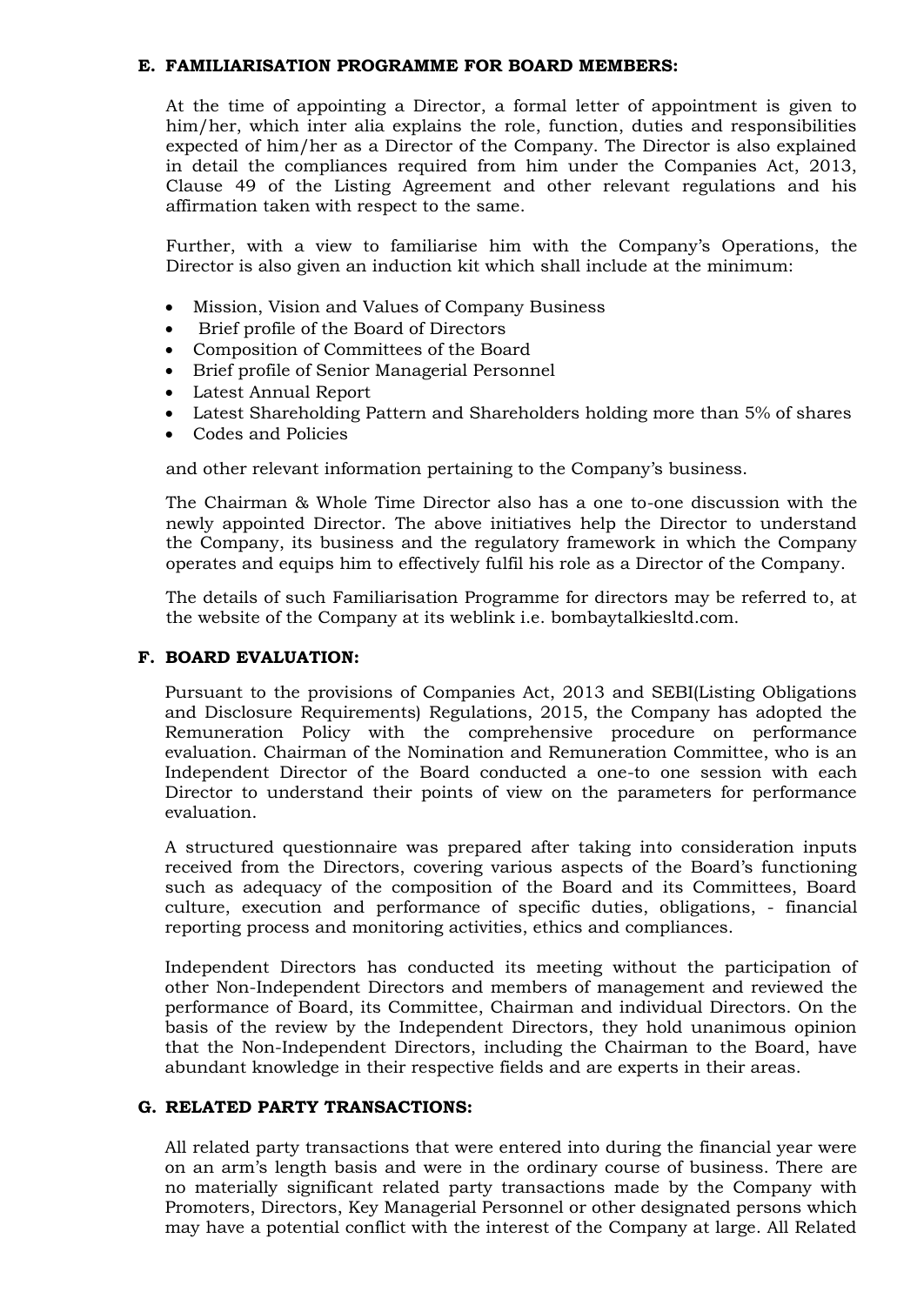### E. FAMILIARISATION PROGRAMME FOR BOARD MEMBERS:

At the time of appointing a Director, a formal letter of appointment is given to him/her, which inter alia explains the role, function, duties and responsibilities expected of him/her as a Director of the Company. The Director is also explained in detail the compliances required from him under the Companies Act, 2013, Clause 49 of the Listing Agreement and other relevant regulations and his affirmation taken with respect to the same.

Further, with a view to familiarise him with the Company's Operations, the Director is also given an induction kit which shall include at the minimum:

- Mission, Vision and Values of Company Business
- Brief profile of the Board of Directors
- Composition of Committees of the Board
- Brief profile of Senior Managerial Personnel
- Latest Annual Report
- Latest Shareholding Pattern and Shareholders holding more than 5% of shares
- Codes and Policies

and other relevant information pertaining to the Company's business.

The Chairman & Whole Time Director also has a one to-one discussion with the newly appointed Director. The above initiatives help the Director to understand the Company, its business and the regulatory framework in which the Company operates and equips him to effectively fulfil his role as a Director of the Company.

The details of such Familiarisation Programme for directors may be referred to, at the website of the Company at its weblink i.e. bombaytalkiesltd.com.

### F. BOARD EVALUATION:

Pursuant to the provisions of Companies Act, 2013 and SEBI(Listing Obligations and Disclosure Requirements) Regulations, 2015, the Company has adopted the Remuneration Policy with the comprehensive procedure on performance evaluation. Chairman of the Nomination and Remuneration Committee, who is an Independent Director of the Board conducted a one-to one session with each Director to understand their points of view on the parameters for performance evaluation.

A structured questionnaire was prepared after taking into consideration inputs received from the Directors, covering various aspects of the Board's functioning such as adequacy of the composition of the Board and its Committees, Board culture, execution and performance of specific duties, obligations, - financial reporting process and monitoring activities, ethics and compliances.

Independent Directors has conducted its meeting without the participation of other Non-Independent Directors and members of management and reviewed the performance of Board, its Committee, Chairman and individual Directors. On the basis of the review by the Independent Directors, they hold unanimous opinion that the Non-Independent Directors, including the Chairman to the Board, have abundant knowledge in their respective fields and are experts in their areas.

### G. RELATED PARTY TRANSACTIONS:

All related party transactions that were entered into during the financial year were on an arm's length basis and were in the ordinary course of business. There are no materially significant related party transactions made by the Company with Promoters, Directors, Key Managerial Personnel or other designated persons which may have a potential conflict with the interest of the Company at large. All Related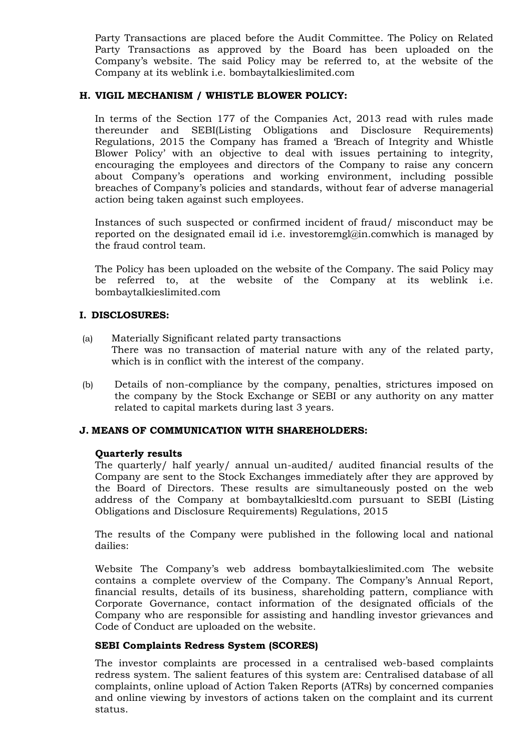Party Transactions are placed before the Audit Committee. The Policy on Related Party Transactions as approved by the Board has been uploaded on the Company's website. The said Policy may be referred to, at the website of the Company at its weblink i.e. bombaytalkieslimited.com

### H. VIGIL MECHANISM / WHISTLE BLOWER POLICY:

In terms of the Section 177 of the Companies Act, 2013 read with rules made thereunder and SEBI(Listing Obligations and Disclosure Requirements) Regulations, 2015 the Company has framed a 'Breach of Integrity and Whistle Blower Policy' with an objective to deal with issues pertaining to integrity, encouraging the employees and directors of the Company to raise any concern about Company's operations and working environment, including possible breaches of Company's policies and standards, without fear of adverse managerial action being taken against such employees.

Instances of such suspected or confirmed incident of fraud/ misconduct may be reported on the designated email id i.e. investoremgl@in.comwhich is managed by the fraud control team.

The Policy has been uploaded on the website of the Company. The said Policy may be referred to, at the website of the Company at its weblink i.e. bombaytalkieslimited.com

### I. DISCLOSURES:

(a) Materially Significant related party transactions
There was no transaction of material nature with any of the related party, which is in conflict with the interest of the company.

(b) Details of non-compliance by the company, penalties, strictures imposed on the company by the Stock Exchange or SEBI or any authority on any matter related to capital markets during last 3 years.

### J. MEANS OF COMMUNICATION WITH SHAREHOLDERS:

**Quarterly results**
The quarterly/ half yearly/ annual un-audited/ audited financial results of the Company are sent to the Stock Exchanges immediately after they are approved by the Board of Directors. These results are simultaneously posted on the web address of the Company at bombaytalkiesltd.com pursuant to SEBI (Listing Obligations and Disclosure Requirements) Regulations, 2015

The results of the Company were published in the following local and national dailies:

Website The Company's web address bombaytalkieslimited.com The website contains a complete overview of the Company. The Company's Annual Report, financial results, details of its business, shareholding pattern, compliance with Corporate Governance, contact information of the designated officials of the Company who are responsible for assisting and handling investor grievances and Code of Conduct are uploaded on the website.

**SEBI Complaints Redress System (SCORES)**

The investor complaints are processed in a centralised web-based complaints redress system. The salient features of this system are: Centralised database of all complaints, online upload of Action Taken Reports (ATRs) by concerned companies and online viewing by investors of actions taken on the complaint and its current status.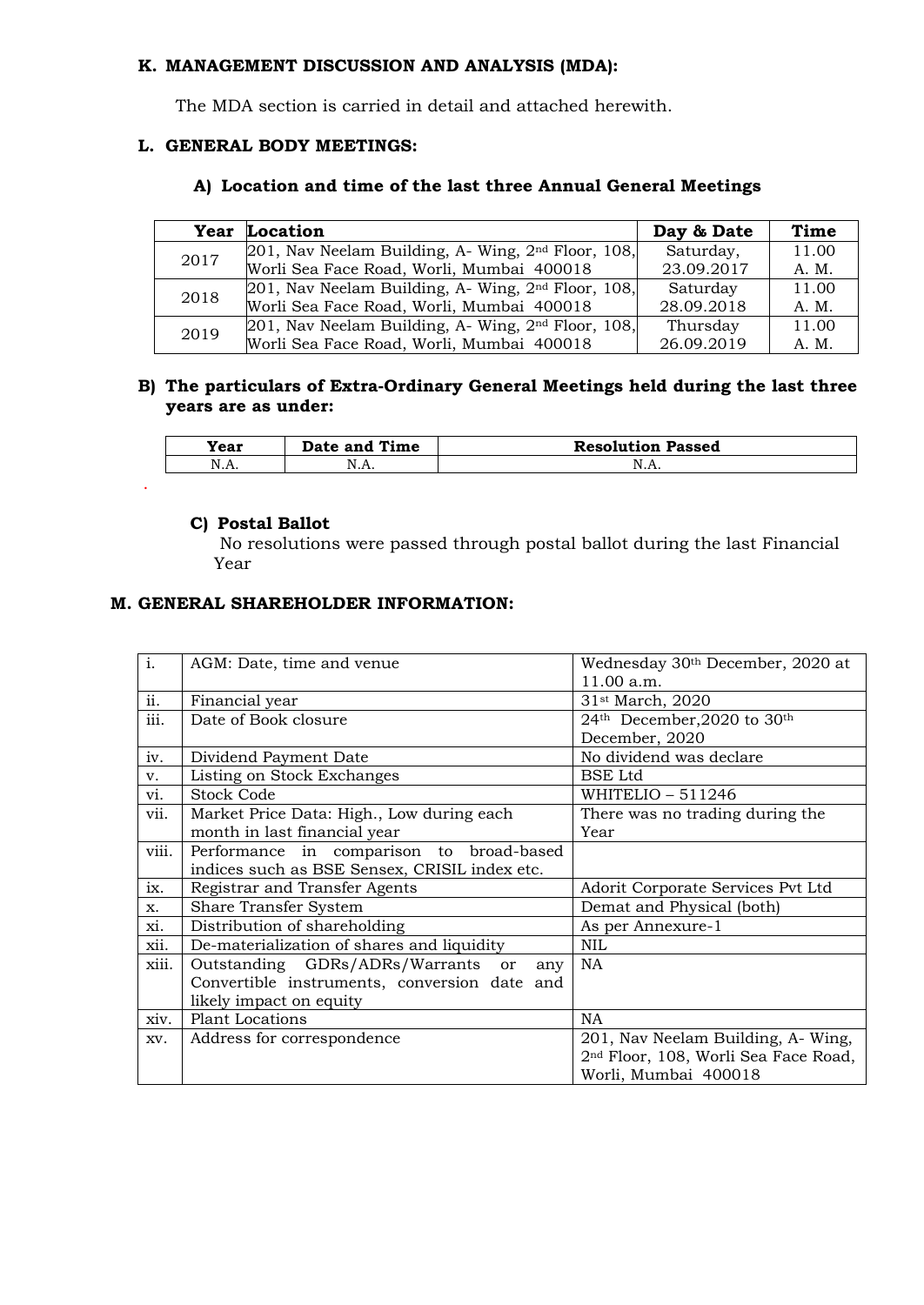### K. MANAGEMENT DISCUSSION AND ANALYSIS (MDA):

The MDA section is carried in detail and attached herewith.

### L. GENERAL BODY MEETINGS:

#### A) Location and time of the last three Annual General Meetings

| Year | Location | Day & Date | Time |
|---|---|---|---|
| 2017 | 201, Nav Neelam Building, A- Wing, 2nd Floor, 108, Worli Sea Face Road, Worli, Mumbai 400018 | Saturday, 23.09.2017 | 11.00 A. M. |
| 2018 | 201, Nav Neelam Building, A- Wing, 2nd Floor, 108, Worli Sea Face Road, Worli, Mumbai 400018 | Saturday 28.09.2018 | 11.00 A. M. |
| 2019 | 201, Nav Neelam Building, A- Wing, 2nd Floor, 108, Worli Sea Face Road, Worli, Mumbai 400018 | Thursday 26.09.2019 | 11.00 A. M. |

#### B) The particulars of Extra-Ordinary General Meetings held during the last three years are as under:

| Year | Date and Time | Resolution Passed |
|---|---|---|
| N.A. | N.A. | N.A. |

#### C) Postal Ballot

No resolutions were passed through postal ballot during the last Financial Year

### M. GENERAL SHAREHOLDER INFORMATION:

| | | |
|---|---|---|
| i. | AGM: Date, time and venue | Wednesday 30th December, 2020 at 11.00 a.m. |
| ii. | Financial year | 31st March, 2020 |
| iii. | Date of Book closure | 24th December,2020 to 30th December, 2020 |
| iv. | Dividend Payment Date | No dividend was declare |
| v. | Listing on Stock Exchanges | BSE Ltd |
| vi. | Stock Code | WHITELIO – 511246 |
| vii. | Market Price Data: High., Low during each month in last financial year | There was no trading during the Year |
| viii. | Performance in comparison to broad-based indices such as BSE Sensex, CRISIL index etc. | |
| ix. | Registrar and Transfer Agents | Adorit Corporate Services Pvt Ltd |
| x. | Share Transfer System | Demat and Physical (both) |
| xi. | Distribution of shareholding | As per Annexure-1 |
| xii. | De-materialization of shares and liquidity | NIL |
| xiii. | Outstanding GDRs/ADRs/Warrants or any Convertible instruments, conversion date and likely impact on equity | NA |
| xiv. | Plant Locations | NA |
| xv. | Address for correspondence | 201, Nav Neelam Building, A- Wing, 2nd Floor, 108, Worli Sea Face Road, Worli, Mumbai 400018 |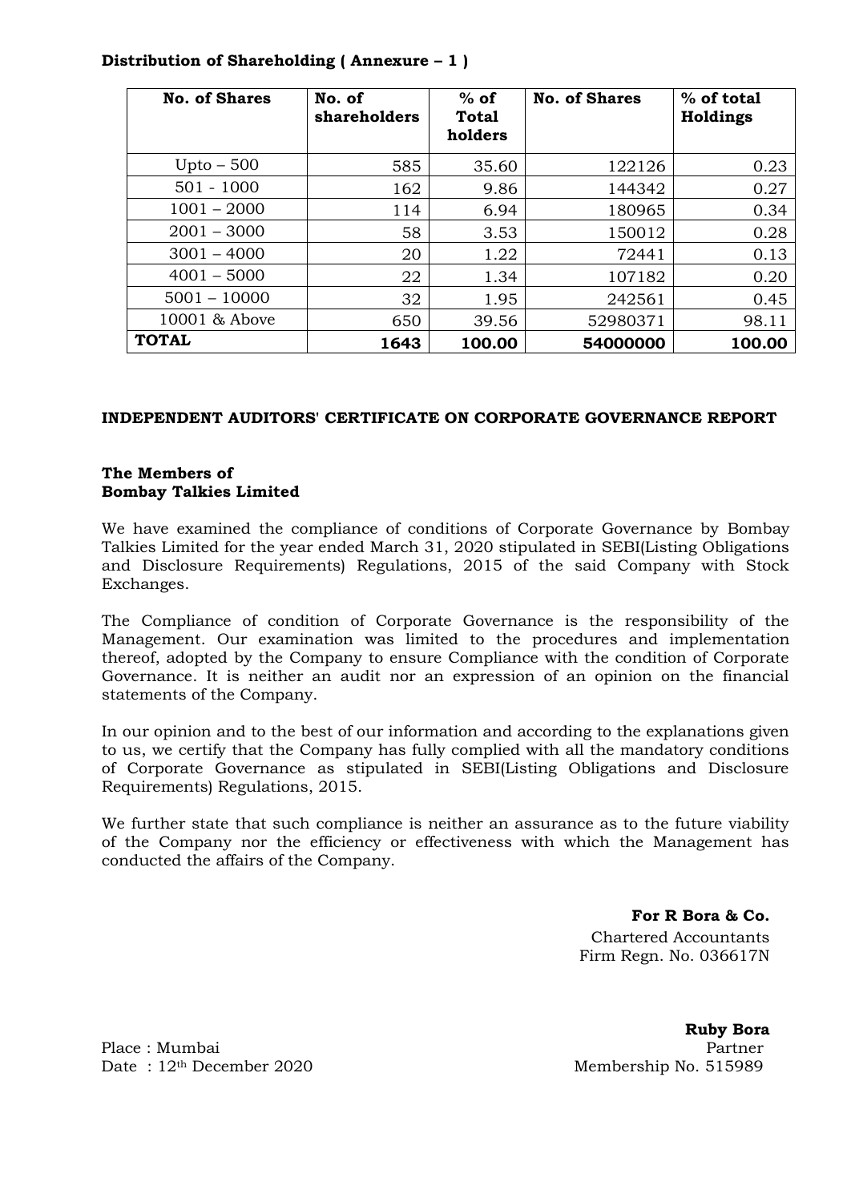**Distribution of Shareholding ( Annexure – 1 )**

| No. of Shares | No. of shareholders | % of Total holders | No. of Shares | % of total Holdings |
|---|---|---|---|---|
| Upto – 500 | 585 | 35.60 | 122126 | 0.23 |
| 501 - 1000 | 162 | 9.86 | 144342 | 0.27 |
| 1001 – 2000 | 114 | 6.94 | 180965 | 0.34 |
| 2001 – 3000 | 58 | 3.53 | 150012 | 0.28 |
| 3001 – 4000 | 20 | 1.22 | 72441 | 0.13 |
| 4001 – 5000 | 22 | 1.34 | 107182 | 0.20 |
| 5001 – 10000 | 32 | 1.95 | 242561 | 0.45 |
| 10001 & Above | 650 | 39.56 | 52980371 | 98.11 |
| **TOTAL** | **1643** | **100.00** | **54000000** | **100.00** |

**INDEPENDENT AUDITORS' CERTIFICATE ON CORPORATE GOVERNANCE REPORT**

**The Members of**
**Bombay Talkies Limited**

We have examined the compliance of conditions of Corporate Governance by Bombay Talkies Limited for the year ended March 31, 2020 stipulated in SEBI(Listing Obligations and Disclosure Requirements) Regulations, 2015 of the said Company with Stock Exchanges.

The Compliance of condition of Corporate Governance is the responsibility of the Management. Our examination was limited to the procedures and implementation thereof, adopted by the Company to ensure Compliance with the condition of Corporate Governance. It is neither an audit nor an expression of an opinion on the financial statements of the Company.

In our opinion and to the best of our information and according to the explanations given to us, we certify that the Company has fully complied with all the mandatory conditions of Corporate Governance as stipulated in SEBI(Listing Obligations and Disclosure Requirements) Regulations, 2015.

We further state that such compliance is neither an assurance as to the future viability of the Company nor the efficiency or effectiveness with which the Management has conducted the affairs of the Company.

**For R Bora & Co.**
Chartered Accountants
Firm Regn. No. 036617N

**Ruby Bora**
Partner
Membership No. 515989

Place : Mumbai
Date : 12th December 2020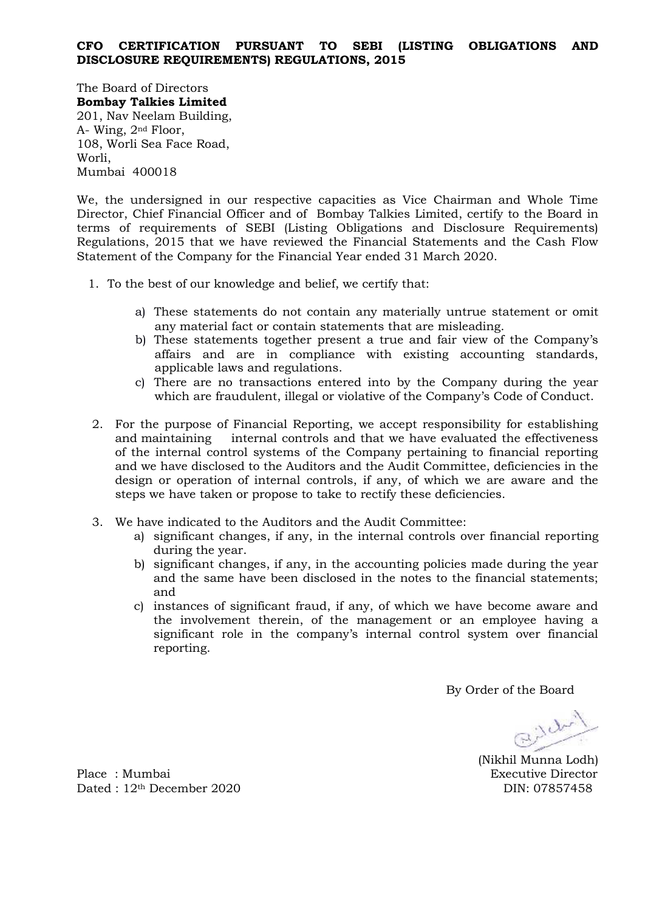**CFO CERTIFICATION PURSUANT TO SEBI (LISTING OBLIGATIONS AND DISCLOSURE REQUIREMENTS) REGULATIONS, 2015**

The Board of Directors
**Bombay Talkies Limited**
201, Nav Neelam Building,
A- Wing, 2nd Floor,
108, Worli Sea Face Road,
Worli,
Mumbai 400018

We, the undersigned in our respective capacities as Vice Chairman and Whole Time Director, Chief Financial Officer and of Bombay Talkies Limited, certify to the Board in terms of requirements of SEBI (Listing Obligations and Disclosure Requirements) Regulations, 2015 that we have reviewed the Financial Statements and the Cash Flow Statement of the Company for the Financial Year ended 31 March 2020.

1. To the best of our knowledge and belief, we certify that:

    a) These statements do not contain any materially untrue statement or omit any material fact or contain statements that are misleading.
    b) These statements together present a true and fair view of the Company's affairs and are in compliance with existing accounting standards, applicable laws and regulations.
    c) There are no transactions entered into by the Company during the year which are fraudulent, illegal or violative of the Company's Code of Conduct.

2. For the purpose of Financial Reporting, we accept responsibility for establishing and maintaining internal controls and that we have evaluated the effectiveness of the internal control systems of the Company pertaining to financial reporting and we have disclosed to the Auditors and the Audit Committee, deficiencies in the design or operation of internal controls, if any, of which we are aware and the steps we have taken or propose to take to rectify these deficiencies.

3. We have indicated to the Auditors and the Audit Committee:
    a) significant changes, if any, in the internal controls over financial reporting during the year.
    b) significant changes, if any, in the accounting policies made during the year and the same have been disclosed in the notes to the financial statements; and
    c) instances of significant fraud, if any, of which we have become aware and the involvement therein, of the management or an employee having a significant role in the company's internal control system over financial reporting.

By Order of the Board

(Nikhil Munna Lodh)
Executive Director
DIN: 07857458

Place : Mumbai
Dated : 12th December 2020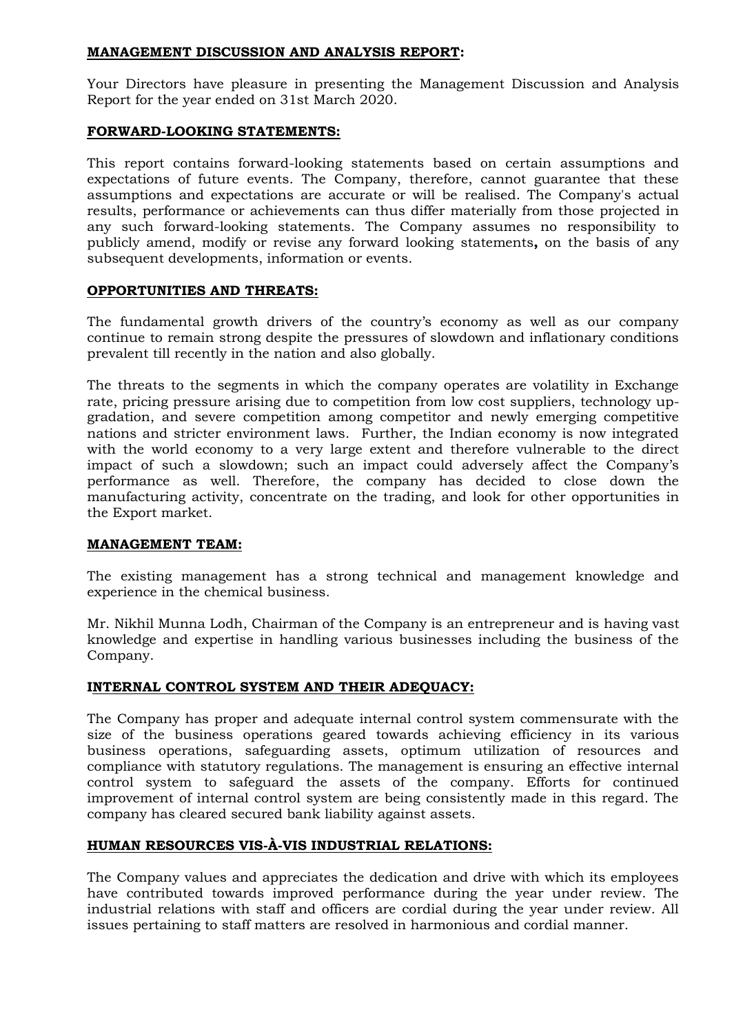## MANAGEMENT DISCUSSION AND ANALYSIS REPORT:

Your Directors have pleasure in presenting the Management Discussion and Analysis Report for the year ended on 31st March 2020.

## FORWARD-LOOKING STATEMENTS:

This report contains forward-looking statements based on certain assumptions and expectations of future events. The Company, therefore, cannot guarantee that these assumptions and expectations are accurate or will be realised. The Company's actual results, performance or achievements can thus differ materially from those projected in any such forward-looking statements. The Company assumes no responsibility to publicly amend, modify or revise any forward looking statements**,** on the basis of any subsequent developments, information or events.

## OPPORTUNITIES AND THREATS:

The fundamental growth drivers of the country's economy as well as our company continue to remain strong despite the pressures of slowdown and inflationary conditions prevalent till recently in the nation and also globally.

The threats to the segments in which the company operates are volatility in Exchange rate, pricing pressure arising due to competition from low cost suppliers, technology up-gradation, and severe competition among competitor and newly emerging competitive nations and stricter environment laws. Further, the Indian economy is now integrated with the world economy to a very large extent and therefore vulnerable to the direct impact of such a slowdown; such an impact could adversely affect the Company's performance as well. Therefore, the company has decided to close down the manufacturing activity, concentrate on the trading, and look for other opportunities in the Export market.

## MANAGEMENT TEAM:

The existing management has a strong technical and management knowledge and experience in the chemical business.

Mr. Nikhil Munna Lodh, Chairman of the Company is an entrepreneur and is having vast knowledge and expertise in handling various businesses including the business of the Company.

## INTERNAL CONTROL SYSTEM AND THEIR ADEQUACY:

The Company has proper and adequate internal control system commensurate with the size of the business operations geared towards achieving efficiency in its various business operations, safeguarding assets, optimum utilization of resources and compliance with statutory regulations. The management is ensuring an effective internal control system to safeguard the assets of the company. Efforts for continued improvement of internal control system are being consistently made in this regard. The company has cleared secured bank liability against assets.

## HUMAN RESOURCES VIS-À-VIS INDUSTRIAL RELATIONS:

The Company values and appreciates the dedication and drive with which its employees have contributed towards improved performance during the year under review. The industrial relations with staff and officers are cordial during the year under review. All issues pertaining to staff matters are resolved in harmonious and cordial manner.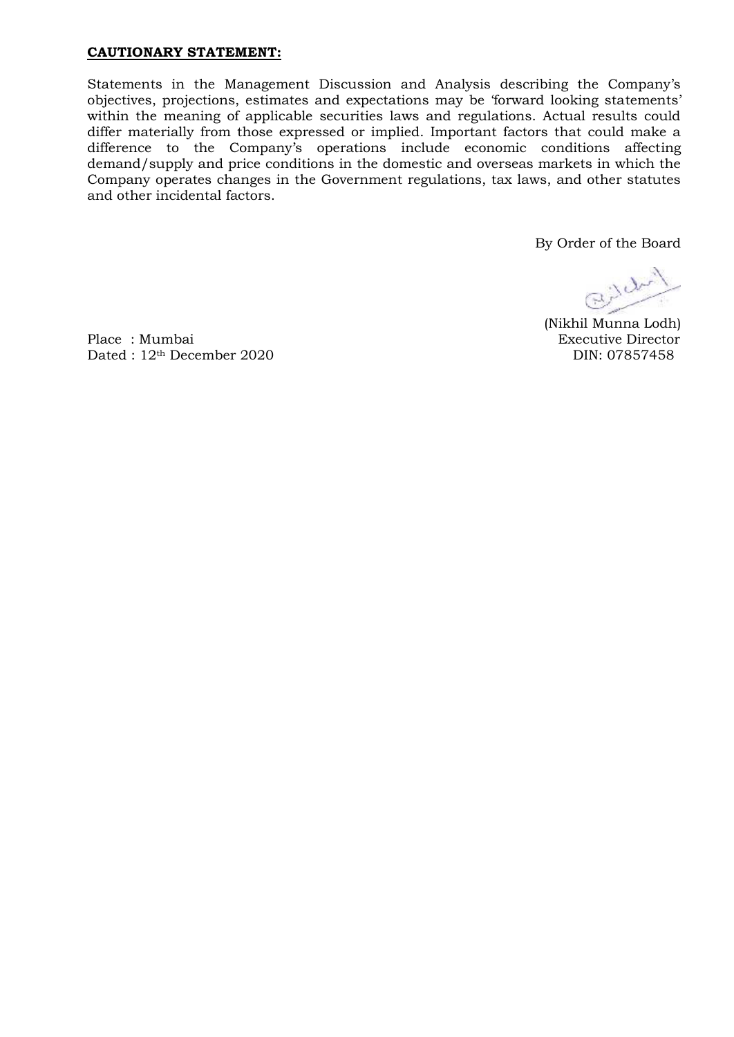**CAUTIONARY STATEMENT:**

Statements in the Management Discussion and Analysis describing the Company's objectives, projections, estimates and expectations may be 'forward looking statements' within the meaning of applicable securities laws and regulations. Actual results could differ materially from those expressed or implied. Important factors that could make a difference to the Company's operations include economic conditions affecting demand/supply and price conditions in the domestic and overseas markets in which the Company operates changes in the Government regulations, tax laws, and other statutes and other incidental factors.

By Order of the Board

(Nikhil Munna Lodh)
Executive Director
DIN: 07857458

Place : Mumbai
Dated : 12th December 2020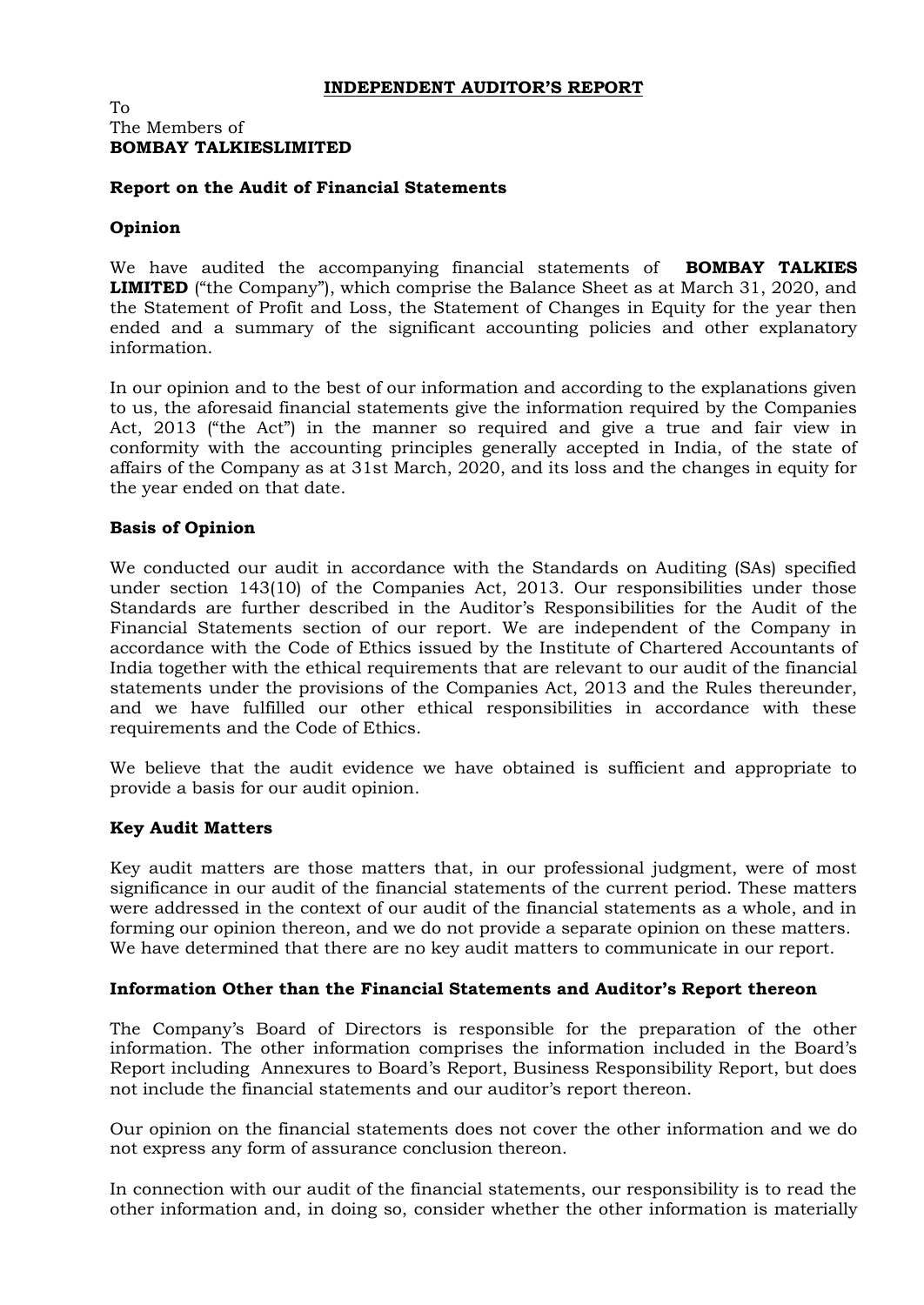# INDEPENDENT AUDITOR'S REPORT

To
The Members of
**BOMBAY TALKIESLIMITED**

## Report on the Audit of Financial Statements

### Opinion

We have audited the accompanying financial statements of **BOMBAY TALKIES LIMITED** ("the Company"), which comprise the Balance Sheet as at March 31, 2020, and the Statement of Profit and Loss, the Statement of Changes in Equity for the year then ended and a summary of the significant accounting policies and other explanatory information.

In our opinion and to the best of our information and according to the explanations given to us, the aforesaid financial statements give the information required by the Companies Act, 2013 ("the Act") in the manner so required and give a true and fair view in conformity with the accounting principles generally accepted in India, of the state of affairs of the Company as at 31st March, 2020, and its loss and the changes in equity for the year ended on that date.

### Basis of Opinion

We conducted our audit in accordance with the Standards on Auditing (SAs) specified under section 143(10) of the Companies Act, 2013. Our responsibilities under those Standards are further described in the Auditor's Responsibilities for the Audit of the Financial Statements section of our report. We are independent of the Company in accordance with the Code of Ethics issued by the Institute of Chartered Accountants of India together with the ethical requirements that are relevant to our audit of the financial statements under the provisions of the Companies Act, 2013 and the Rules thereunder, and we have fulfilled our other ethical responsibilities in accordance with these requirements and the Code of Ethics.

We believe that the audit evidence we have obtained is sufficient and appropriate to provide a basis for our audit opinion.

### Key Audit Matters

Key audit matters are those matters that, in our professional judgment, were of most significance in our audit of the financial statements of the current period. These matters were addressed in the context of our audit of the financial statements as a whole, and in forming our opinion thereon, and we do not provide a separate opinion on these matters. We have determined that there are no key audit matters to communicate in our report.

### Information Other than the Financial Statements and Auditor's Report thereon

The Company's Board of Directors is responsible for the preparation of the other information. The other information comprises the information included in the Board's Report including Annexures to Board's Report, Business Responsibility Report, but does not include the financial statements and our auditor's report thereon.

Our opinion on the financial statements does not cover the other information and we do not express any form of assurance conclusion thereon.

In connection with our audit of the financial statements, our responsibility is to read the other information and, in doing so, consider whether the other information is materially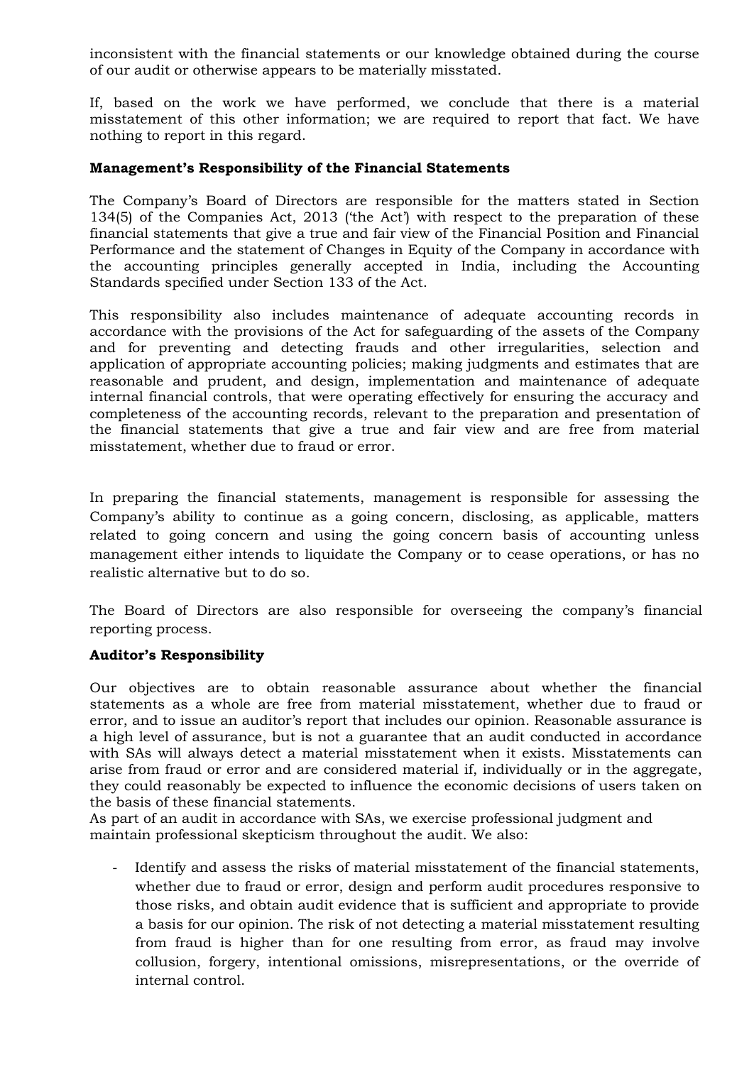inconsistent with the financial statements or our knowledge obtained during the course of our audit or otherwise appears to be materially misstated.

If, based on the work we have performed, we conclude that there is a material misstatement of this other information; we are required to report that fact. We have nothing to report in this regard.

**Management's Responsibility of the Financial Statements**

The Company's Board of Directors are responsible for the matters stated in Section 134(5) of the Companies Act, 2013 ('the Act') with respect to the preparation of these financial statements that give a true and fair view of the Financial Position and Financial Performance and the statement of Changes in Equity of the Company in accordance with the accounting principles generally accepted in India, including the Accounting Standards specified under Section 133 of the Act.

This responsibility also includes maintenance of adequate accounting records in accordance with the provisions of the Act for safeguarding of the assets of the Company and for preventing and detecting frauds and other irregularities, selection and application of appropriate accounting policies; making judgments and estimates that are reasonable and prudent, and design, implementation and maintenance of adequate internal financial controls, that were operating effectively for ensuring the accuracy and completeness of the accounting records, relevant to the preparation and presentation of the financial statements that give a true and fair view and are free from material misstatement, whether due to fraud or error.

In preparing the financial statements, management is responsible for assessing the Company's ability to continue as a going concern, disclosing, as applicable, matters related to going concern and using the going concern basis of accounting unless management either intends to liquidate the Company or to cease operations, or has no realistic alternative but to do so.

The Board of Directors are also responsible for overseeing the company's financial reporting process.

**Auditor's Responsibility**

Our objectives are to obtain reasonable assurance about whether the financial statements as a whole are free from material misstatement, whether due to fraud or error, and to issue an auditor's report that includes our opinion. Reasonable assurance is a high level of assurance, but is not a guarantee that an audit conducted in accordance with SAs will always detect a material misstatement when it exists. Misstatements can arise from fraud or error and are considered material if, individually or in the aggregate, they could reasonably be expected to influence the economic decisions of users taken on the basis of these financial statements.

As part of an audit in accordance with SAs, we exercise professional judgment and maintain professional skepticism throughout the audit. We also:

- Identify and assess the risks of material misstatement of the financial statements, whether due to fraud or error, design and perform audit procedures responsive to those risks, and obtain audit evidence that is sufficient and appropriate to provide a basis for our opinion. The risk of not detecting a material misstatement resulting from fraud is higher than for one resulting from error, as fraud may involve collusion, forgery, intentional omissions, misrepresentations, or the override of internal control.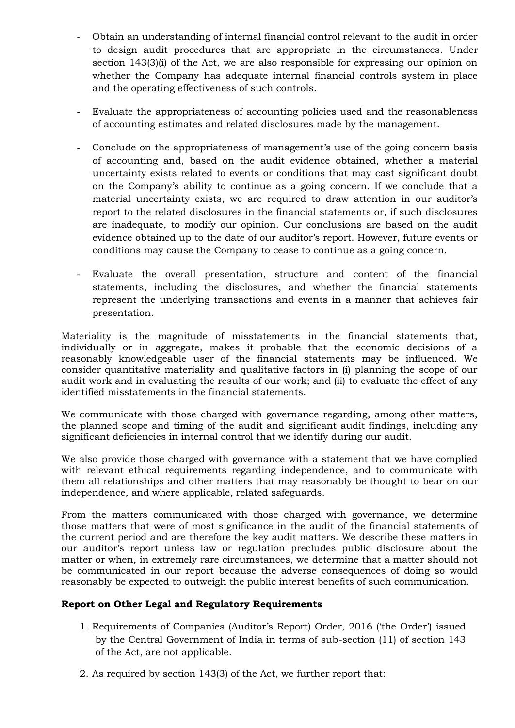- Obtain an understanding of internal financial control relevant to the audit in order to design audit procedures that are appropriate in the circumstances. Under section 143(3)(i) of the Act, we are also responsible for expressing our opinion on whether the Company has adequate internal financial controls system in place and the operating effectiveness of such controls.

- Evaluate the appropriateness of accounting policies used and the reasonableness of accounting estimates and related disclosures made by the management.

- Conclude on the appropriateness of management's use of the going concern basis of accounting and, based on the audit evidence obtained, whether a material uncertainty exists related to events or conditions that may cast significant doubt on the Company's ability to continue as a going concern. If we conclude that a material uncertainty exists, we are required to draw attention in our auditor's report to the related disclosures in the financial statements or, if such disclosures are inadequate, to modify our opinion. Our conclusions are based on the audit evidence obtained up to the date of our auditor's report. However, future events or conditions may cause the Company to cease to continue as a going concern.

- Evaluate the overall presentation, structure and content of the financial statements, including the disclosures, and whether the financial statements represent the underlying transactions and events in a manner that achieves fair presentation.

Materiality is the magnitude of misstatements in the financial statements that, individually or in aggregate, makes it probable that the economic decisions of a reasonably knowledgeable user of the financial statements may be influenced. We consider quantitative materiality and qualitative factors in (i) planning the scope of our audit work and in evaluating the results of our work; and (ii) to evaluate the effect of any identified misstatements in the financial statements.

We communicate with those charged with governance regarding, among other matters, the planned scope and timing of the audit and significant audit findings, including any significant deficiencies in internal control that we identify during our audit.

We also provide those charged with governance with a statement that we have complied with relevant ethical requirements regarding independence, and to communicate with them all relationships and other matters that may reasonably be thought to bear on our independence, and where applicable, related safeguards.

From the matters communicated with those charged with governance, we determine those matters that were of most significance in the audit of the financial statements of the current period and are therefore the key audit matters. We describe these matters in our auditor's report unless law or regulation precludes public disclosure about the matter or when, in extremely rare circumstances, we determine that a matter should not be communicated in our report because the adverse consequences of doing so would reasonably be expected to outweigh the public interest benefits of such communication.

**Report on Other Legal and Regulatory Requirements**

1. Requirements of Companies (Auditor's Report) Order, 2016 ('the Order') issued by the Central Government of India in terms of sub-section (11) of section 143 of the Act, are not applicable.

2. As required by section 143(3) of the Act, we further report that: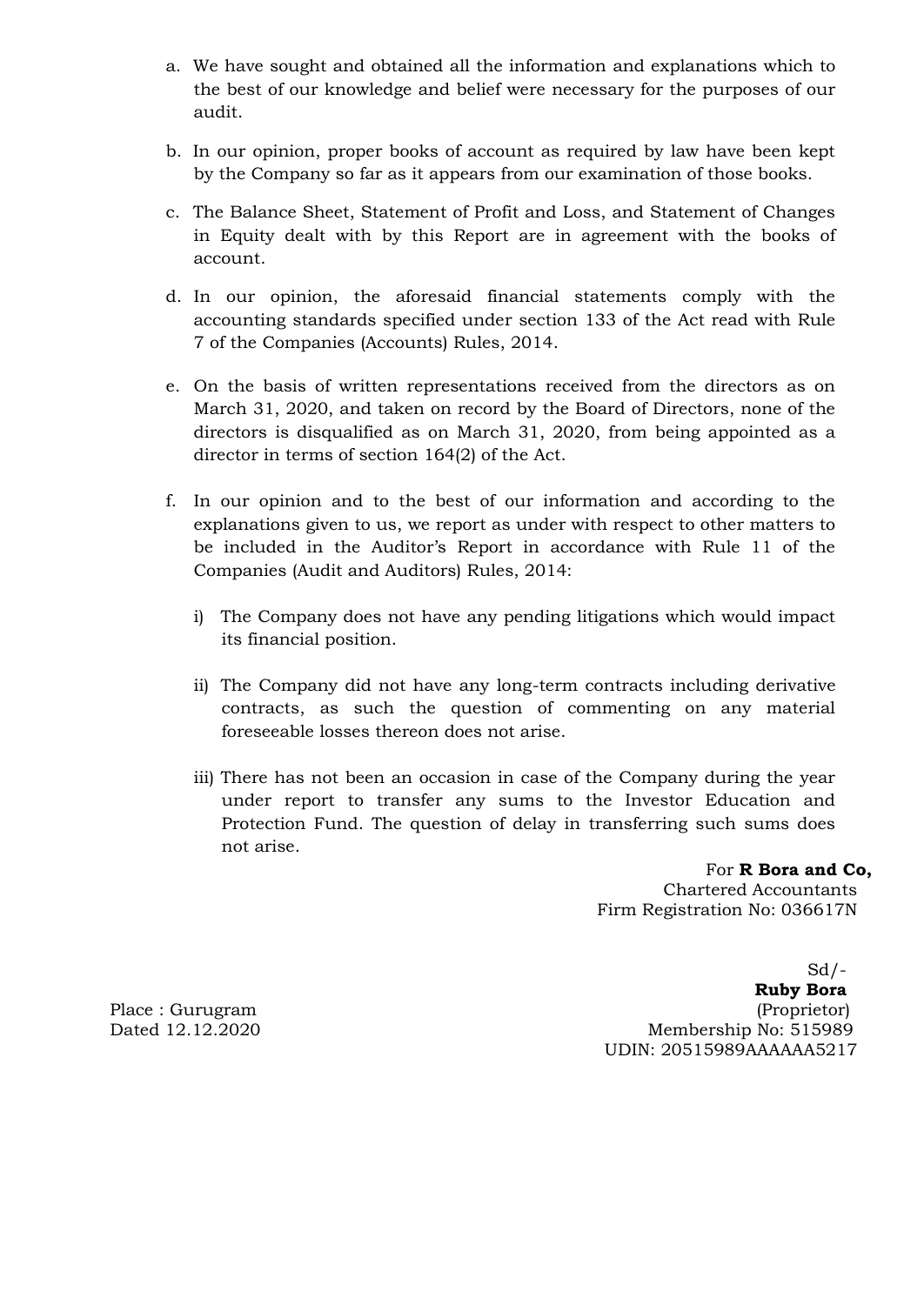a. We have sought and obtained all the information and explanations which to the best of our knowledge and belief were necessary for the purposes of our audit.

b. In our opinion, proper books of account as required by law have been kept by the Company so far as it appears from our examination of those books.

c. The Balance Sheet, Statement of Profit and Loss, and Statement of Changes in Equity dealt with by this Report are in agreement with the books of account.

d. In our opinion, the aforesaid financial statements comply with the accounting standards specified under section 133 of the Act read with Rule 7 of the Companies (Accounts) Rules, 2014.

e. On the basis of written representations received from the directors as on March 31, 2020, and taken on record by the Board of Directors, none of the directors is disqualified as on March 31, 2020, from being appointed as a director in terms of section 164(2) of the Act.

f. In our opinion and to the best of our information and according to the explanations given to us, we report as under with respect to other matters to be included in the Auditor's Report in accordance with Rule 11 of the Companies (Audit and Auditors) Rules, 2014:

   i) The Company does not have any pending litigations which would impact its financial position.

   ii) The Company did not have any long-term contracts including derivative contracts, as such the question of commenting on any material foreseeable losses thereon does not arise.

   iii) There has not been an occasion in case of the Company during the year under report to transfer any sums to the Investor Education and Protection Fund. The question of delay in transferring such sums does not arise.

For **R Bora and Co,**
Chartered Accountants
Firm Registration No: 036617N

Sd/-
**Ruby Bora**
(Proprietor)
Membership No: 515989
UDIN: 20515989AAAAAA5217

Place : Gurugram
Dated 12.12.2020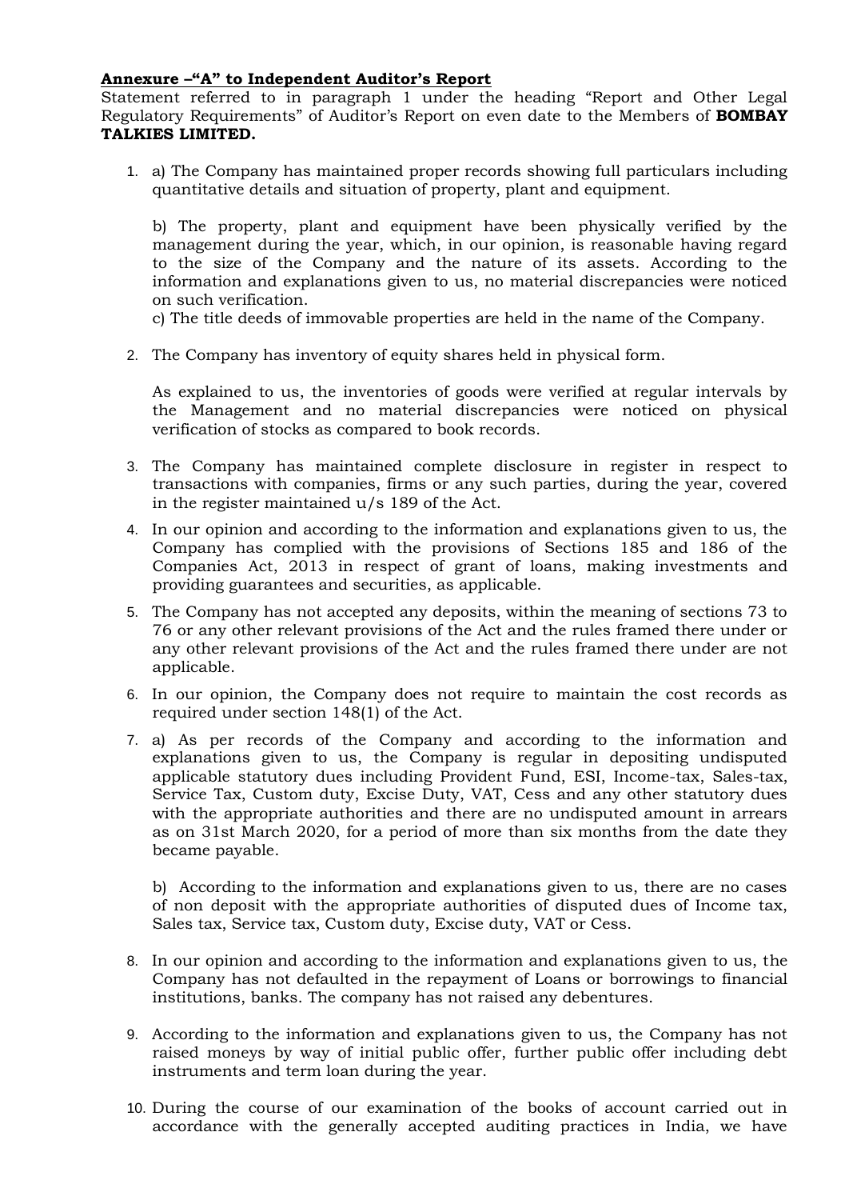**Annexure –"A" to Independent Auditor's Report**

Statement referred to in paragraph 1 under the heading "Report and Other Legal Regulatory Requirements" of Auditor's Report on even date to the Members of **BOMBAY TALKIES LIMITED.**

1. a) The Company has maintained proper records showing full particulars including quantitative details and situation of property, plant and equipment.

   b) The property, plant and equipment have been physically verified by the management during the year, which, in our opinion, is reasonable having regard to the size of the Company and the nature of its assets. According to the information and explanations given to us, no material discrepancies were noticed on such verification.

   c) The title deeds of immovable properties are held in the name of the Company.

2. The Company has inventory of equity shares held in physical form.

   As explained to us, the inventories of goods were verified at regular intervals by the Management and no material discrepancies were noticed on physical verification of stocks as compared to book records.

3. The Company has maintained complete disclosure in register in respect to transactions with companies, firms or any such parties, during the year, covered in the register maintained u/s 189 of the Act.

4. In our opinion and according to the information and explanations given to us, the Company has complied with the provisions of Sections 185 and 186 of the Companies Act, 2013 in respect of grant of loans, making investments and providing guarantees and securities, as applicable.

5. The Company has not accepted any deposits, within the meaning of sections 73 to 76 or any other relevant provisions of the Act and the rules framed there under or any other relevant provisions of the Act and the rules framed there under are not applicable.

6. In our opinion, the Company does not require to maintain the cost records as required under section 148(1) of the Act.

7. a) As per records of the Company and according to the information and explanations given to us, the Company is regular in depositing undisputed applicable statutory dues including Provident Fund, ESI, Income-tax, Sales-tax, Service Tax, Custom duty, Excise Duty, VAT, Cess and any other statutory dues with the appropriate authorities and there are no undisputed amount in arrears as on 31st March 2020, for a period of more than six months from the date they became payable.

   b) According to the information and explanations given to us, there are no cases of non deposit with the appropriate authorities of disputed dues of Income tax, Sales tax, Service tax, Custom duty, Excise duty, VAT or Cess.

8. In our opinion and according to the information and explanations given to us, the Company has not defaulted in the repayment of Loans or borrowings to financial institutions, banks. The company has not raised any debentures.

9. According to the information and explanations given to us, the Company has not raised moneys by way of initial public offer, further public offer including debt instruments and term loan during the year.

10. During the course of our examination of the books of account carried out in accordance with the generally accepted auditing practices in India, we have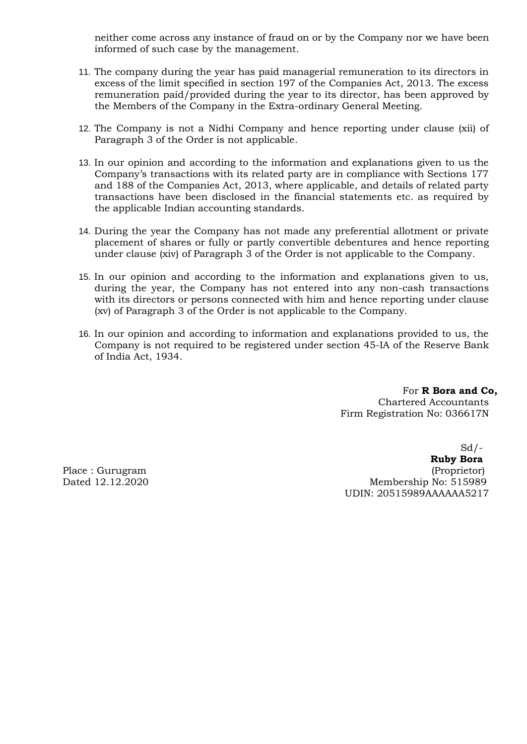neither come across any instance of fraud on or by the Company nor we have been informed of such case by the management.

11. The company during the year has paid managerial remuneration to its directors in excess of the limit specified in section 197 of the Companies Act, 2013. The excess remuneration paid/provided during the year to its director, has been approved by the Members of the Company in the Extra-ordinary General Meeting.

12. The Company is not a Nidhi Company and hence reporting under clause (xii) of Paragraph 3 of the Order is not applicable.

13. In our opinion and according to the information and explanations given to us the Company's transactions with its related party are in compliance with Sections 177 and 188 of the Companies Act, 2013, where applicable, and details of related party transactions have been disclosed in the financial statements etc. as required by the applicable Indian accounting standards.

14. During the year the Company has not made any preferential allotment or private placement of shares or fully or partly convertible debentures and hence reporting under clause (xiv) of Paragraph 3 of the Order is not applicable to the Company.

15. In our opinion and according to the information and explanations given to us, during the year, the Company has not entered into any non-cash transactions with its directors or persons connected with him and hence reporting under clause (xv) of Paragraph 3 of the Order is not applicable to the Company.

16. In our opinion and according to information and explanations provided to us, the Company is not required to be registered under section 45-IA of the Reserve Bank of India Act, 1934.

For **R Bora and Co,**
Chartered Accountants
Firm Registration No: 036617N

Sd/-
**Ruby Bora**
(Proprietor)
Membership No: 515989
UDIN: 20515989AAAAAA5217

Place : Gurugram
Dated 12.12.2020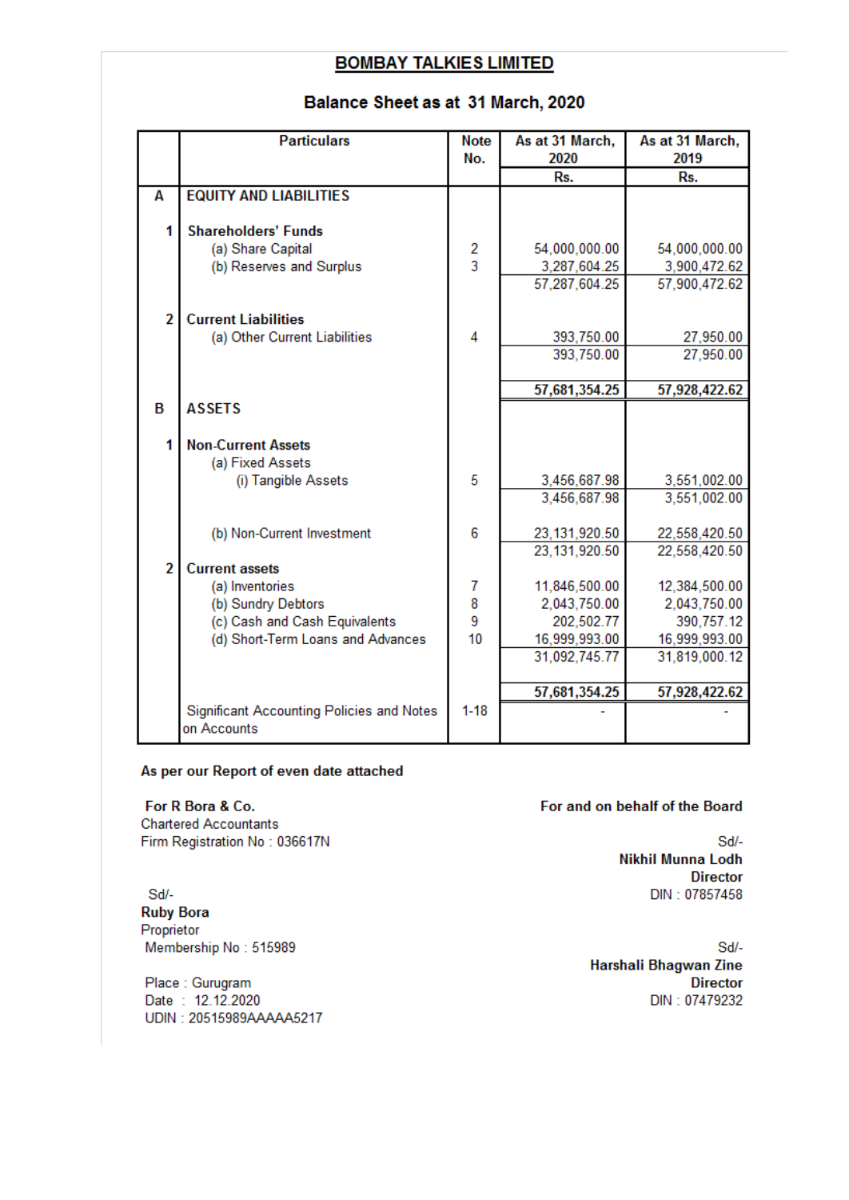# BOMBAY TALKIES LIMITED

## Balance Sheet as at 31 March, 2020

| | Particulars | Note No. | As at 31 March, 2020 | As at 31 March, 2019 |
|---|---|---|---|---|
| | | | Rs. | Rs. |
| **A** | **EQUITY AND LIABILITIES** | | | |
| **1** | **Shareholders' Funds** | | | |
| | (a) Share Capital | 2 | 54,000,000.00 | 54,000,000.00 |
| | (b) Reserves and Surplus | 3 | 3,287,604.25 | 3,900,472.62 |
| | | | 57,287,604.25 | 57,900,472.62 |
| **2** | **Current Liabilities** | | | |
| | (a) Other Current Liabilities | 4 | 393,750.00 | 27,950.00 |
| | | | 393,750.00 | 27,950.00 |
| | | | **57,681,354.25** | **57,928,422.62** |
| **B** | **ASSETS** | | | |
| **1** | **Non-Current Assets** | | | |
| | (a) Fixed Assets | | | |
| | (i) Tangible Assets | 5 | 3,456,687.98 | 3,551,002.00 |
| | | | 3,456,687.98 | 3,551,002.00 |
| | (b) Non-Current Investment | 6 | 23,131,920.50 | 22,558,420.50 |
| | | | 23,131,920.50 | 22,558,420.50 |
| **2** | **Current assets** | | | |
| | (a) Inventories | 7 | 11,846,500.00 | 12,384,500.00 |
| | (b) Sundry Debtors | 8 | 2,043,750.00 | 2,043,750.00 |
| | (c) Cash and Cash Equivalents | 9 | 202,502.77 | 390,757.12 |
| | (d) Short-Term Loans and Advances | 10 | 16,999,993.00 | 16,999,993.00 |
| | | | 31,092,745.77 | 31,819,000.12 |
| | | | **57,681,354.25** | **57,928,422.62** |
| | Significant Accounting Policies and Notes on Accounts | 1-18 | - | - |

**As per our Report of even date attached**

**For R Bora & Co.**
Chartered Accountants
Firm Registration No : 036617N

Sd/-
**Ruby Bora**
Proprietor
Membership No : 515989

Place : Gurugram
Date : 12.12.2020
UDIN : 20515989AAAAA5217

**For and on behalf of the Board**

Sd/-
**Nikhil Munna Lodh**
**Director**
DIN : 07857458

Sd/-
**Harshali Bhagwan Zine**
**Director**
DIN : 07479232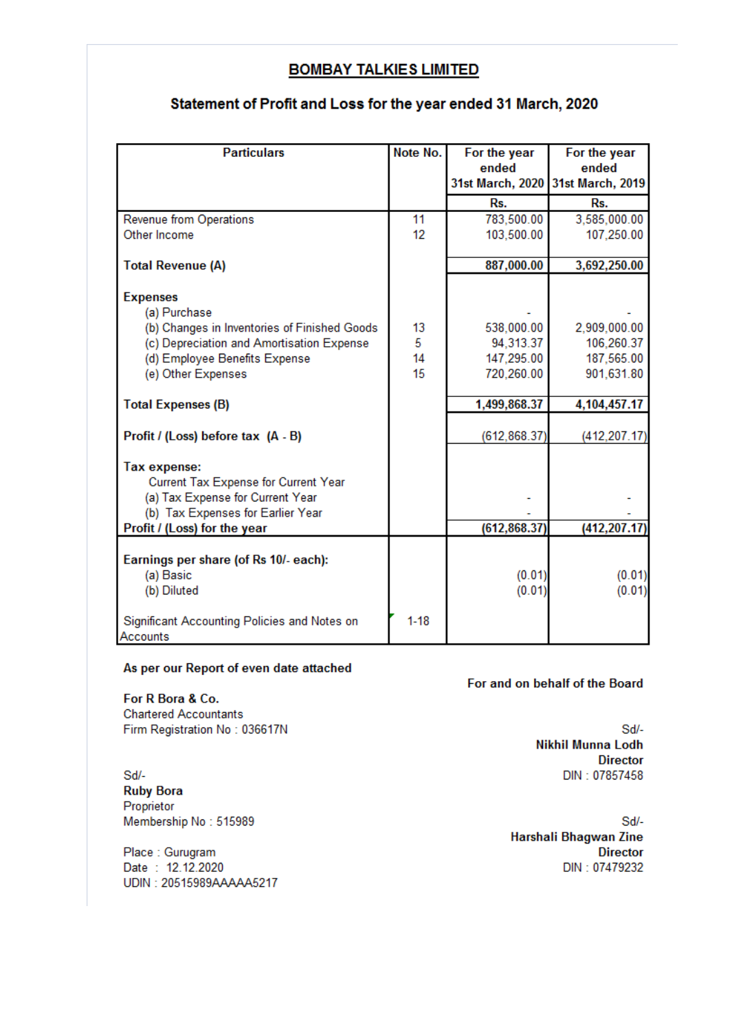# BOMBAY TALKIES LIMITED

## Statement of Profit and Loss for the year ended 31 March, 2020

| Particulars | Note No. | For the year ended 31st March, 2020 | For the year ended 31st March, 2019 |
|---|---|---|---|
| | | Rs. | Rs. |
| Revenue from Operations | 11 | 783,500.00 | 3,585,000.00 |
| Other Income | 12 | 103,500.00 | 107,250.00 |
| **Total Revenue (A)** | | **887,000.00** | **3,692,250.00** |
| **Expenses** | | | |
| (a) Purchase | | - | - |
| (b) Changes in Inventories of Finished Goods | 13 | 538,000.00 | 2,909,000.00 |
| (c) Depreciation and Amortisation Expense | 5 | 94,313.37 | 106,260.37 |
| (d) Employee Benefits Expense | 14 | 147,295.00 | 187,565.00 |
| (e) Other Expenses | 15 | 720,260.00 | 901,631.80 |
| **Total Expenses (B)** | | **1,499,868.37** | **4,104,457.17** |
| **Profit / (Loss) before tax (A - B)** | | (612,868.37) | (412,207.17) |
| **Tax expense:** | | | |
| Current Tax Expense for Current Year | | | |
| (a) Tax Expense for Current Year | | - | - |
| (b) Tax Expenses for Earlier Year | | - | - |
| **Profit / (Loss) for the year** | | **(612,868.37)** | **(412,207.17)** |
| **Earnings per share (of Rs 10/- each):** | | | |
| (a) Basic | | (0.01) | (0.01) |
| (b) Diluted | | (0.01) | (0.01) |
| Significant Accounting Policies and Notes on Accounts | 1-18 | | |

**As per our Report of even date attached**

**For R Bora & Co.**
Chartered Accountants
Firm Registration No : 036617N

Sd/-
**Ruby Bora**
Proprietor
Membership No : 515989

Place : Gurugram
Date : 12.12.2020
UDIN : 20515989AAAAA5217

**For and on behalf of the Board**

Sd/-
**Nikhil Munna Lodh**
**Director**
DIN : 07857458

Sd/-
**Harshali Bhagwan Zine**
**Director**
DIN : 07479232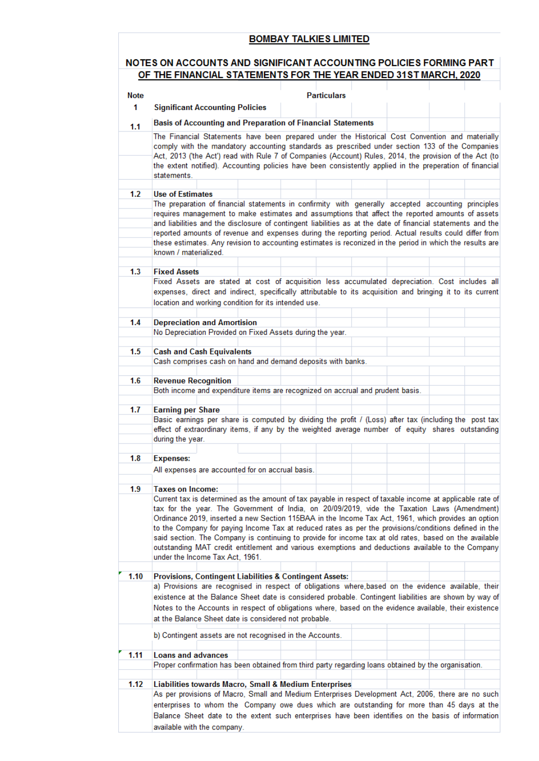# BOMBAY TALKIES LIMITED

## NOTES ON ACCOUNTS AND SIGNIFICANT ACCOUNTING POLICIES FORMING PART OF THE FINANCIAL STATEMENTS FOR THE YEAR ENDED 31ST MARCH, 2020

| Note | Particulars |
|---|---|
| 1 | **Significant Accounting Policies** |
| 1.1 | **Basis of Accounting and Preparation of Financial Statements** |
| | The Financial Statements have been prepared under the Historical Cost Convention and materially comply with the mandatory accounting standards as prescribed under section 133 of the Companies Act, 2013 ('the Act') read with Rule 7 of Companies (Account) Rules, 2014, the provision of the Act (to the extent notified). Accounting policies have been consistently applied in the preperation of financial statements. |
| 1.2 | **Use of Estimates** |
| | The preparation of financial statements in confirmity with generally accepted accounting principles requires management to make estimates and assumptions that affect the reported amounts of assets and liabilities and the disclosure of contingent liabilities as at the date of financial statements and the reported amounts of revenue and expenses during the reporting period. Actual results could differ from these estimates. Any revision to accounting estimates is reconized in the period in which the results are known / materialized. |
| 1.3 | **Fixed Assets** |
| | Fixed Assets are stated at cost of acquisition less accumulated depreciation. Cost includes all expenses, direct and indirect, specifically attributable to its acquisition and bringing it to its current location and working condition for its intended use. |
| 1.4 | **Depreciation and Amortision** |
| | No Depreciation Provided on Fixed Assets during the year. |
| 1.5 | **Cash and Cash Equivalents** |
| | Cash comprises cash on hand and demand deposits with banks. |
| 1.6 | **Revenue Recognition** |
| | Both income and expenditure items are recognized on accrual and prudent basis. |
| 1.7 | **Earning per Share** |
| | Basic earnings per share is computed by dividing the profit / (Loss) after tax (including the post tax effect of extraordinary items, if any by the weighted average number of equity shares outstanding during the year. |
| 1.8 | **Expenses:** |
| | All expenses are accounted for on accrual basis. |
| 1.9 | **Taxes on Income:** |
| | Current tax is determined as the amount of tax payable in respect of taxable income at applicable rate of tax for the year. The Government of India, on 20/09/2019, vide the Taxation Laws (Amendment) Ordinance 2019, inserted a new Section 115BAA in the Income Tax Act, 1961, which provides an option to the Company for paying Income Tax at reduced rates as per the provisions/conditions defined in the said section. The Company is continuing to provide for income tax at old rates, based on the available outstanding MAT credit entitlement and various exemptions and deductions available to the Company under the Income Tax Act, 1961. |
| 1.10 | **Provisions, Contingent Liabilities & Contingent Assets:** |
| | a) Provisions are recognised in respect of obligations where,based on the evidence available, their existence at the Balance Sheet date is considered probable. Contingent liabilities are shown by way of Notes to the Accounts in respect of obligations where, based on the evidence available, their existence at the Balance Sheet date is considered not probable. |
| | b) Contingent assets are not recognised in the Accounts. |
| 1.11 | **Loans and advances** |
| | Proper confirmation has been obtained from third party regarding loans obtained by the organisation. |
| 1.12 | **Liabilities towards Macro, Small & Medium Enterprises** |
| | As per provisions of Macro, Small and Medium Enterprises Development Act, 2006, there are no such enterprises to whom the Company owe dues which are outstanding for more than 45 days at the Balance Sheet date to the extent such enterprises have been identifies on the basis of information available with the company. |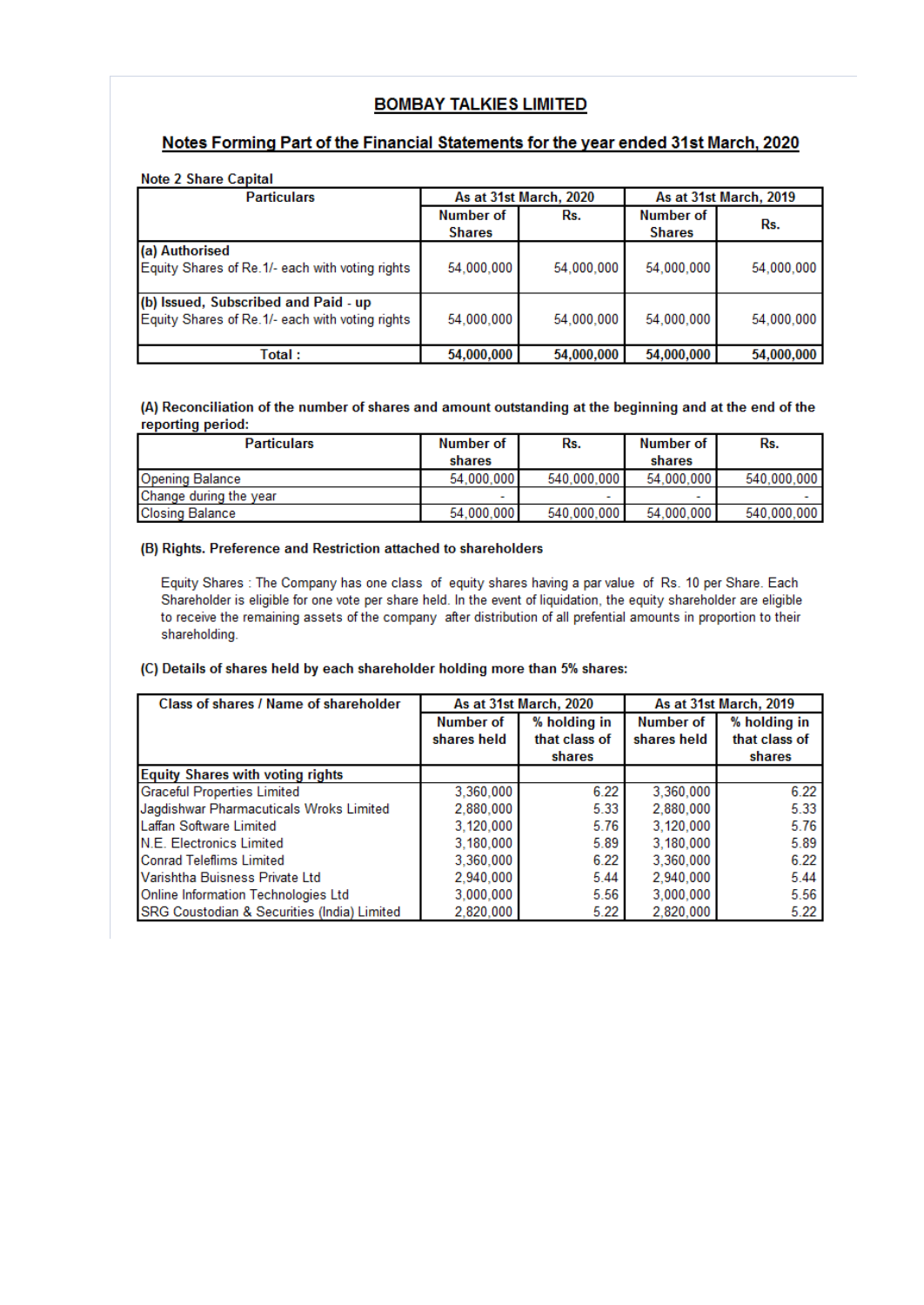# BOMBAY TALKIES LIMITED

## Notes Forming Part of the Financial Statements for the year ended 31st March, 2020

**Note 2 Share Capital**

| Particulars | As at 31st March, 2020 | | As at 31st March, 2019 | |
|---|---|---|---|---|
| | Number of Shares | Rs. | Number of Shares | Rs. |
| **(a) Authorised**<br>Equity Shares of Re.1/- each with voting rights | 54,000,000 | 54,000,000 | 54,000,000 | 54,000,000 |
| **(b) Issued, Subscribed and Paid - up**<br>Equity Shares of Re.1/- each with voting rights | 54,000,000 | 54,000,000 | 54,000,000 | 54,000,000 |
| **Total :** | **54,000,000** | **54,000,000** | **54,000,000** | **54,000,000** |

**(A) Reconciliation of the number of shares and amount outstanding at the beginning and at the end of the reporting period:**

| Particulars | Number of shares | Rs. | Number of shares | Rs. |
|---|---|---|---|---|
| Opening Balance | 54,000,000 | 540,000,000 | 54,000,000 | 540,000,000 |
| Change during the year | - | - | - | - |
| Closing Balance | 54,000,000 | 540,000,000 | 54,000,000 | 540,000,000 |

**(B) Rights. Preference and Restriction attached to shareholders**

Equity Shares : The Company has one class of equity shares having a par value of Rs. 10 per Share. Each Shareholder is eligible for one vote per share held. In the event of liquidation, the equity shareholder are eligible to receive the remaining assets of the company after distribution of all prefential amounts in proportion to their shareholding.

**(C) Details of shares held by each shareholder holding more than 5% shares:**

| Class of shares / Name of shareholder | As at 31st March, 2020 | | As at 31st March, 2019 | |
|---|---|---|---|---|
| | Number of shares held | % holding in that class of shares | Number of shares held | % holding in that class of shares |
| **Equity Shares with voting rights** | | | | |
| Graceful Properties Limited | 3,360,000 | 6.22 | 3,360,000 | 6.22 |
| Jagdishwar Pharmacuticals Wroks Limited | 2,880,000 | 5.33 | 2,880,000 | 5.33 |
| Laffan Software Limited | 3,120,000 | 5.76 | 3,120,000 | 5.76 |
| N.E. Electronics Limited | 3,180,000 | 5.89 | 3,180,000 | 5.89 |
| Conrad Teleflims Limited | 3,360,000 | 6.22 | 3,360,000 | 6.22 |
| Varishtha Buisness Private Ltd | 2,940,000 | 5.44 | 2,940,000 | 5.44 |
| Online Information Technologies Ltd | 3,000,000 | 5.56 | 3,000,000 | 5.56 |
| SRG Coustodian & Securities (India) Limited | 2,820,000 | 5.22 | 2,820,000 | 5.22 |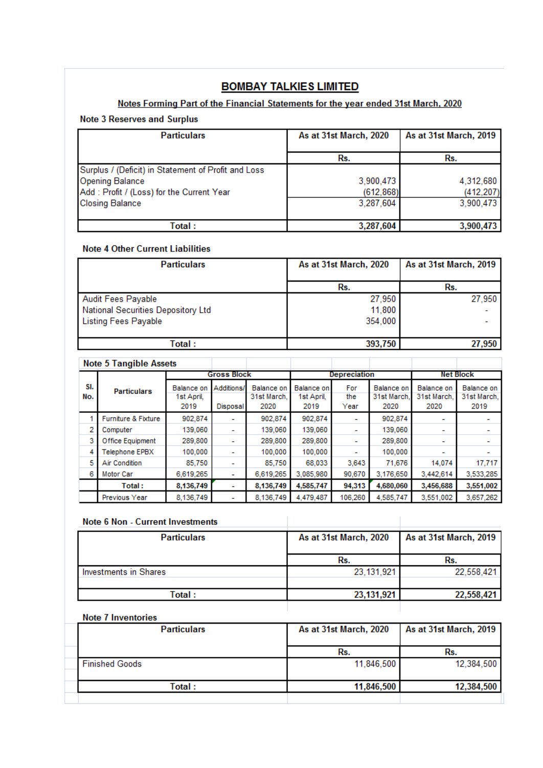# BOMBAY TALKIES LIMITED

## Notes Forming Part of the Financial Statements for the year ended 31st March, 2020

### Note 3 Reserves and Surplus

| Particulars | As at 31st March, 2020 | As at 31st March, 2019 |
|---|---|---|
| | Rs. | Rs. |
| Surplus / (Deficit) in Statement of Profit and Loss | | |
| Opening Balance | 3,900,473 | 4,312,680 |
| Add : Profit / (Loss) for the Current Year | (612,868) | (412,207) |
| Closing Balance | 3,287,604 | 3,900,473 |
| **Total :** | **3,287,604** | **3,900,473** |

### Note 4 Other Current Liabilities

| Particulars | As at 31st March, 2020 | As at 31st March, 2019 |
|---|---|---|
| | Rs. | Rs. |
| Audit Fees Payable | 27,950 | 27,950 |
| National Securities Depository Ltd | 11,800 | - |
| Listing Fees Payable | 354,000 | - |
| **Total :** | **393,750** | **27,950** |

### Note 5 Tangible Assets

| Sl. No. | Particulars | Gross Block | | | Depreciation | | | Net Block | |
|---|---|---|---|---|---|---|---|---|---|
| | | Balance on 1st April, 2019 | Additions/ Disposal | Balance on 31st March, 2020 | Balance on 1st April, 2019 | For the Year | Balance on 31st March, 2020 | Balance on 31st March, 2020 | Balance on 31st March, 2019 |
| 1 | Furniture & Fixture | 902,874 | - | 902,874 | 902,874 | - | 902,874 | - | - |
| 2 | Computer | 139,060 | - | 139,060 | 139,060 | - | 139,060 | - | - |
| 3 | Office Equipment | 289,800 | - | 289,800 | 289,800 | - | 289,800 | - | - |
| 4 | Telephone EPBX | 100,000 | - | 100,000 | 100,000 | - | 100,000 | - | - |
| 5 | Air Condition | 85,750 | - | 85,750 | 68,033 | 3,643 | 71,676 | 14,074 | 17,717 |
| 6 | Motor Car | 6,619,265 | - | 6,619,265 | 3,085,980 | 90,670 | 3,176,650 | 3,442,614 | 3,533,285 |
| | **Total :** | **8,136,749** | - | **8,136,749** | **4,585,747** | **94,313** | **4,680,060** | **3,456,688** | **3,551,002** |
| | Previous Year | 8,136,749 | - | 8,136,749 | 4,479,487 | 106,260 | 4,585,747 | 3,551,002 | 3,657,262 |

### Note 6 Non - Current Investments

| Particulars | As at 31st March, 2020 | As at 31st March, 2019 |
|---|---|---|
| | Rs. | Rs. |
| Investments in Shares | 23,131,921 | 22,558,421 |
| **Total :** | **23,131,921** | **22,558,421** |

### Note 7 Inventories

| Particulars | As at 31st March, 2020 | As at 31st March, 2019 |
|---|---|---|
| | Rs. | Rs. |
| Finished Goods | 11,846,500 | 12,384,500 |
| **Total :** | **11,846,500** | **12,384,500** |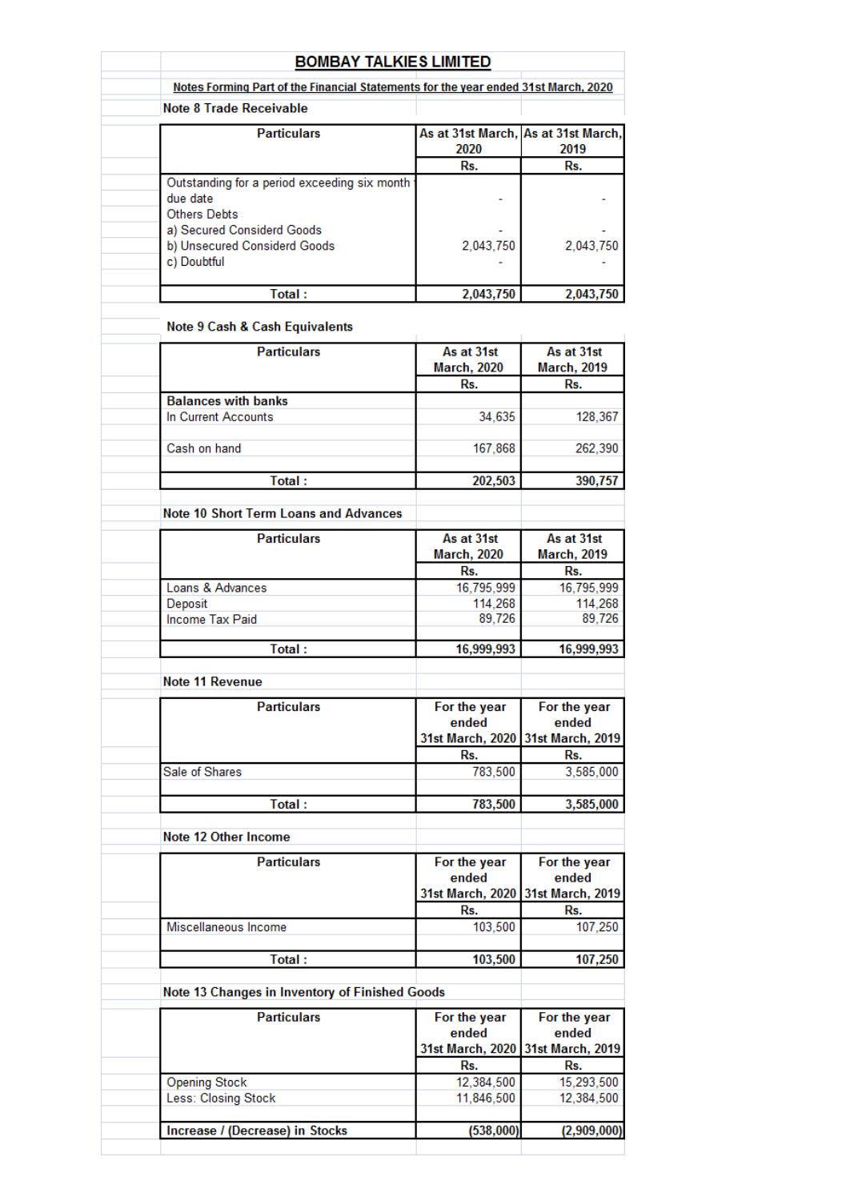# BOMBAY TALKIES LIMITED

**Notes Forming Part of the Financial Statements for the year ended 31st March, 2020**

**Note 8 Trade Receivable**

| Particulars | As at 31st March, 2020 | As at 31st March, 2019 |
|---|---|---|
| | Rs. | Rs. |
| Outstanding for a period exceeding six month due date | - | - |
| Others Debts | | |
| a) Secured Considerd Goods | - | - |
| b) Unsecured Considerd Goods | 2,043,750 | 2,043,750 |
| c) Doubtful | - | - |
| **Total :** | **2,043,750** | **2,043,750** |

**Note 9 Cash & Cash Equivalents**

| Particulars | As at 31st March, 2020 | As at 31st March, 2019 |
|---|---|---|
| | Rs. | Rs. |
| **Balances with banks** | | |
| In Current Accounts | 34,635 | 128,367 |
| Cash on hand | 167,868 | 262,390 |
| **Total :** | **202,503** | **390,757** |

**Note 10 Short Term Loans and Advances**

| Particulars | As at 31st March, 2020 | As at 31st March, 2019 |
|---|---|---|
| | Rs. | Rs. |
| Loans & Advances | 16,795,999 | 16,795,999 |
| Deposit | 114,268 | 114,268 |
| Income Tax Paid | 89,726 | 89,726 |
| **Total :** | **16,999,993** | **16,999,993** |

**Note 11 Revenue**

| Particulars | For the year ended 31st March, 2020 | For the year ended 31st March, 2019 |
|---|---|---|
| | Rs. | Rs. |
| Sale of Shares | 783,500 | 3,585,000 |
| **Total :** | **783,500** | **3,585,000** |

**Note 12 Other Income**

| Particulars | For the year ended 31st March, 2020 | For the year ended 31st March, 2019 |
|---|---|---|
| | Rs. | Rs. |
| Miscellaneous Income | 103,500 | 107,250 |
| **Total :** | **103,500** | **107,250** |

**Note 13 Changes in Inventory of Finished Goods**

| Particulars | For the year ended 31st March, 2020 | For the year ended 31st March, 2019 |
|---|---|---|
| | Rs. | Rs. |
| Opening Stock | 12,384,500 | 15,293,500 |
| Less: Closing Stock | 11,846,500 | 12,384,500 |
| **Increase / (Decrease) in Stocks** | **(538,000)** | **(2,909,000)** |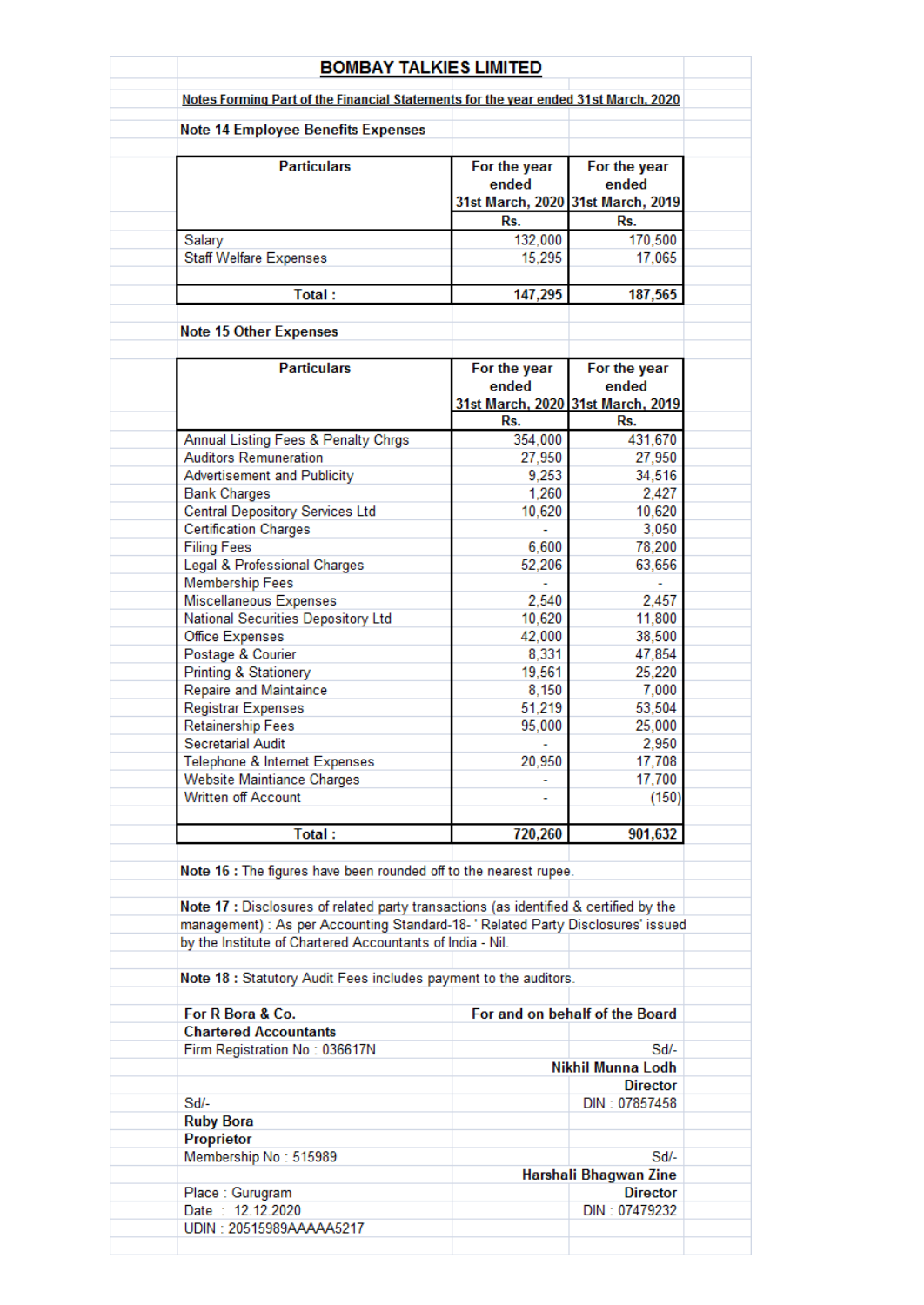# BOMBAY TALKIES LIMITED

**Notes Forming Part of the Financial Statements for the year ended 31st March, 2020**

### Note 14 Employee Benefits Expenses

| Particulars | For the year ended 31st March, 2020 | For the year ended 31st March, 2019 |
|---|---|---|
| | Rs. | Rs. |
| Salary | 132,000 | 170,500 |
| Staff Welfare Expenses | 15,295 | 17,065 |
| **Total :** | **147,295** | **187,565** |

### Note 15 Other Expenses

| Particulars | For the year ended 31st March, 2020 | For the year ended 31st March, 2019 |
|---|---|---|
| | Rs. | Rs. |
| Annual Listing Fees & Penalty Chrgs | 354,000 | 431,670 |
| Auditors Remuneration | 27,950 | 27,950 |
| Advertisement and Publicity | 9,253 | 34,516 |
| Bank Charges | 1,260 | 2,427 |
| Central Depository Services Ltd | 10,620 | 10,620 |
| Certification Charges | - | 3,050 |
| Filing Fees | 6,600 | 78,200 |
| Legal & Professional Charges | 52,206 | 63,656 |
| Membership Fees | - | - |
| Miscellaneous Expenses | 2,540 | 2,457 |
| National Securities Depository Ltd | 10,620 | 11,800 |
| Office Expenses | 42,000 | 38,500 |
| Postage & Courier | 8,331 | 47,854 |
| Printing & Stationery | 19,561 | 25,220 |
| Repaire and Maintaince | 8,150 | 7,000 |
| Registrar Expenses | 51,219 | 53,504 |
| Retainership Fees | 95,000 | 25,000 |
| Secretarial Audit | - | 2,950 |
| Telephone & Internet Expenses | 20,950 | 17,708 |
| Website Maintiance Charges | - | 17,700 |
| Written off Account | - | (150) |
| **Total :** | **720,260** | **901,632** |

**Note 16 :** The figures have been rounded off to the nearest rupee.

**Note 17 :** Disclosures of related party transactions (as identified & certified by the management) : As per Accounting Standard-18- ' Related Party Disclosures' issued by the Institute of Chartered Accountants of India - Nil.

**Note 18 :** Statutory Audit Fees includes payment to the auditors.

**For R Bora & Co.**
**Chartered Accountants**
Firm Registration No : 036617N

Sd/-
**Ruby Bora**
**Proprietor**
Membership No : 515989

Place : Gurugram
Date : 12.12.2020
UDIN : 20515989AAAAA5217

**For and on behalf of the Board**

Sd/-
**Nikhil Munna Lodh**
**Director**
DIN : 07857458

Sd/-
**Harshali Bhagwan Zine**
**Director**
DIN : 07479232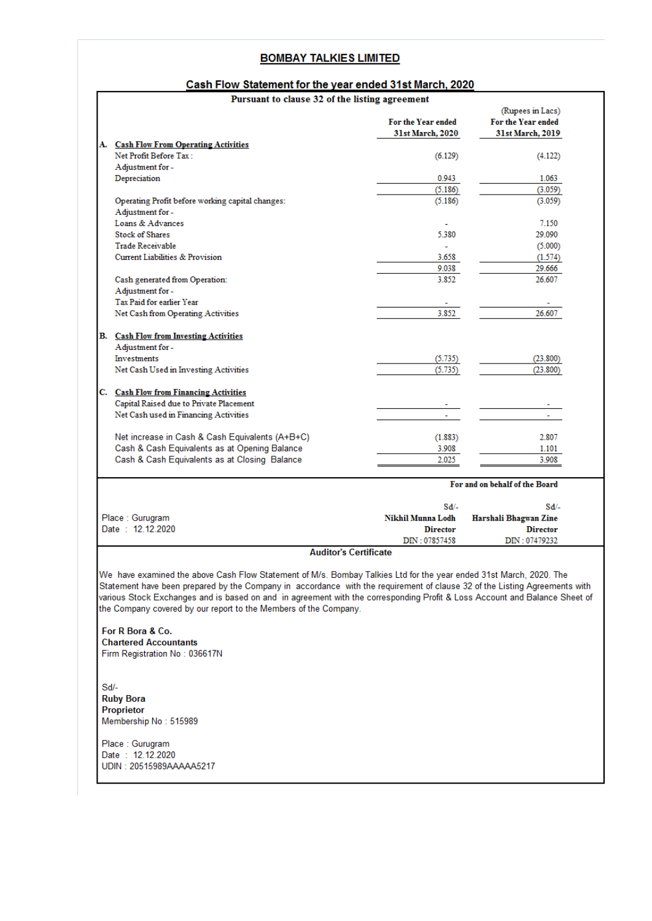# BOMBAY TALKIES LIMITED

## Cash Flow Statement for the year ended 31st March, 2020

**Pursuant to clause 32 of the listing agreement**

(Rupees in Lacs)

| | | For the Year ended 31st March, 2020 | For the Year ended 31st March, 2019 |
|---|---|---|---|
| **A.** | **Cash Flow From Operating Activities** | | |
| | Net Profit Before Tax : | (6.129) | (4.122) |
| | Adjustment for - | | |
| | Depreciation | 0.943 | 1.063 |
| | | (5.186) | (3.059) |
| | Operating Profit before working capital changes: | (5.186) | (3.059) |
| | Adjustment for - | | |
| | Loans & Advances | - | 7.150 |
| | Stock of Shares | 5.380 | 29.090 |
| | Trade Receivable | - | (5.000) |
| | Current Liabilities & Provision | 3.658 | (1.574) |
| | | 9.038 | 29.666 |
| | Cash generated from Operation: | 3.852 | 26.607 |
| | Adjustment for - | | |
| | Tax Paid for earlier Year | - | - |
| | Net Cash from Operating Activities | 3.852 | 26.607 |
| **B.** | **Cash Flow from Investing Activities** | | |
| | Adjustment for - | | |
| | Investments | (5.735) | (23.800) |
| | Net Cash Used in Investing Activities | (5.735) | (23.800) |
| **C.** | **Cash Flow from Financing Activities** | | |
| | Capital Raised due to Private Placement | - | - |
| | Net Cash used in Financing Activities | - | - |
| | Net increase in Cash & Cash Equivalents (A+B+C) | (1.883) | 2.807 |
| | Cash & Cash Equivalents as at Opening Balance | 3.908 | 1.101 |
| | Cash & Cash Equivalents as at Closing Balance | 2.025 | 3.908 |

**For and on behalf of the Board**

Place : Gurugram
Date : 12.12.2020

| Sd/- | Sd/- |
|---|---|
| **Nikhil Munna Lodh** | **Harshali Bhagwan Zine** |
| **Director** | **Director** |
| DIN : 07857458 | DIN : 07479232 |

**Auditor's Certificate**

We have examined the above Cash Flow Statement of M/s. Bombay Talkies Ltd for the year ended 31st March, 2020. The Statement have been prepared by the Company in accordance with the requirement of clause 32 of the Listing Agreements with various Stock Exchanges and is based on and in agreement with the corresponding Profit & Loss Account and Balance Sheet of the Company covered by our report to the Members of the Company.

**For R Bora & Co.**
**Chartered Accountants**
Firm Registration No : 036617N

Sd/-
**Ruby Bora**
**Proprietor**
Membership No : 515989

Place : Gurugram
Date : 12.12.2020
UDIN : 20515989AAAAA5217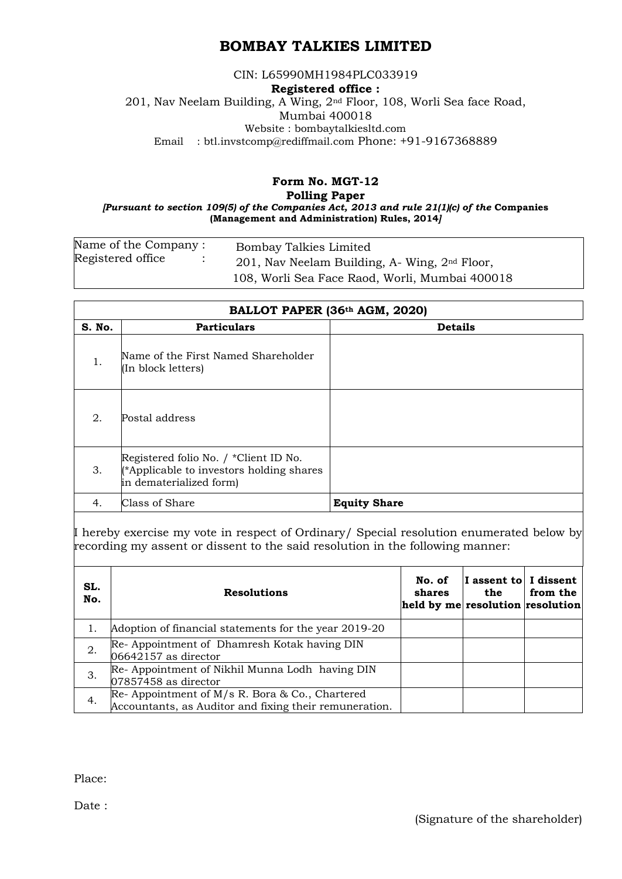# BOMBAY TALKIES LIMITED

CIN: L65990MH1984PLC033919

**Registered office :**

201, Nav Neelam Building, A Wing, 2nd Floor, 108, Worli Sea face Road, Mumbai 400018

Website : bombaytalkiesltd.com

Email : btl.invstcomp@rediffmail.com Phone: +91-9167368889

**Form No. MGT-12**

**Polling Paper**

*[Pursuant to section 109(5) of the Companies Act, 2013 and rule 21(1)(c) of the* **Companies (Management and Administration) Rules, 2014***]*

| | |
|---|---|
| Name of the Company : | Bombay Talkies Limited |
| Registered office : | 201, Nav Neelam Building, A- Wing, 2nd Floor, 108, Worli Sea Face Raod, Worli, Mumbai 400018 |

| BALLOT PAPER (36th AGM, 2020) | | |
|---|---|---|
| **S. No.** | **Particulars** | **Details** |
| 1. | Name of the First Named Shareholder (In block letters) | |
| 2. | Postal address | |
| 3. | Registered folio No. / *Client ID No. (*Applicable to investors holding shares in dematerialized form) | |
| 4. | Class of Share | **Equity Share** |

I hereby exercise my vote in respect of Ordinary/ Special resolution enumerated below by recording my assent or dissent to the said resolution in the following manner:

| SL. No. | Resolutions | No. of shares held by me | I assent to the resolution | I dissent from the resolution |
|---|---|---|---|---|
| 1. | Adoption of financial statements for the year 2019-20 | | | |
| 2. | Re- Appointment of Dhamresh Kotak having DIN 06642157 as director | | | |
| 3. | Re- Appointment of Nikhil Munna Lodh having DIN 07857458 as director | | | |
| 4. | Re- Appointment of M/s R. Bora & Co., Chartered Accountants, as Auditor and fixing their remuneration. | | | |

Place:

Date :

(Signature of the shareholder)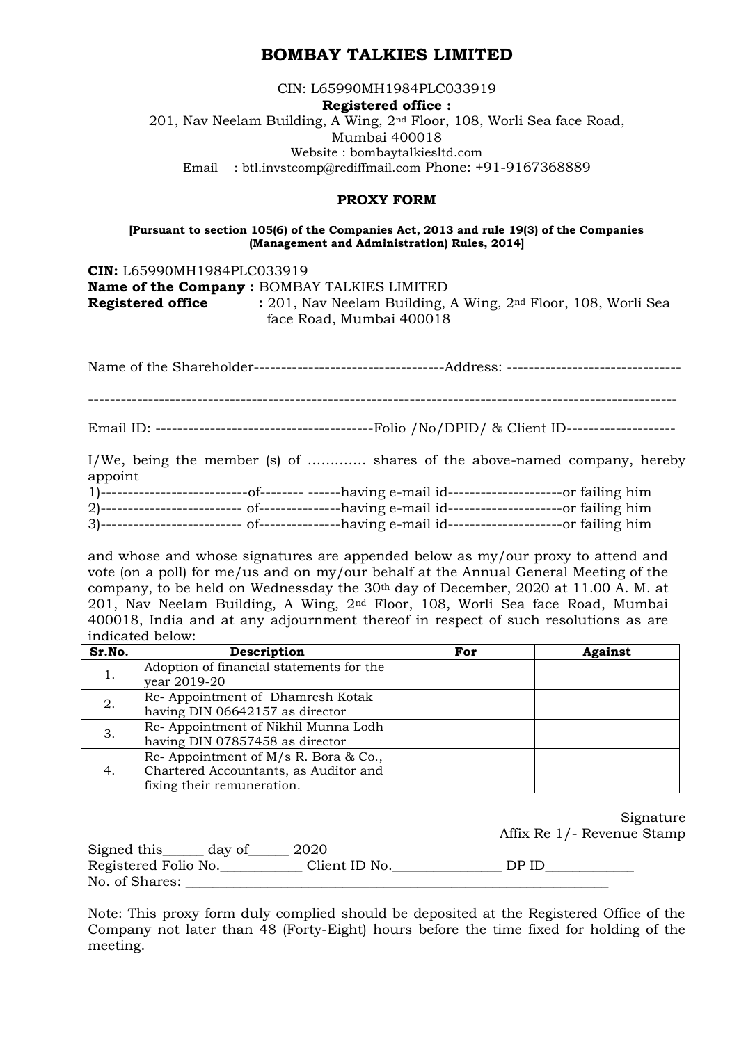# BOMBAY TALKIES LIMITED

CIN: L65990MH1984PLC033919

**Registered office :**

201, Nav Neelam Building, A Wing, 2nd Floor, 108, Worli Sea face Road, Mumbai 400018

Website : bombaytalkiesltd.com

Email : btl.invstcomp@rediffmail.com Phone: +91-9167368889

## PROXY FORM

**[Pursuant to section 105(6) of the Companies Act, 2013 and rule 19(3) of the Companies (Management and Administration) Rules, 2014]**

**CIN:** L65990MH1984PLC033919
**Name of the Company :** BOMBAY TALKIES LIMITED
**Registered office :** 201, Nav Neelam Building, A Wing, 2nd Floor, 108, Worli Sea face Road, Mumbai 400018

Name of the Shareholder-----------------------------------Address: --------------------------------

-----------------------------------------------------------------------------------------------------------

Email ID: ----------------------------------------Folio /No/DPID/ & Client ID--------------------

I/We, being the member (s) of …………. shares of the above-named company, hereby appoint

1)---------------------------of-------- ------having e-mail id---------------------or failing him
2)-------------------------- of--------------having e-mail id---------------------or failing him
3)-------------------------- of--------------having e-mail id---------------------or failing him

and whose and whose signatures are appended below as my/our proxy to attend and vote (on a poll) for me/us and on my/our behalf at the Annual General Meeting of the company, to be held on Wednessday the 30th day of December, 2020 at 11.00 A. M. at 201, Nav Neelam Building, A Wing, 2nd Floor, 108, Worli Sea face Road, Mumbai 400018, India and at any adjournment thereof in respect of such resolutions as are indicated below:

| Sr.No. | Description | For | Against |
|---|---|---|---|
| 1. | Adoption of financial statements for the year 2019-20 | | |
| 2. | Re- Appointment of Dhamresh Kotak having DIN 06642157 as director | | |
| 3. | Re- Appointment of Nikhil Munna Lodh having DIN 07857458 as director | | |
| 4. | Re- Appointment of M/s R. Bora & Co., Chartered Accountants, as Auditor and fixing their remuneration. | | |

Signature
Affix Re 1/- Revenue Stamp

Signed this______ day of______ 2020
Registered Folio No.____________ Client ID No.________________ DP ID_____________
No. of Shares: ________________________________________________________________

Note: This proxy form duly complied should be deposited at the Registered Office of the Company not later than 48 (Forty-Eight) hours before the time fixed for holding of the meeting.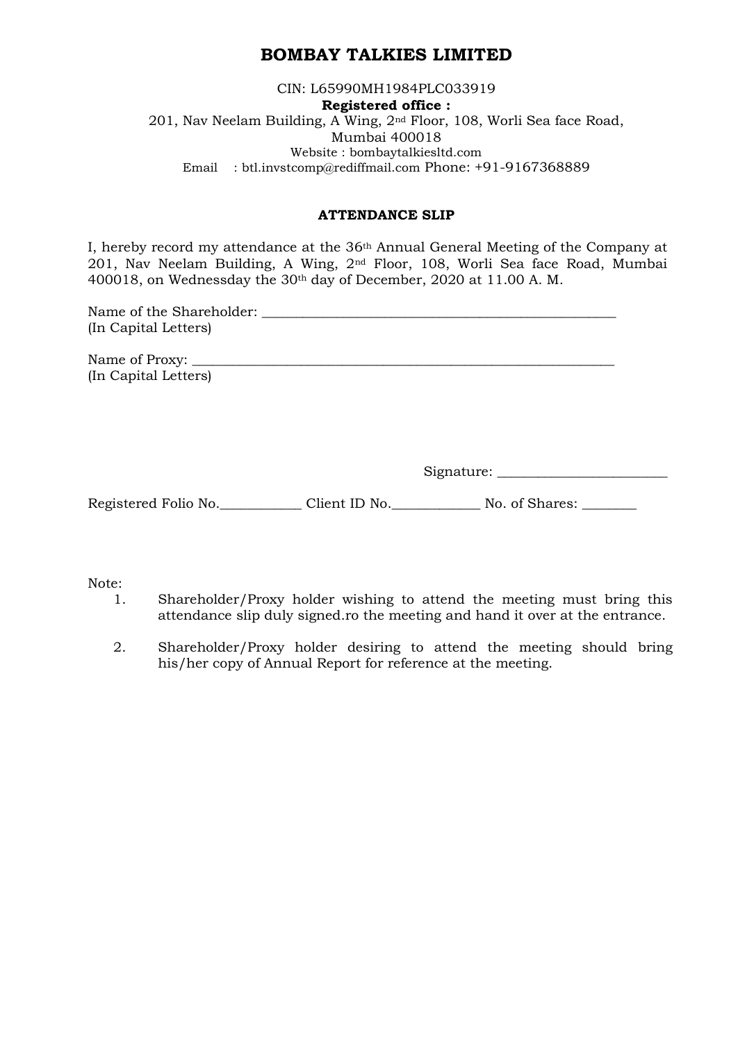# BOMBAY TALKIES LIMITED

CIN: L65990MH1984PLC033919

**Registered office :**

201, Nav Neelam Building, A Wing, 2nd Floor, 108, Worli Sea face Road, Mumbai 400018

Website : bombaytalkiesltd.com

Email : btl.invstcomp@rediffmail.com Phone: +91-9167368889

**ATTENDANCE SLIP**

I, hereby record my attendance at the 36th Annual General Meeting of the Company at 201, Nav Neelam Building, A Wing, 2nd Floor, 108, Worli Sea face Road, Mumbai 400018, on Wednessday the 30th day of December, 2020 at 11.00 A. M.

Name of the Shareholder: ____________________________________________________
(In Capital Letters)

Name of Proxy: ______________________________________________________________
(In Capital Letters)

Signature: _________________________

Registered Folio No.____________ Client ID No._____________ No. of Shares: ________

Note:

1. Shareholder/Proxy holder wishing to attend the meeting must bring this attendance slip duly signed.ro the meeting and hand it over at the entrance.
2. Shareholder/Proxy holder desiring to attend the meeting should bring his/her copy of Annual Report for reference at the meeting.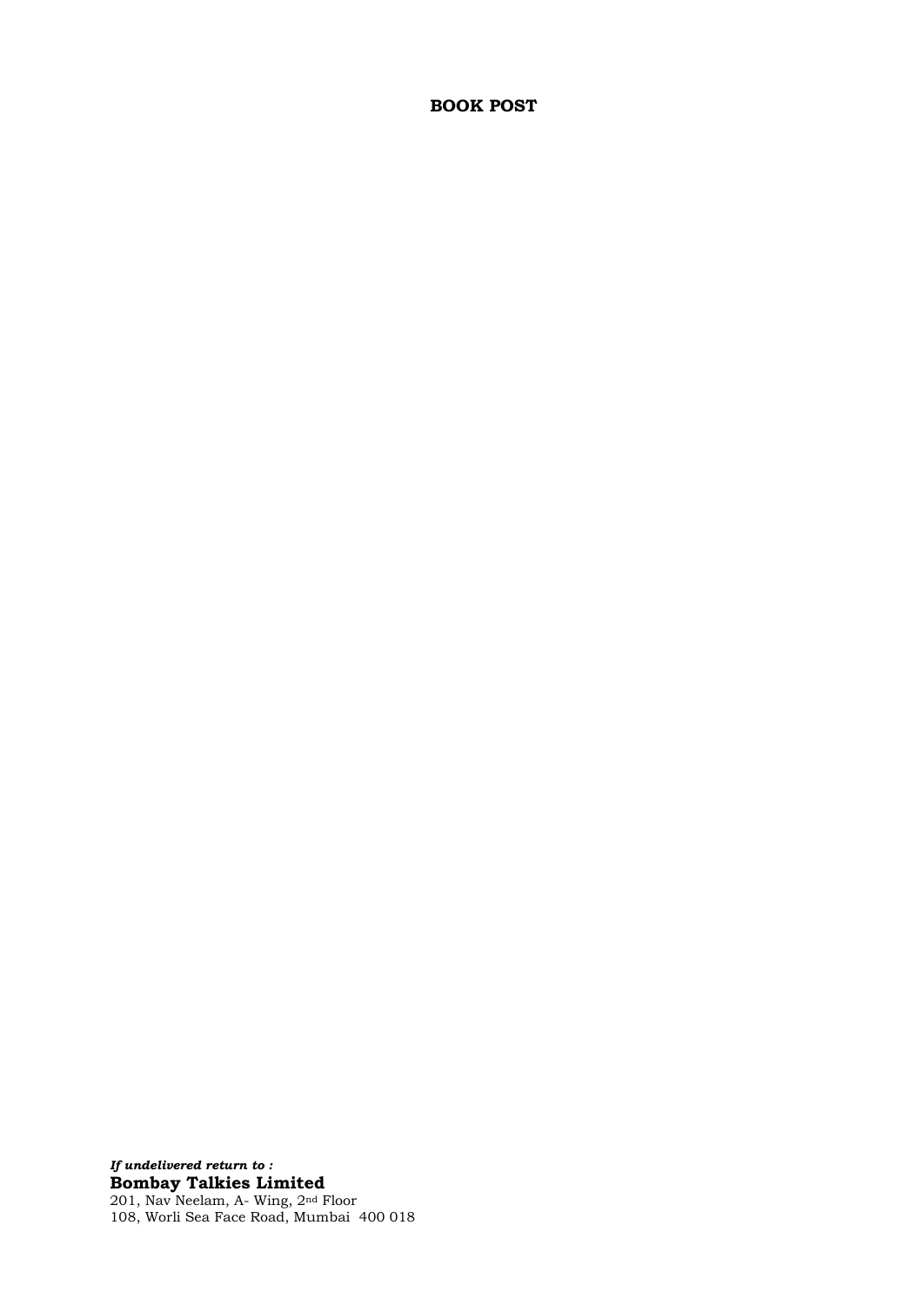**BOOK POST**

***If undelivered return to :***

**Bombay Talkies Limited**

201, Nav Neelam, A- Wing, 2nd Floor
108, Worli Sea Face Road, Mumbai 400 018